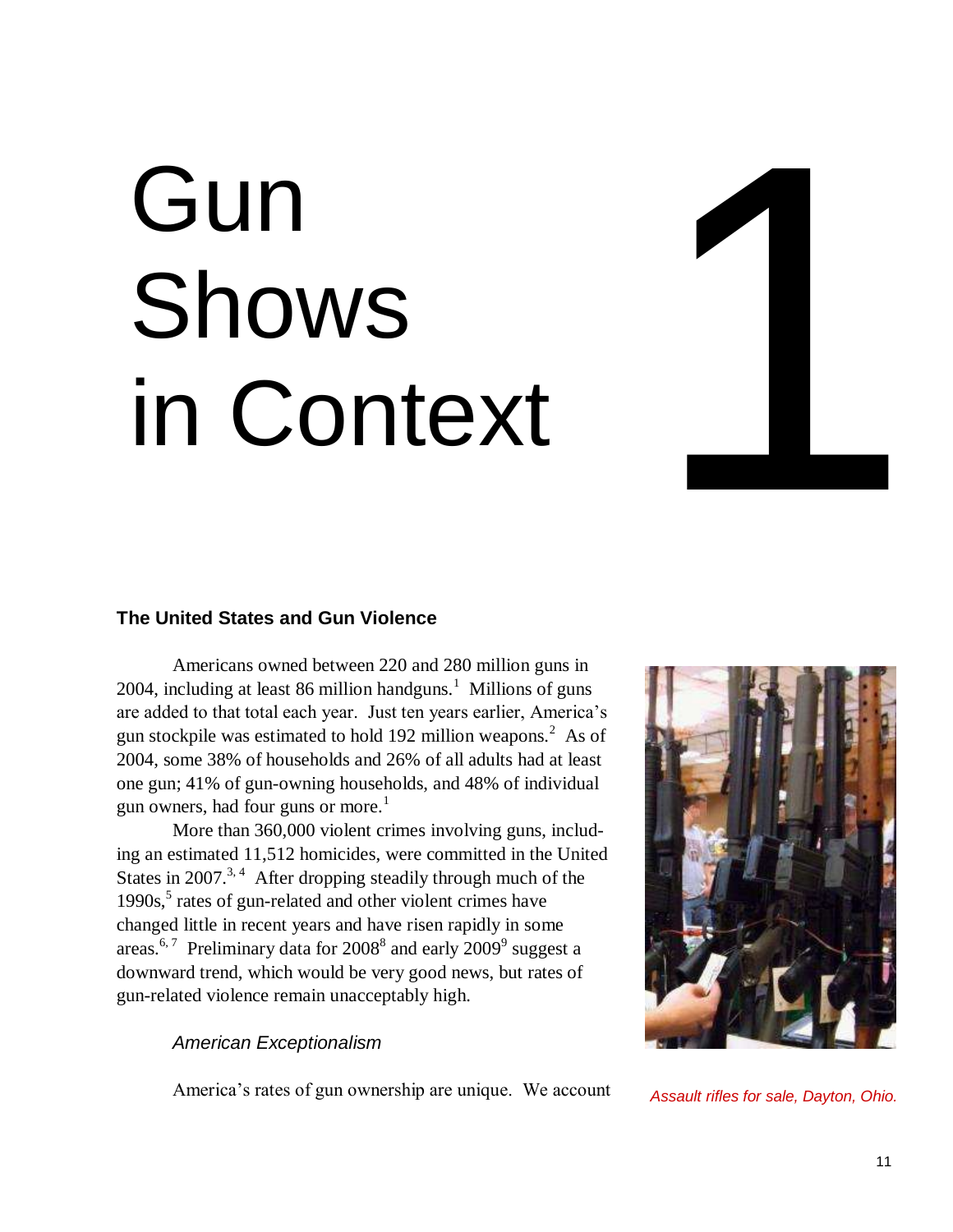# Gun Shows in Context

# 1

## The United States and Gun Violence

Americans owned between 220 and 280 million guns in 2004, including at least 86 million handguns.[1] Millions of guns are added to that total each year. Just ten years earlier, America's gun stockpile was estimated to hold 192 million weapons.[2] As of 2004, some 38% of households and 26% of all adults had at least one gun; 41% of gun-owning households, and 48% of individual gun owners, had four guns or more.[1]

More than 360,000 violent crimes involving guns, including an estimated 11,512 homicides, were committed in the United States in 2007.[3,4] After dropping steadily through much of the 1990s,[5] rates of gun-related and other violent crimes have changed little in recent years and have risen rapidly in some areas.[6,7] Preliminary data for 2008[8] and early 2009[9] suggest a downward trend, which would be very good news, but rates of gun-related violence remain unacceptably high.

*Assault rifles for sale, Dayton, Ohio.*

### *American Exceptionalism*

America's rates of gun ownership are unique. We account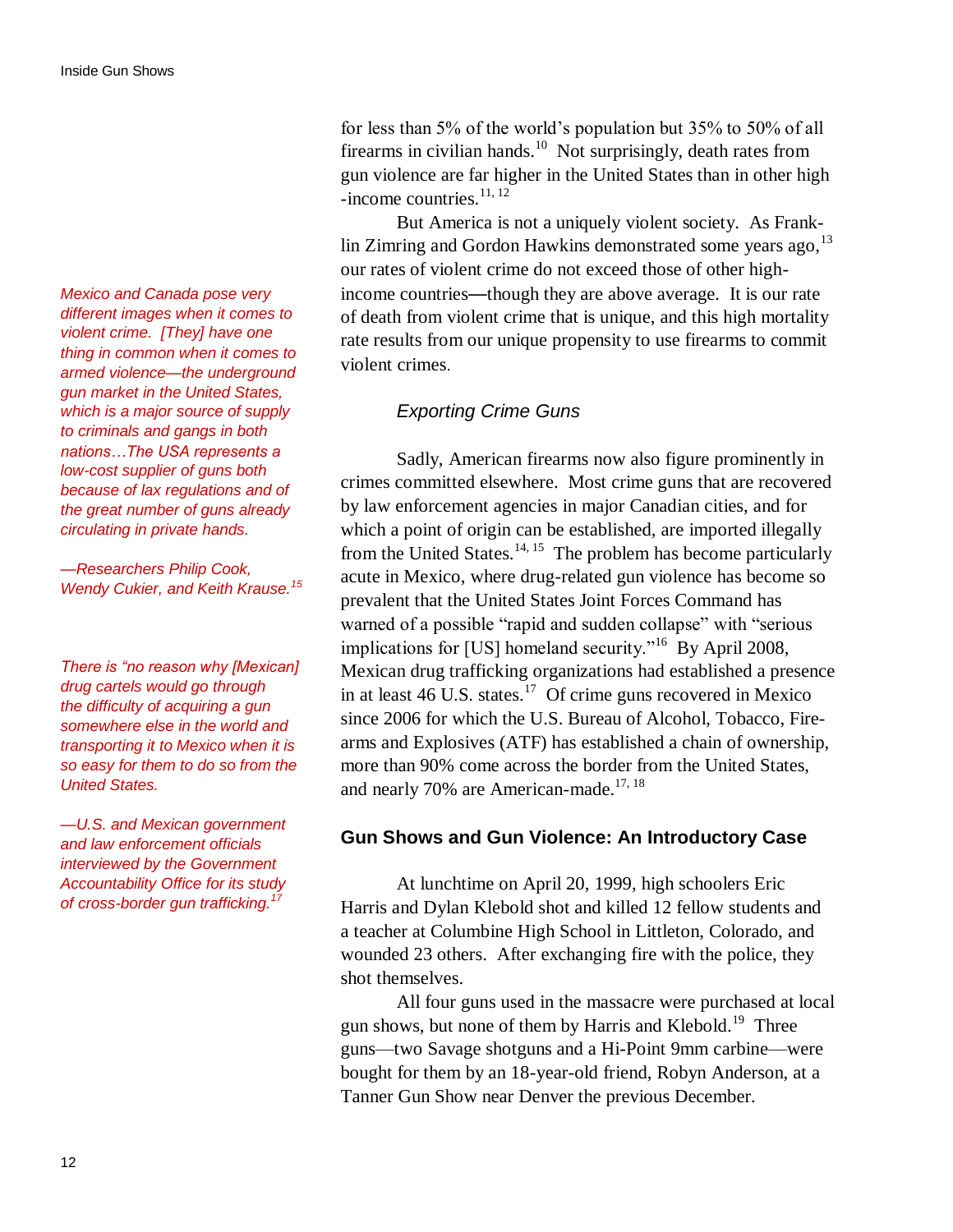for less than 5% of the world's population but 35% to 50% of all firearms in civilian hands.[10] Not surprisingly, death rates from gun violence are far higher in the United States than in other high-income countries.[11, 12]

But America is not a uniquely violent society. As Franklin Zimring and Gordon Hawkins demonstrated some years ago,[13] our rates of violent crime do not exceed those of other high-income countries—though they are above average. It is our rate of death from violent crime that is unique, and this high mortality rate results from our unique propensity to use firearms to commit violent crimes.

*Mexico and Canada pose very different images when it comes to violent crime. [They] have one thing in common when it comes to armed violence—the underground gun market in the United States, which is a major source of supply to criminals and gangs in both nations…The USA represents a low-cost supplier of guns both because of lax regulations and of the great number of guns already circulating in private hands.*

*—Researchers Philip Cook, Wendy Cukier, and Keith Krause.[15]*

### *Exporting Crime Guns*

Sadly, American firearms now also figure prominently in crimes committed elsewhere. Most crime guns that are recovered by law enforcement agencies in major Canadian cities, and for which a point of origin can be established, are imported illegally from the United States.[14, 15] The problem has become particularly acute in Mexico, where drug-related gun violence has become so prevalent that the United States Joint Forces Command has warned of a possible "rapid and sudden collapse" with "serious implications for [US] homeland security."[16] By April 2008, Mexican drug trafficking organizations had established a presence in at least 46 U.S. states.[17] Of crime guns recovered in Mexico since 2006 for which the U.S. Bureau of Alcohol, Tobacco, Firearms and Explosives (ATF) has established a chain of ownership, more than 90% come across the border from the United States, and nearly 70% are American-made.[17, 18]

*There is "no reason why [Mexican] drug cartels would go through the difficulty of acquiring a gun somewhere else in the world and transporting it to Mexico when it is so easy for them to do so from the United States.*

*—U.S. and Mexican government and law enforcement officials interviewed by the Government Accountability Office for its study of cross-border gun trafficking.[17]*

## Gun Shows and Gun Violence: An Introductory Case

At lunchtime on April 20, 1999, high schoolers Eric Harris and Dylan Klebold shot and killed 12 fellow students and a teacher at Columbine High School in Littleton, Colorado, and wounded 23 others. After exchanging fire with the police, they shot themselves.

All four guns used in the massacre were purchased at local gun shows, but none of them by Harris and Klebold.[19] Three guns—two Savage shotguns and a Hi-Point 9mm carbine—were bought for them by an 18-year-old friend, Robyn Anderson, at a Tanner Gun Show near Denver the previous December.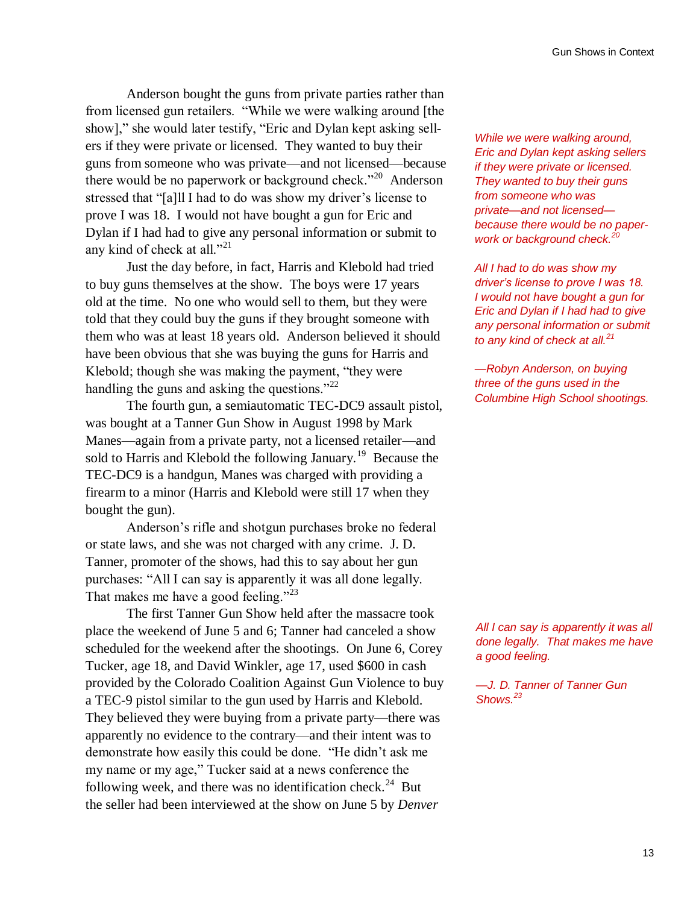Anderson bought the guns from private parties rather than from licensed gun retailers. "While we were walking around [the show]," she would later testify, "Eric and Dylan kept asking sellers if they were private or licensed. They wanted to buy their guns from someone who was private—and not licensed—because there would be no paperwork or background check."[20] Anderson stressed that "[a]ll I had to do was show my driver's license to prove I was 18. I would not have bought a gun for Eric and Dylan if I had had to give any personal information or submit to any kind of check at all."[21]

*While we were walking around, Eric and Dylan kept asking sellers if they were private or licensed. They wanted to buy their guns from someone who was private—and not licensed—because there would be no paperwork or background check.[20]*

*All I had to do was show my driver's license to prove I was 18. I would not have bought a gun for Eric and Dylan if I had had to give any personal information or submit to any kind of check at all.[21]*

*—Robyn Anderson, on buying three of the guns used in the Columbine High School shootings.*

Just the day before, in fact, Harris and Klebold had tried to buy guns themselves at the show. The boys were 17 years old at the time. No one who would sell to them, but they were told that they could buy the guns if they brought someone with them who was at least 18 years old. Anderson believed it should have been obvious that she was buying the guns for Harris and Klebold; though she was making the payment, "they were handling the guns and asking the questions."[22]

The fourth gun, a semiautomatic TEC-DC9 assault pistol, was bought at a Tanner Gun Show in August 1998 by Mark Manes—again from a private party, not a licensed retailer—and sold to Harris and Klebold the following January.[19] Because the TEC-DC9 is a handgun, Manes was charged with providing a firearm to a minor (Harris and Klebold were still 17 when they bought the gun).

Anderson's rifle and shotgun purchases broke no federal or state laws, and she was not charged with any crime. J. D. Tanner, promoter of the shows, had this to say about her gun purchases: "All I can say is apparently it was all done legally. That makes me have a good feeling."[23]

*All I can say is apparently it was all done legally. That makes me have a good feeling.*

*—J. D. Tanner of Tanner Gun Shows.[23]*

The first Tanner Gun Show held after the massacre took place the weekend of June 5 and 6; Tanner had canceled a show scheduled for the weekend after the shootings. On June 6, Corey Tucker, age 18, and David Winkler, age 17, used $600 in cash provided by the Colorado Coalition Against Gun Violence to buy a TEC-9 pistol similar to the gun used by Harris and Klebold. They believed they were buying from a private party—there was apparently no evidence to the contrary—and their intent was to demonstrate how easily this could be done. "He didn't ask me my name or my age," Tucker said at a news conference the following week, and there was no identification check.[24] But the seller had been interviewed at the show on June 5 by *Denver*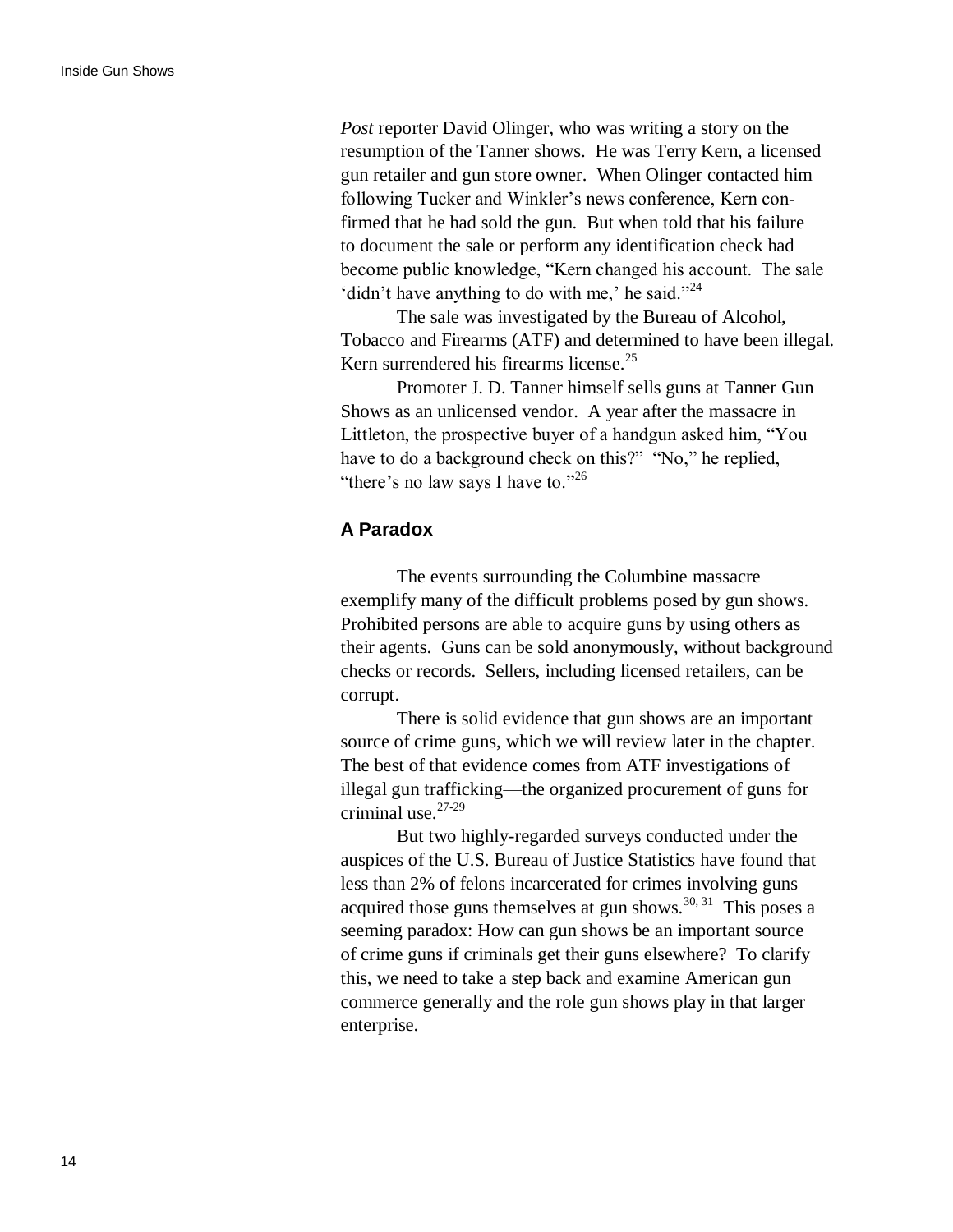*Post* reporter David Olinger, who was writing a story on the resumption of the Tanner shows. He was Terry Kern, a licensed gun retailer and gun store owner. When Olinger contacted him following Tucker and Winkler's news conference, Kern confirmed that he had sold the gun. But when told that his failure to document the sale or perform any identification check had become public knowledge, "Kern changed his account. The sale 'didn't have anything to do with me,' he said."[24]

The sale was investigated by the Bureau of Alcohol, Tobacco and Firearms (ATF) and determined to have been illegal. Kern surrendered his firearms license.[25]

Promoter J. D. Tanner himself sells guns at Tanner Gun Shows as an unlicensed vendor. A year after the massacre in Littleton, the prospective buyer of a handgun asked him, "You have to do a background check on this?" "No," he replied, "there's no law says I have to."[26]

### A Paradox

The events surrounding the Columbine massacre exemplify many of the difficult problems posed by gun shows. Prohibited persons are able to acquire guns by using others as their agents. Guns can be sold anonymously, without background checks or records. Sellers, including licensed retailers, can be corrupt.

There is solid evidence that gun shows are an important source of crime guns, which we will review later in the chapter. The best of that evidence comes from ATF investigations of illegal gun trafficking—the organized procurement of guns for criminal use.[27-29]

But two highly-regarded surveys conducted under the auspices of the U.S. Bureau of Justice Statistics have found that less than 2% of felons incarcerated for crimes involving guns acquired those guns themselves at gun shows.[30, 31] This poses a seeming paradox: How can gun shows be an important source of crime guns if criminals get their guns elsewhere? To clarify this, we need to take a step back and examine American gun commerce generally and the role gun shows play in that larger enterprise.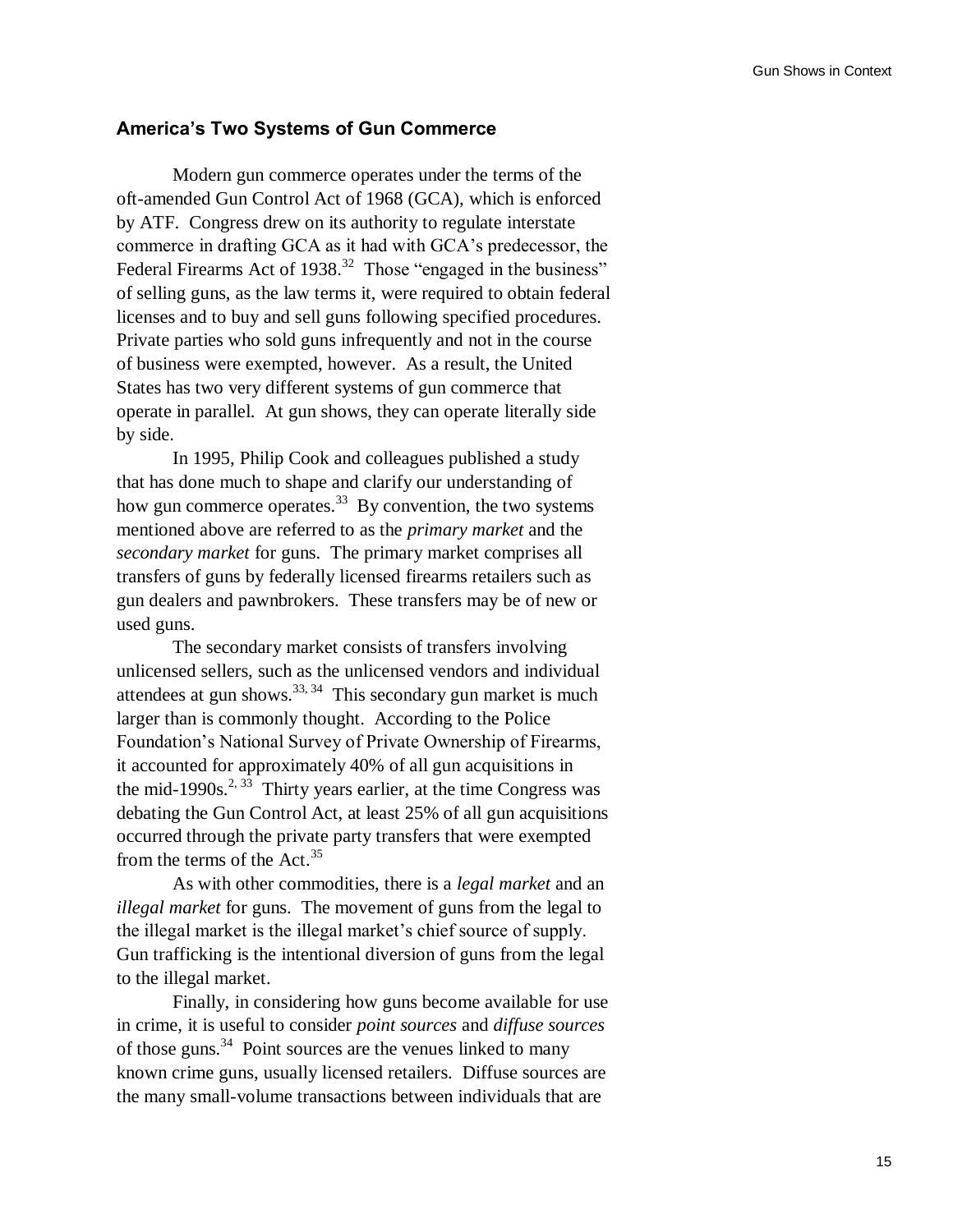## America's Two Systems of Gun Commerce

Modern gun commerce operates under the terms of the oft-amended Gun Control Act of 1968 (GCA), which is enforced by ATF. Congress drew on its authority to regulate interstate commerce in drafting GCA as it had with GCA's predecessor, the Federal Firearms Act of 1938.[32] Those "engaged in the business" of selling guns, as the law terms it, were required to obtain federal licenses and to buy and sell guns following specified procedures. Private parties who sold guns infrequently and not in the course of business were exempted, however. As a result, the United States has two very different systems of gun commerce that operate in parallel. At gun shows, they can operate literally side by side.

In 1995, Philip Cook and colleagues published a study that has done much to shape and clarify our understanding of how gun commerce operates.[33] By convention, the two systems mentioned above are referred to as the *primary market* and the *secondary market* for guns. The primary market comprises all transfers of guns by federally licensed firearms retailers such as gun dealers and pawnbrokers. These transfers may be of new or used guns.

The secondary market consists of transfers involving unlicensed sellers, such as the unlicensed vendors and individual attendees at gun shows.[33, 34] This secondary gun market is much larger than is commonly thought. According to the Police Foundation's National Survey of Private Ownership of Firearms, it accounted for approximately 40% of all gun acquisitions in the mid-1990s.[2, 33] Thirty years earlier, at the time Congress was debating the Gun Control Act, at least 25% of all gun acquisitions occurred through the private party transfers that were exempted from the terms of the Act.[35]

As with other commodities, there is a *legal market* and an *illegal market* for guns. The movement of guns from the legal to the illegal market is the illegal market's chief source of supply. Gun trafficking is the intentional diversion of guns from the legal to the illegal market.

Finally, in considering how guns become available for use in crime, it is useful to consider *point sources* and *diffuse sources* of those guns.[34] Point sources are the venues linked to many known crime guns, usually licensed retailers. Diffuse sources are the many small-volume transactions between individuals that are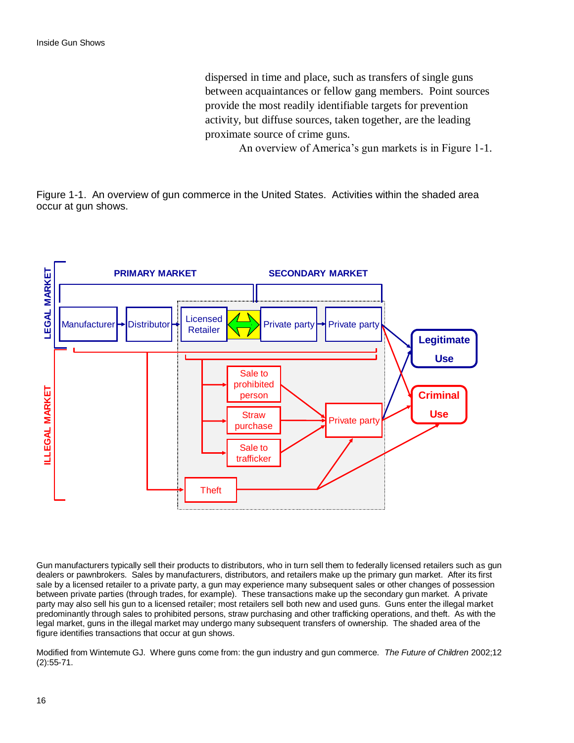dispersed in time and place, such as transfers of single guns between acquaintances or fellow gang members. Point sources provide the most readily identifiable targets for prevention activity, but diffuse sources, taken together, are the leading proximate source of crime guns.

An overview of America's gun markets is in Figure 1-1.

Figure 1-1. An overview of gun commerce in the United States. Activities within the shaded area occur at gun shows.

LEGAL MARKET | PRIMARY MARKET | SECONDARY MARKET

Manufacturer → Distributor → Licensed Retailer ↔ Private party → Private party → Legitimate Use

ILLEGAL MARKET: Sale to prohibited person; Straw purchase; Sale to trafficker; Theft → Private party → Criminal Use

Gun manufacturers typically sell their products to distributors, who in turn sell them to federally licensed retailers such as gun dealers or pawnbrokers. Sales by manufacturers, distributors, and retailers make up the primary gun market. After its first sale by a licensed retailer to a private party, a gun may experience many subsequent sales or other changes of possession between private parties (through trades, for example). These transactions make up the secondary gun market. A private party may also sell his gun to a licensed retailer; most retailers sell both new and used guns. Guns enter the illegal market predominantly through sales to prohibited persons, straw purchasing and other trafficking operations, and theft. As with the legal market, guns in the illegal market may undergo many subsequent transfers of ownership. The shaded area of the figure identifies transactions that occur at gun shows.

Modified from Wintemute GJ. Where guns come from: the gun industry and gun commerce. *The Future of Children* 2002;12 (2):55-71.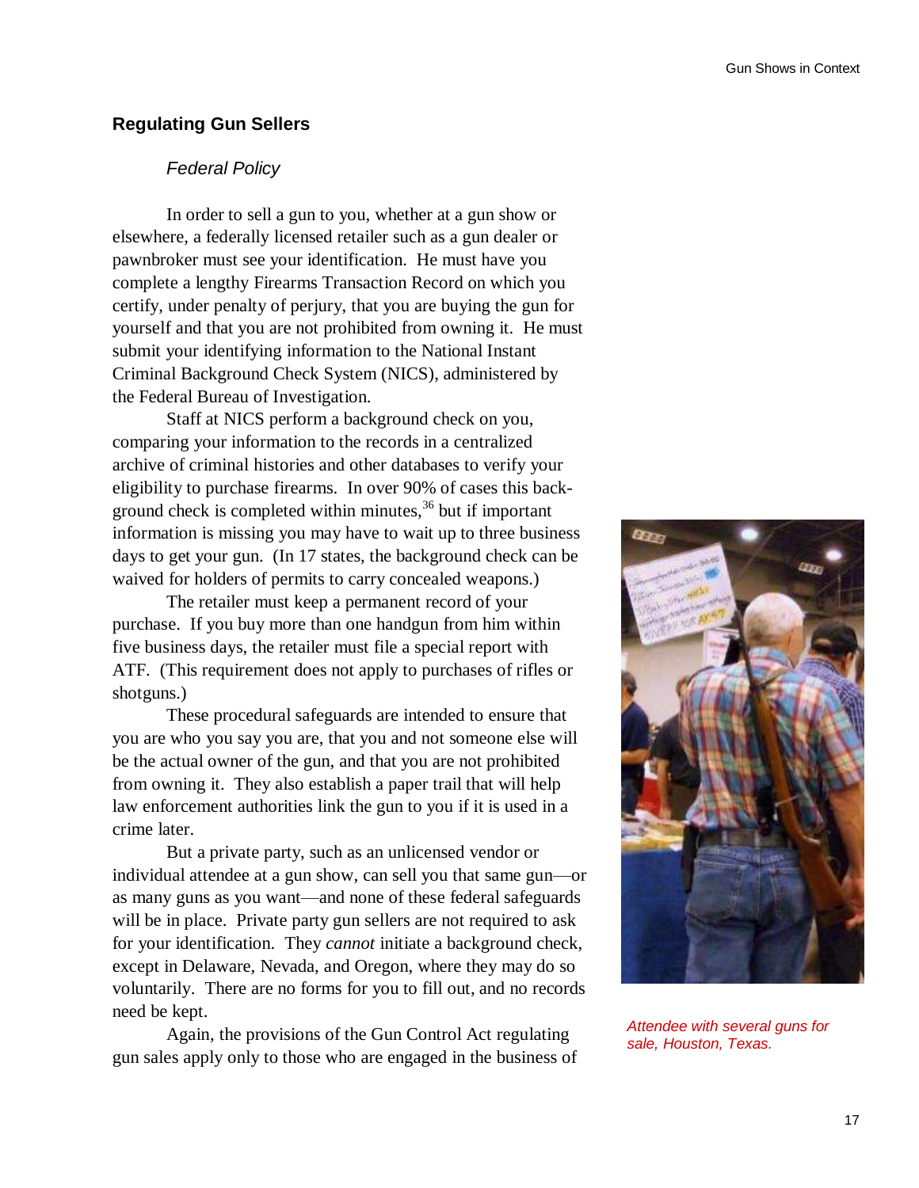## Regulating Gun Sellers

### *Federal Policy*

In order to sell a gun to you, whether at a gun show or elsewhere, a federally licensed retailer such as a gun dealer or pawnbroker must see your identification. He must have you complete a lengthy Firearms Transaction Record on which you certify, under penalty of perjury, that you are buying the gun for yourself and that you are not prohibited from owning it. He must submit your identifying information to the National Instant Criminal Background Check System (NICS), administered by the Federal Bureau of Investigation.

Staff at NICS perform a background check on you, comparing your information to the records in a centralized archive of criminal histories and other databases to verify your eligibility to purchase firearms. In over 90% of cases this background check is completed within minutes,[36] but if important information is missing you may have to wait up to three business days to get your gun. (In 17 states, the background check can be waived for holders of permits to carry concealed weapons.)

The retailer must keep a permanent record of your purchase. If you buy more than one handgun from him within five business days, the retailer must file a special report with ATF. (This requirement does not apply to purchases of rifles or shotguns.)

These procedural safeguards are intended to ensure that you are who you say you are, that you and not someone else will be the actual owner of the gun, and that you are not prohibited from owning it. They also establish a paper trail that will help law enforcement authorities link the gun to you if it is used in a crime later.

But a private party, such as an unlicensed vendor or individual attendee at a gun show, can sell you that same gun—or as many guns as you want—and none of these federal safeguards will be in place. Private party gun sellers are not required to ask for your identification. They *cannot* initiate a background check, except in Delaware, Nevada, and Oregon, where they may do so voluntarily. There are no forms for you to fill out, and no records need be kept.

*Attendee with several guns for sale, Houston, Texas.*

Again, the provisions of the Gun Control Act regulating gun sales apply only to those who are engaged in the business of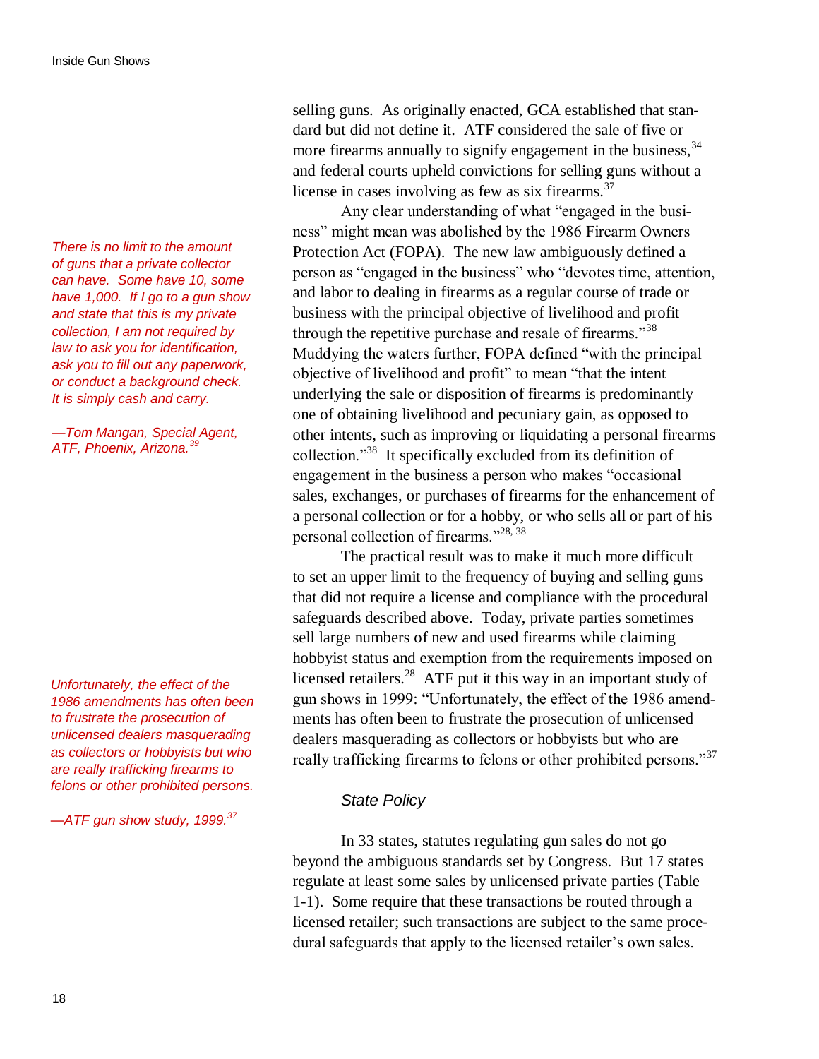selling guns. As originally enacted, GCA established that standard but did not define it. ATF considered the sale of five or more firearms annually to signify engagement in the business,[34] and federal courts upheld convictions for selling guns without a license in cases involving as few as six firearms.[37]

Any clear understanding of what "engaged in the business" might mean was abolished by the 1986 Firearm Owners Protection Act (FOPA). The new law ambiguously defined a person as "engaged in the business" who "devotes time, attention, and labor to dealing in firearms as a regular course of trade or business with the principal objective of livelihood and profit through the repetitive purchase and resale of firearms."[38] Muddying the waters further, FOPA defined "with the principal objective of livelihood and profit" to mean "that the intent underlying the sale or disposition of firearms is predominantly one of obtaining livelihood and pecuniary gain, as opposed to other intents, such as improving or liquidating a personal firearms collection."[38] It specifically excluded from its definition of engagement in the business a person who makes "occasional sales, exchanges, or purchases of firearms for the enhancement of a personal collection or for a hobby, or who sells all or part of his personal collection of firearms."[28, 38]

*There is no limit to the amount of guns that a private collector can have. Some have 10, some have 1,000. If I go to a gun show and state that this is my private collection, I am not required by law to ask you for identification, ask you to fill out any paperwork, or conduct a background check. It is simply cash and carry.*

*—Tom Mangan, Special Agent, ATF, Phoenix, Arizona.*[39]

The practical result was to make it much more difficult to set an upper limit to the frequency of buying and selling guns that did not require a license and compliance with the procedural safeguards described above. Today, private parties sometimes sell large numbers of new and used firearms while claiming hobbyist status and exemption from the requirements imposed on licensed retailers.[28] ATF put it this way in an important study of gun shows in 1999: "Unfortunately, the effect of the 1986 amendments has often been to frustrate the prosecution of unlicensed dealers masquerading as collectors or hobbyists but who are really trafficking firearms to felons or other prohibited persons."[37]

*Unfortunately, the effect of the 1986 amendments has often been to frustrate the prosecution of unlicensed dealers masquerading as collectors or hobbyists but who are really trafficking firearms to felons or other prohibited persons.*

*—ATF gun show study, 1999.*[37]

### *State Policy*

In 33 states, statutes regulating gun sales do not go beyond the ambiguous standards set by Congress. But 17 states regulate at least some sales by unlicensed private parties (Table 1-1). Some require that these transactions be routed through a licensed retailer; such transactions are subject to the same procedural safeguards that apply to the licensed retailer's own sales.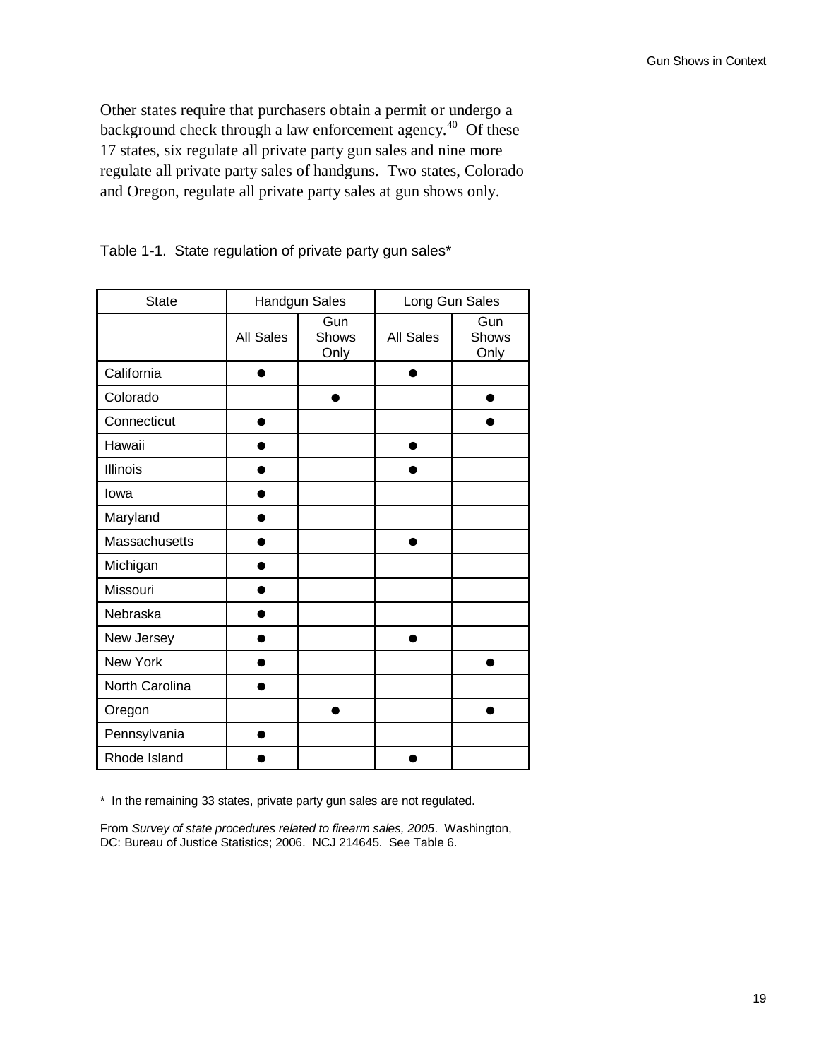Other states require that purchasers obtain a permit or undergo a background check through a law enforcement agency.[40] Of these 17 states, six regulate all private party gun sales and nine more regulate all private party sales of handguns. Two states, Colorado and Oregon, regulate all private party sales at gun shows only.

Table 1-1. State regulation of private party gun sales*

| State | Handgun Sales | | Long Gun Sales | |
|---|---|---|---|---|
| | All Sales | Gun Shows Only | All Sales | Gun Shows Only |
| California | ● | | ● | |
| Colorado | | ● | | ● |
| Connecticut | ● | | | ● |
| Hawaii | ● | | ● | |
| Illinois | ● | | ● | |
| Iowa | ● | | | |
| Maryland | ● | | | |
| Massachusetts | ● | | ● | |
| Michigan | ● | | | |
| Missouri | ● | | | |
| Nebraska | ● | | | |
| New Jersey | ● | | ● | |
| New York | ● | | | ● |
| North Carolina | ● | | | |
| Oregon | | ● | | ● |
| Pennsylvania | ● | | | |
| Rhode Island | ● | | ● | |

* In the remaining 33 states, private party gun sales are not regulated.

From *Survey of state procedures related to firearm sales, 2005*. Washington, DC: Bureau of Justice Statistics; 2006. NCJ 214645. See Table 6.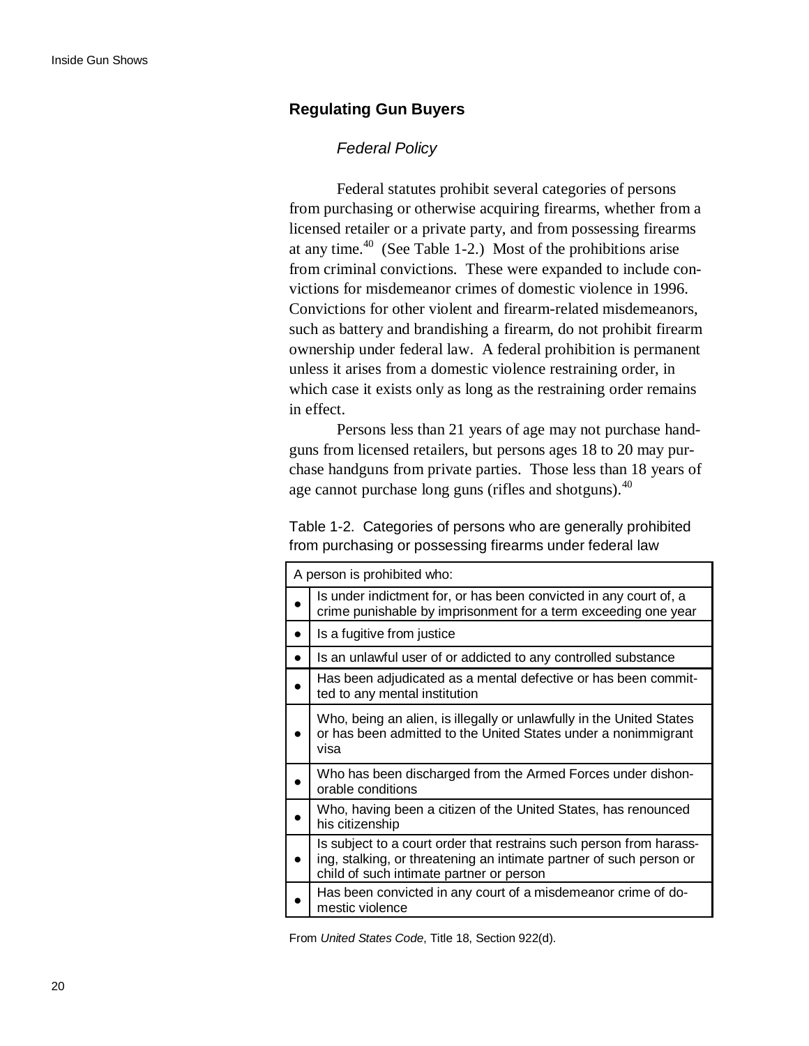## Regulating Gun Buyers

### *Federal Policy*

Federal statutes prohibit several categories of persons from purchasing or otherwise acquiring firearms, whether from a licensed retailer or a private party, and from possessing firearms at any time.[40] (See Table 1-2.) Most of the prohibitions arise from criminal convictions. These were expanded to include convictions for misdemeanor crimes of domestic violence in 1996. Convictions for other violent and firearm-related misdemeanors, such as battery and brandishing a firearm, do not prohibit firearm ownership under federal law. A federal prohibition is permanent unless it arises from a domestic violence restraining order, in which case it exists only as long as the restraining order remains in effect.

Persons less than 21 years of age may not purchase handguns from licensed retailers, but persons ages 18 to 20 may purchase handguns from private parties. Those less than 18 years of age cannot purchase long guns (rifles and shotguns).[40]

Table 1-2. Categories of persons who are generally prohibited from purchasing or possessing firearms under federal law

| A person is prohibited who: | |
|---|---|
| ● | Is under indictment for, or has been convicted in any court of, a crime punishable by imprisonment for a term exceeding one year |
| ● | Is a fugitive from justice |
| ● | Is an unlawful user of or addicted to any controlled substance |
| ● | Has been adjudicated as a mental defective or has been committed to any mental institution |
| ● | Who, being an alien, is illegally or unlawfully in the United States or has been admitted to the United States under a nonimmigrant visa |
| ● | Who has been discharged from the Armed Forces under dishonorable conditions |
| ● | Who, having been a citizen of the United States, has renounced his citizenship |
| ● | Is subject to a court order that restrains such person from harassing, stalking, or threatening an intimate partner of such person or child of such intimate partner or person |
| ● | Has been convicted in any court of a misdemeanor crime of domestic violence |

From *United States Code*, Title 18, Section 922(d).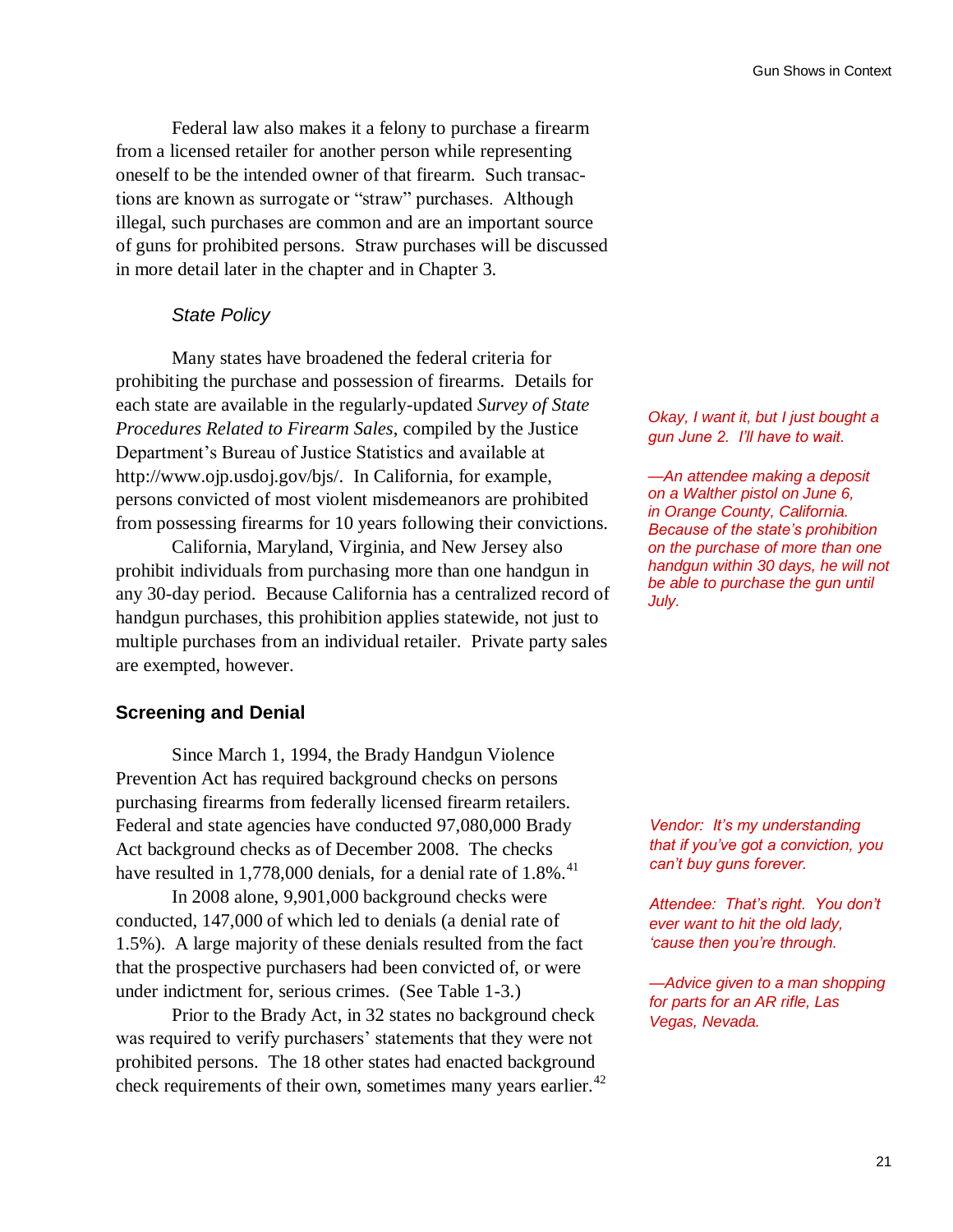Federal law also makes it a felony to purchase a firearm from a licensed retailer for another person while representing oneself to be the intended owner of that firearm. Such transactions are known as surrogate or "straw" purchases. Although illegal, such purchases are common and are an important source of guns for prohibited persons. Straw purchases will be discussed in more detail later in the chapter and in Chapter 3.

### *State Policy*

Many states have broadened the federal criteria for prohibiting the purchase and possession of firearms. Details for each state are available in the regularly-updated *Survey of State Procedures Related to Firearm Sales*, compiled by the Justice Department's Bureau of Justice Statistics and available at http://www.ojp.usdoj.gov/bjs/. In California, for example, persons convicted of most violent misdemeanors are prohibited from possessing firearms for 10 years following their convictions.

*Okay, I want it, but I just bought a gun June 2. I'll have to wait.*

*—An attendee making a deposit on a Walther pistol on June 6, in Orange County, California. Because of the state's prohibition on the purchase of more than one handgun within 30 days, he will not be able to purchase the gun until July.*

California, Maryland, Virginia, and New Jersey also prohibit individuals from purchasing more than one handgun in any 30-day period. Because California has a centralized record of handgun purchases, this prohibition applies statewide, not just to multiple purchases from an individual retailer. Private party sales are exempted, however.

## Screening and Denial

Since March 1, 1994, the Brady Handgun Violence Prevention Act has required background checks on persons purchasing firearms from federally licensed firearm retailers. Federal and state agencies have conducted 97,080,000 Brady Act background checks as of December 2008. The checks have resulted in 1,778,000 denials, for a denial rate of 1.8%.[41]

*Vendor: It's my understanding that if you've got a conviction, you can't buy guns forever.*

*Attendee: That's right. You don't ever want to hit the old lady, 'cause then you're through.*

*—Advice given to a man shopping for parts for an AR rifle, Las Vegas, Nevada.*

In 2008 alone, 9,901,000 background checks were conducted, 147,000 of which led to denials (a denial rate of 1.5%). A large majority of these denials resulted from the fact that the prospective purchasers had been convicted of, or were under indictment for, serious crimes. (See Table 1-3.)

Prior to the Brady Act, in 32 states no background check was required to verify purchasers' statements that they were not prohibited persons. The 18 other states had enacted background check requirements of their own, sometimes many years earlier.[42]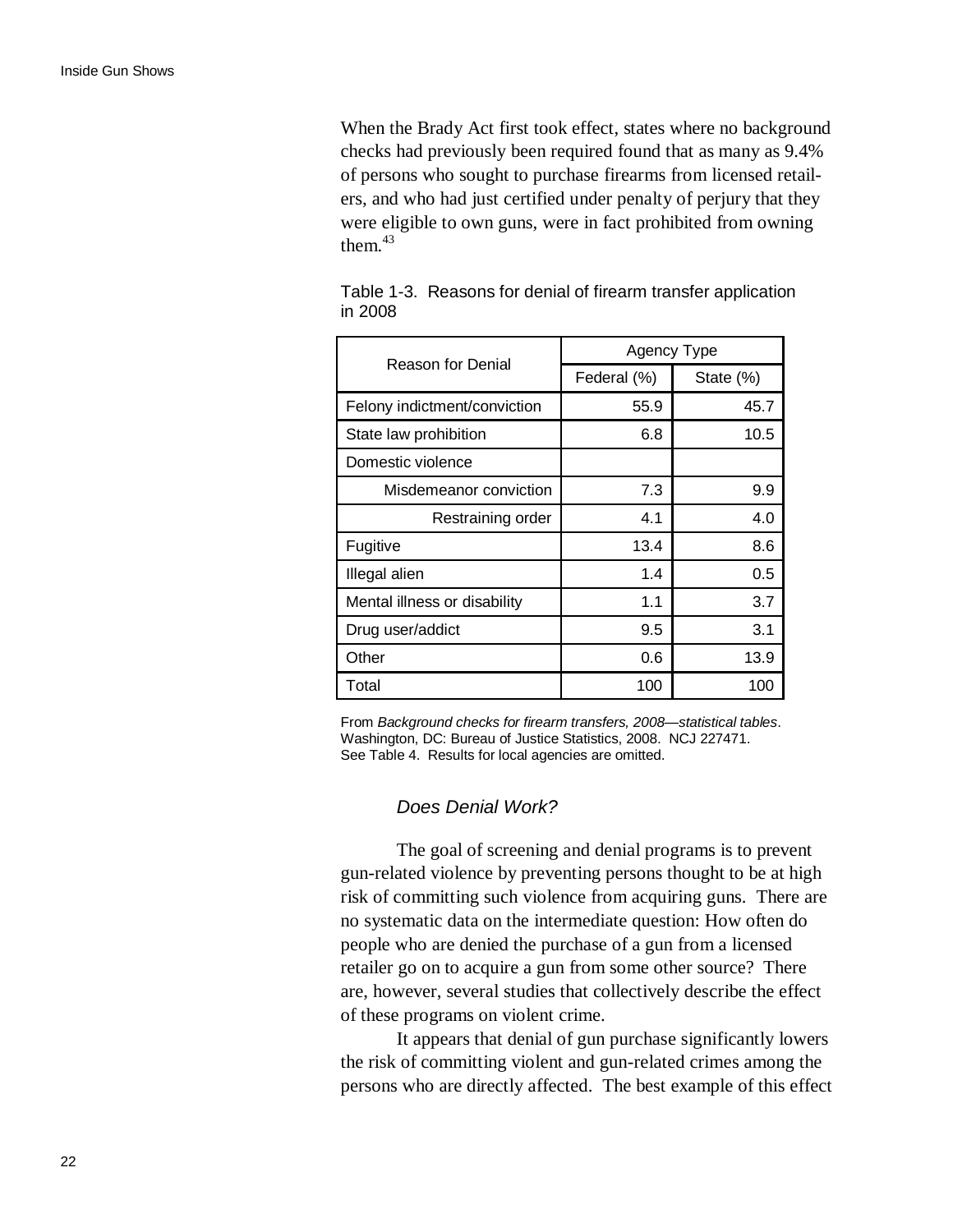When the Brady Act first took effect, states where no background checks had previously been required found that as many as 9.4% of persons who sought to purchase firearms from licensed retailers, and who had just certified under penalty of perjury that they were eligible to own guns, were in fact prohibited from owning them.[43]

Table 1-3. Reasons for denial of firearm transfer application in 2008

| Reason for Denial | Agency Type | |
|---|---|---|
| | Federal (%) | State (%) |
| Felony indictment/conviction | 55.9 | 45.7 |
| State law prohibition | 6.8 | 10.5 |
| Domestic violence | | |
| Misdemeanor conviction | 7.3 | 9.9 |
| Restraining order | 4.1 | 4.0 |
| Fugitive | 13.4 | 8.6 |
| Illegal alien | 1.4 | 0.5 |
| Mental illness or disability | 1.1 | 3.7 |
| Drug user/addict | 9.5 | 3.1 |
| Other | 0.6 | 13.9 |
| Total | 100 | 100 |

From *Background checks for firearm transfers, 2008—statistical tables*. Washington, DC: Bureau of Justice Statistics, 2008. NCJ 227471. See Table 4. Results for local agencies are omitted.

### *Does Denial Work?*

The goal of screening and denial programs is to prevent gun-related violence by preventing persons thought to be at high risk of committing such violence from acquiring guns. There are no systematic data on the intermediate question: How often do people who are denied the purchase of a gun from a licensed retailer go on to acquire a gun from some other source? There are, however, several studies that collectively describe the effect of these programs on violent crime.

It appears that denial of gun purchase significantly lowers the risk of committing violent and gun-related crimes among the persons who are directly affected. The best example of this effect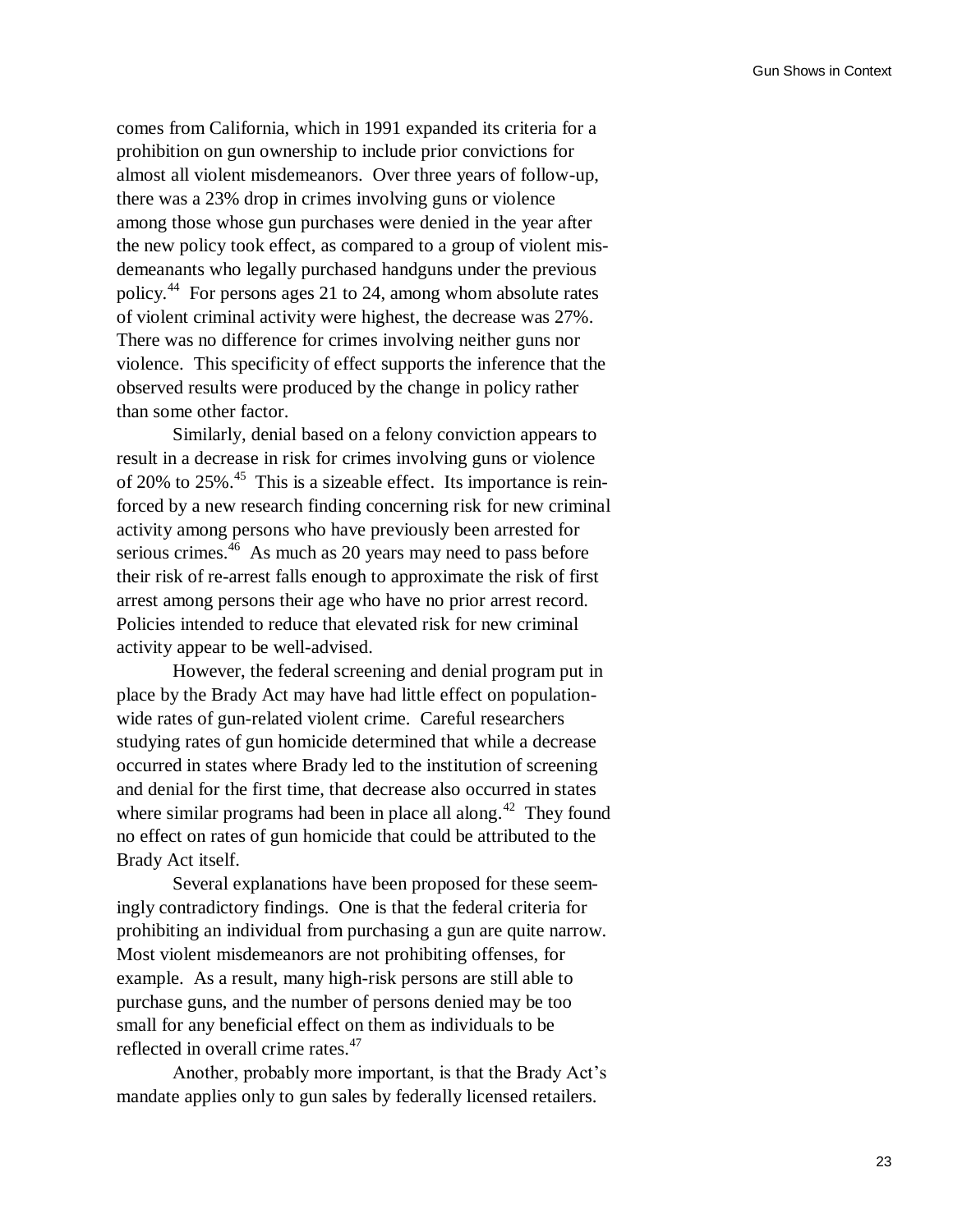comes from California, which in 1991 expanded its criteria for a prohibition on gun ownership to include prior convictions for almost all violent misdemeanors. Over three years of follow-up, there was a 23% drop in crimes involving guns or violence among those whose gun purchases were denied in the year after the new policy took effect, as compared to a group of violent misdemeanants who legally purchased handguns under the previous policy.[44] For persons ages 21 to 24, among whom absolute rates of violent criminal activity were highest, the decrease was 27%. There was no difference for crimes involving neither guns nor violence. This specificity of effect supports the inference that the observed results were produced by the change in policy rather than some other factor.

Similarly, denial based on a felony conviction appears to result in a decrease in risk for crimes involving guns or violence of 20% to 25%.[45] This is a sizeable effect. Its importance is reinforced by a new research finding concerning risk for new criminal activity among persons who have previously been arrested for serious crimes.[46] As much as 20 years may need to pass before their risk of re-arrest falls enough to approximate the risk of first arrest among persons their age who have no prior arrest record. Policies intended to reduce that elevated risk for new criminal activity appear to be well-advised.

However, the federal screening and denial program put in place by the Brady Act may have had little effect on population-wide rates of gun-related violent crime. Careful researchers studying rates of gun homicide determined that while a decrease occurred in states where Brady led to the institution of screening and denial for the first time, that decrease also occurred in states where similar programs had been in place all along.[42] They found no effect on rates of gun homicide that could be attributed to the Brady Act itself.

Several explanations have been proposed for these seemingly contradictory findings. One is that the federal criteria for prohibiting an individual from purchasing a gun are quite narrow. Most violent misdemeanors are not prohibiting offenses, for example. As a result, many high-risk persons are still able to purchase guns, and the number of persons denied may be too small for any beneficial effect on them as individuals to be reflected in overall crime rates.[47]

Another, probably more important, is that the Brady Act's mandate applies only to gun sales by federally licensed retailers.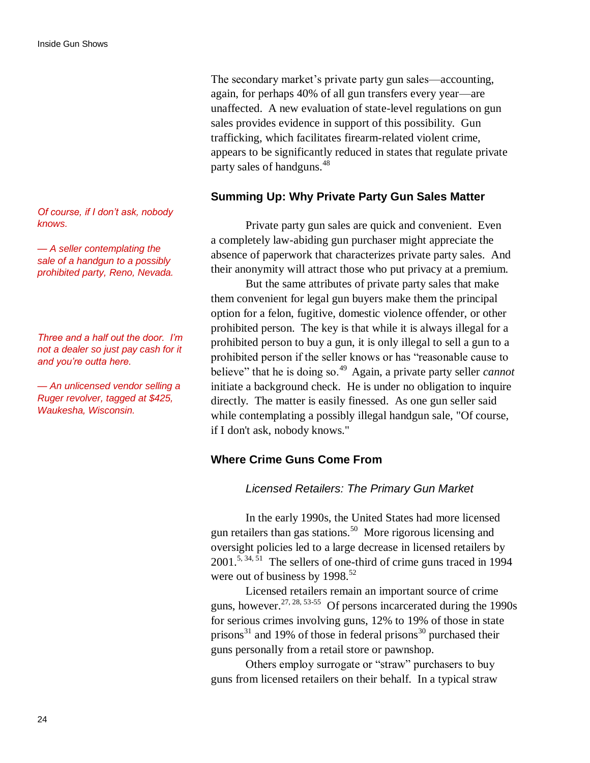The secondary market's private party gun sales—accounting, again, for perhaps 40% of all gun transfers every year—are unaffected. A new evaluation of state-level regulations on gun sales provides evidence in support of this possibility. Gun trafficking, which facilitates firearm-related violent crime, appears to be significantly reduced in states that regulate private party sales of handguns.[48]

## Summing Up: Why Private Party Gun Sales Matter

*Of course, if I don't ask, nobody knows.*

*— A seller contemplating the sale of a handgun to a possibly prohibited party, Reno, Nevada.*

Private party gun sales are quick and convenient. Even a completely law-abiding gun purchaser might appreciate the absence of paperwork that characterizes private party sales. And their anonymity will attract those who put privacy at a premium.

But the same attributes of private party sales that make them convenient for legal gun buyers make them the principal option for a felon, fugitive, domestic violence offender, or other prohibited person. The key is that while it is always illegal for a prohibited person to buy a gun, it is only illegal to sell a gun to a prohibited person if the seller knows or has "reasonable cause to believe" that he is doing so.[49] Again, a private party seller *cannot* initiate a background check. He is under no obligation to inquire directly. The matter is easily finessed. As one gun seller said while contemplating a possibly illegal handgun sale, "Of course, if I don't ask, nobody knows."

*Three and a half out the door. I'm not a dealer so just pay cash for it and you're outta here.*

*— An unlicensed vendor selling a Ruger revolver, tagged at $425, Waukesha, Wisconsin.*

## Where Crime Guns Come From

### *Licensed Retailers: The Primary Gun Market*

In the early 1990s, the United States had more licensed gun retailers than gas stations.[50] More rigorous licensing and oversight policies led to a large decrease in licensed retailers by 2001.[5, 34, 51] The sellers of one-third of crime guns traced in 1994 were out of business by 1998.[52]

Licensed retailers remain an important source of crime guns, however.[27, 28, 53-55] Of persons incarcerated during the 1990s for serious crimes involving guns, 12% to 19% of those in state prisons[31] and 19% of those in federal prisons[30] purchased their guns personally from a retail store or pawnshop.

Others employ surrogate or "straw" purchasers to buy guns from licensed retailers on their behalf. In a typical straw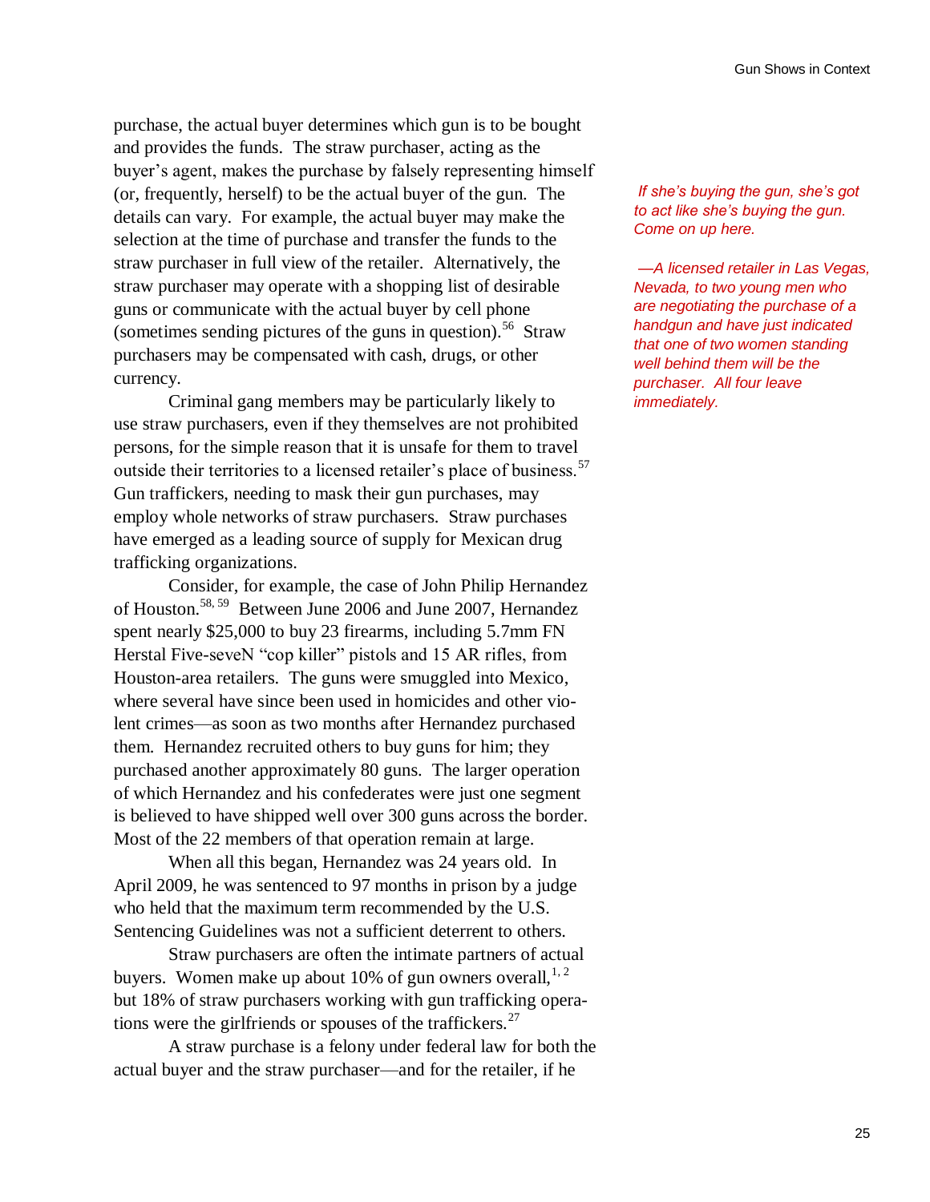purchase, the actual buyer determines which gun is to be bought and provides the funds. The straw purchaser, acting as the buyer's agent, makes the purchase by falsely representing himself (or, frequently, herself) to be the actual buyer of the gun. The details can vary. For example, the actual buyer may make the selection at the time of purchase and transfer the funds to the straw purchaser in full view of the retailer. Alternatively, the straw purchaser may operate with a shopping list of desirable guns or communicate with the actual buyer by cell phone (sometimes sending pictures of the guns in question).[56] Straw purchasers may be compensated with cash, drugs, or other currency.

*If she's buying the gun, she's got to act like she's buying the gun. Come on up here.*

*—A licensed retailer in Las Vegas, Nevada, to two young men who are negotiating the purchase of a handgun and have just indicated that one of two women standing well behind them will be the purchaser. All four leave immediately.*

Criminal gang members may be particularly likely to use straw purchasers, even if they themselves are not prohibited persons, for the simple reason that it is unsafe for them to travel outside their territories to a licensed retailer's place of business.[57] Gun traffickers, needing to mask their gun purchases, may employ whole networks of straw purchasers. Straw purchases have emerged as a leading source of supply for Mexican drug trafficking organizations.

Consider, for example, the case of John Philip Hernandez of Houston.[58, 59] Between June 2006 and June 2007, Hernandez spent nearly $25,000 to buy 23 firearms, including 5.7mm FN Herstal Five-seveN "cop killer" pistols and 15 AR rifles, from Houston-area retailers. The guns were smuggled into Mexico, where several have since been used in homicides and other violent crimes—as soon as two months after Hernandez purchased them. Hernandez recruited others to buy guns for him; they purchased another approximately 80 guns. The larger operation of which Hernandez and his confederates were just one segment is believed to have shipped well over 300 guns across the border. Most of the 22 members of that operation remain at large.

When all this began, Hernandez was 24 years old. In April 2009, he was sentenced to 97 months in prison by a judge who held that the maximum term recommended by the U.S. Sentencing Guidelines was not a sufficient deterrent to others.

Straw purchasers are often the intimate partners of actual buyers. Women make up about 10% of gun owners overall,[1, 2] but 18% of straw purchasers working with gun trafficking operations were the girlfriends or spouses of the traffickers.[27]

A straw purchase is a felony under federal law for both the actual buyer and the straw purchaser—and for the retailer, if he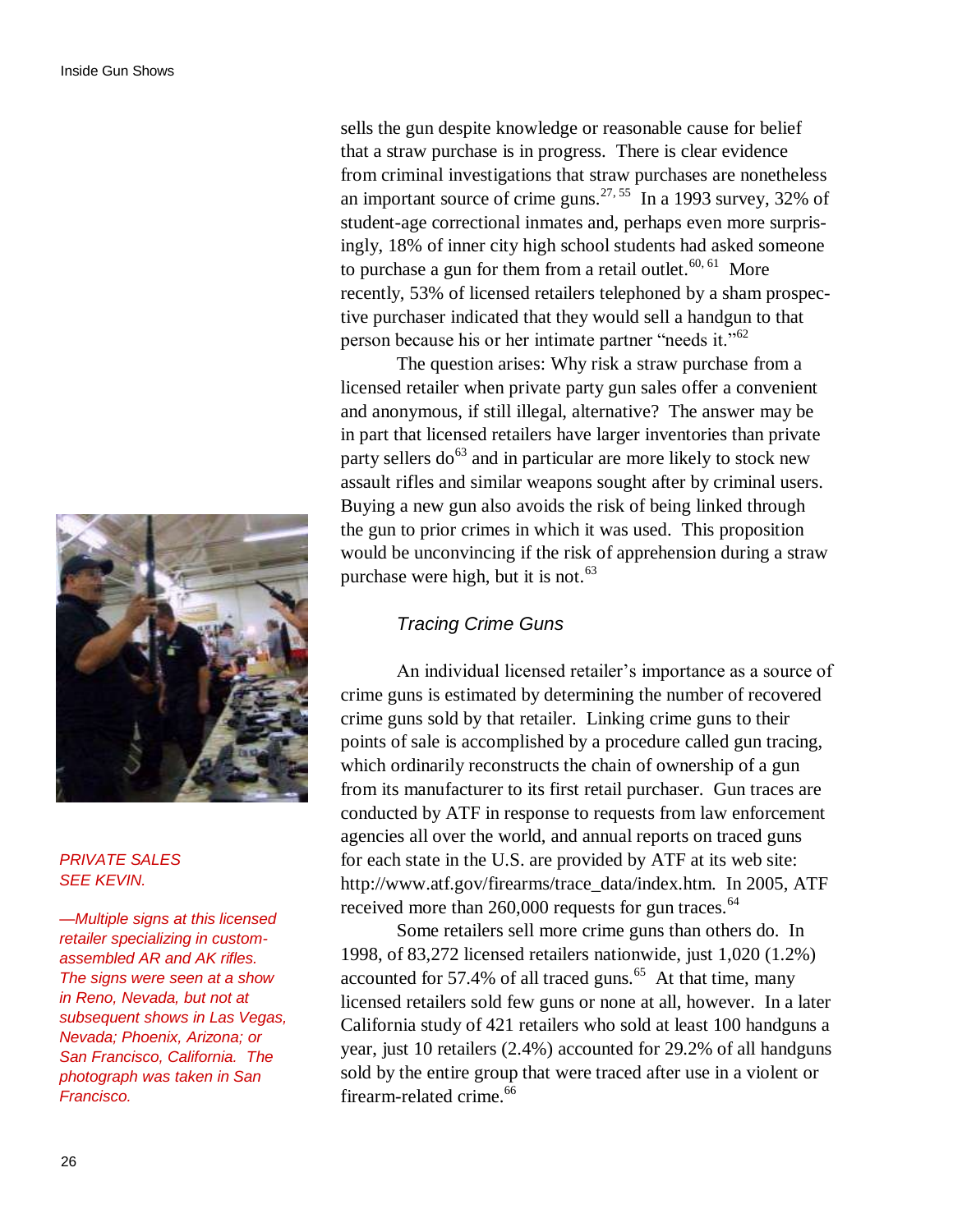sells the gun despite knowledge or reasonable cause for belief that a straw purchase is in progress. There is clear evidence from criminal investigations that straw purchases are nonetheless an important source of crime guns.[27, 55] In a 1993 survey, 32% of student-age correctional inmates and, perhaps even more surprisingly, 18% of inner city high school students had asked someone to purchase a gun for them from a retail outlet.[60, 61] More recently, 53% of licensed retailers telephoned by a sham prospective purchaser indicated that they would sell a handgun to that person because his or her intimate partner "needs it."[62]

The question arises: Why risk a straw purchase from a licensed retailer when private party gun sales offer a convenient and anonymous, if still illegal, alternative? The answer may be in part that licensed retailers have larger inventories than private party sellers do[63] and in particular are more likely to stock new assault rifles and similar weapons sought after by criminal users. Buying a new gun also avoids the risk of being linked through the gun to prior crimes in which it was used. This proposition would be unconvincing if the risk of apprehension during a straw purchase were high, but it is not.[63]

### *Tracing Crime Guns*

An individual licensed retailer's importance as a source of crime guns is estimated by determining the number of recovered crime guns sold by that retailer. Linking crime guns to their points of sale is accomplished by a procedure called gun tracing, which ordinarily reconstructs the chain of ownership of a gun from its manufacturer to its first retail purchaser. Gun traces are conducted by ATF in response to requests from law enforcement agencies all over the world, and annual reports on traced guns for each state in the U.S. are provided by ATF at its web site: http://www.atf.gov/firearms/trace_data/index.htm. In 2005, ATF received more than 260,000 requests for gun traces.[64]

Some retailers sell more crime guns than others do. In 1998, of 83,272 licensed retailers nationwide, just 1,020 (1.2%) accounted for 57.4% of all traced guns.[65] At that time, many licensed retailers sold few guns or none at all, however. In a later California study of 421 retailers who sold at least 100 handguns a year, just 10 retailers (2.4%) accounted for 29.2% of all handguns sold by the entire group that were traced after use in a violent or firearm-related crime.[66]

*PRIVATE SALES SEE KEVIN.*

*—Multiple signs at this licensed retailer specializing in custom-assembled AR and AK rifles. The signs were seen at a show in Reno, Nevada, but not at subsequent shows in Las Vegas, Nevada; Phoenix, Arizona; or San Francisco, California. The photograph was taken in San Francisco.*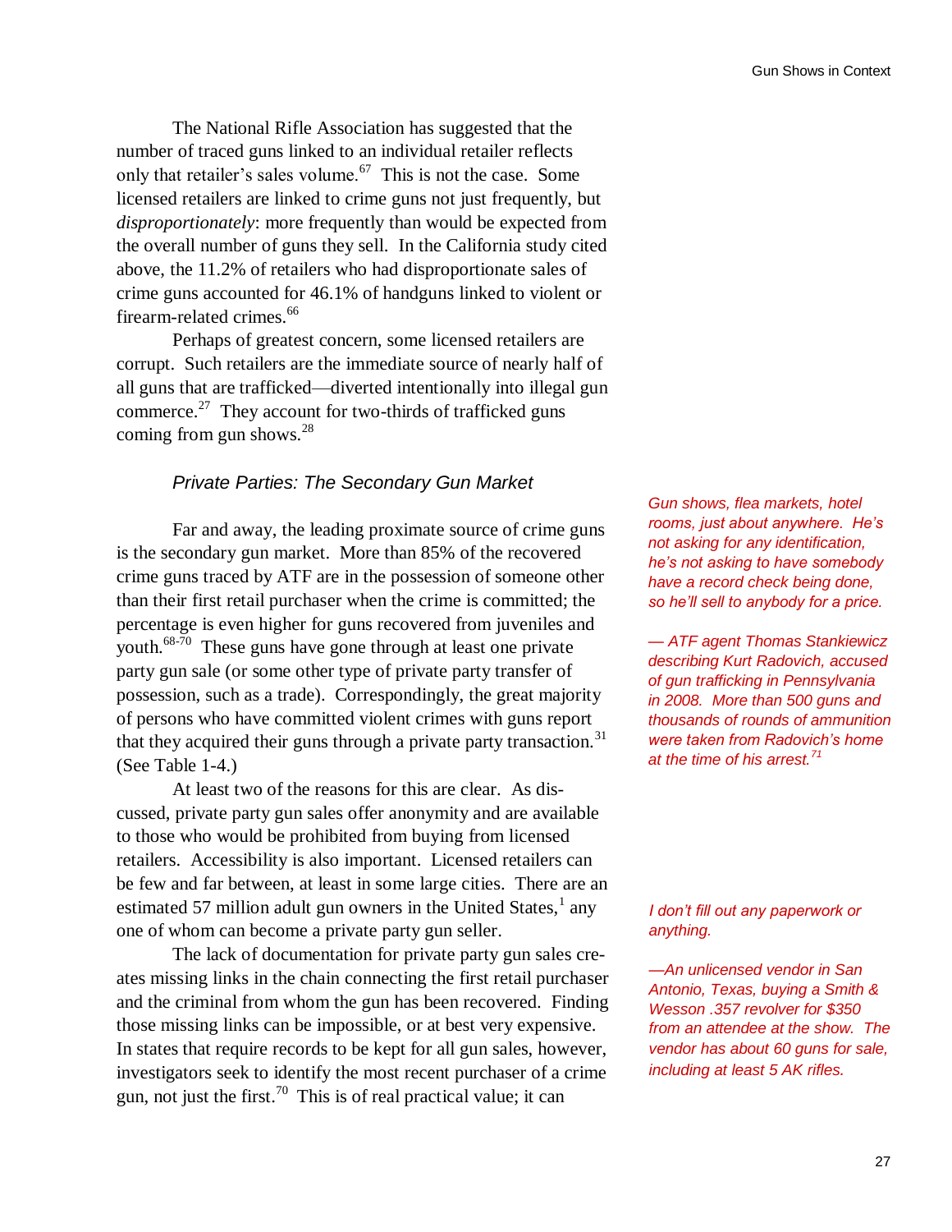The National Rifle Association has suggested that the number of traced guns linked to an individual retailer reflects only that retailer's sales volume.[67] This is not the case. Some licensed retailers are linked to crime guns not just frequently, but *disproportionately*: more frequently than would be expected from the overall number of guns they sell. In the California study cited above, the 11.2% of retailers who had disproportionate sales of crime guns accounted for 46.1% of handguns linked to violent or firearm-related crimes.[66]

Perhaps of greatest concern, some licensed retailers are corrupt. Such retailers are the immediate source of nearly half of all guns that are trafficked—diverted intentionally into illegal gun commerce.[27] They account for two-thirds of trafficked guns coming from gun shows.[28]

### *Private Parties: The Secondary Gun Market*

Far and away, the leading proximate source of crime guns is the secondary gun market. More than 85% of the recovered crime guns traced by ATF are in the possession of someone other than their first retail purchaser when the crime is committed; the percentage is even higher for guns recovered from juveniles and youth.[68-70] These guns have gone through at least one private party gun sale (or some other type of private party transfer of possession, such as a trade). Correspondingly, the great majority of persons who have committed violent crimes with guns report that they acquired their guns through a private party transaction.[31] (See Table 1-4.)

*Gun shows, flea markets, hotel rooms, just about anywhere. He's not asking for any identification, he's not asking to have somebody have a record check being done, so he'll sell to anybody for a price.*

*— ATF agent Thomas Stankiewicz describing Kurt Radovich, accused of gun trafficking in Pennsylvania in 2008. More than 500 guns and thousands of rounds of ammunition were taken from Radovich's home at the time of his arrest.[71]*

At least two of the reasons for this are clear. As discussed, private party gun sales offer anonymity and are available to those who would be prohibited from buying from licensed retailers. Accessibility is also important. Licensed retailers can be few and far between, at least in some large cities. There are an estimated 57 million adult gun owners in the United States,[1] any one of whom can become a private party gun seller.

*I don't fill out any paperwork or anything.*

*—An unlicensed vendor in San Antonio, Texas, buying a Smith & Wesson .357 revolver for $350 from an attendee at the show. The vendor has about 60 guns for sale, including at least 5 AK rifles.*

The lack of documentation for private party gun sales creates missing links in the chain connecting the first retail purchaser and the criminal from whom the gun has been recovered. Finding those missing links can be impossible, or at best very expensive. In states that require records to be kept for all gun sales, however, investigators seek to identify the most recent purchaser of a crime gun, not just the first.[70] This is of real practical value; it can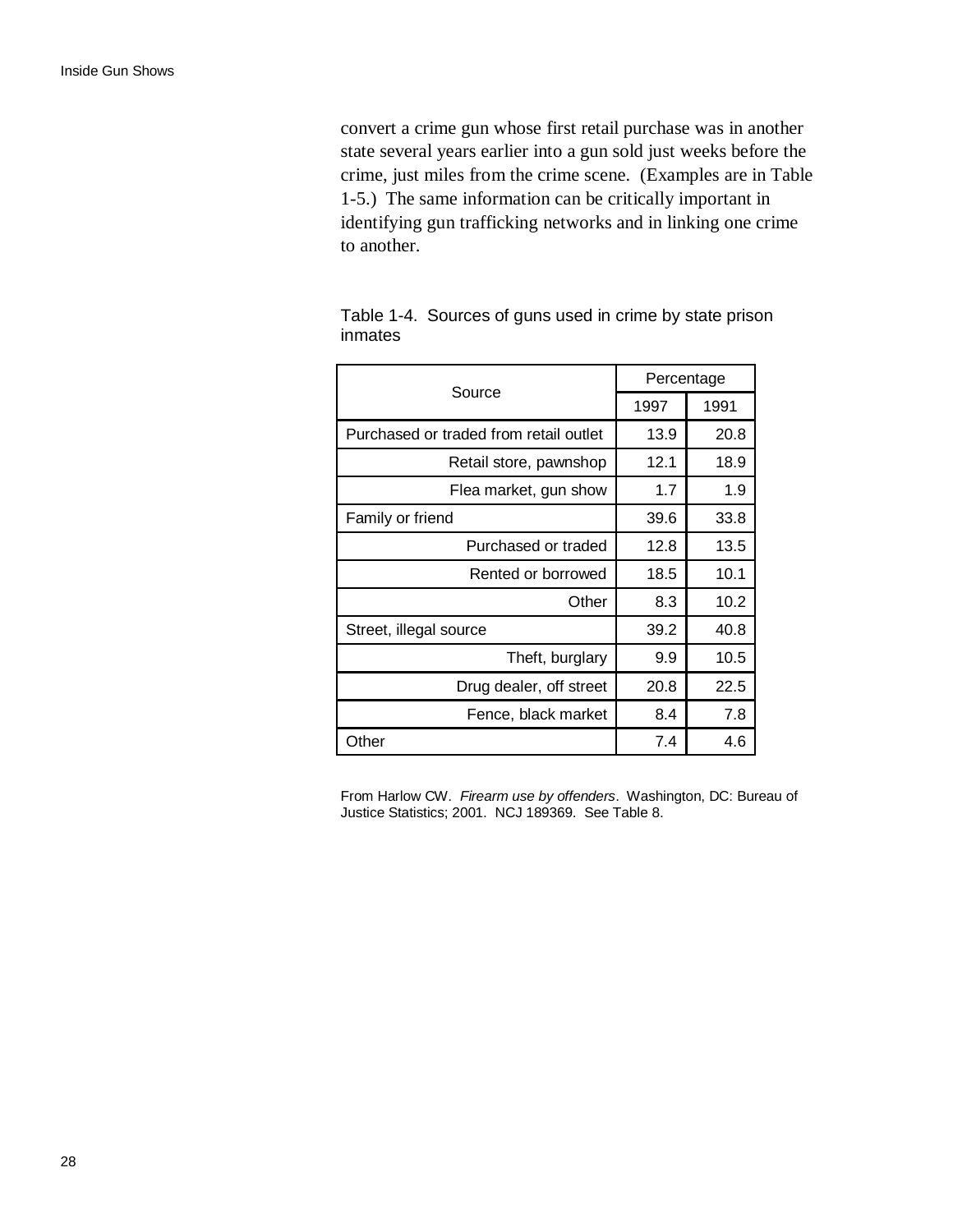convert a crime gun whose first retail purchase was in another state several years earlier into a gun sold just weeks before the crime, just miles from the crime scene. (Examples are in Table 1-5.) The same information can be critically important in identifying gun trafficking networks and in linking one crime to another.

Table 1-4. Sources of guns used in crime by state prison inmates

| Source | Percentage | |
|---|---|---|
| | 1997 | 1991 |
| Purchased or traded from retail outlet | 13.9 | 20.8 |
| Retail store, pawnshop | 12.1 | 18.9 |
| Flea market, gun show | 1.7 | 1.9 |
| Family or friend | 39.6 | 33.8 |
| Purchased or traded | 12.8 | 13.5 |
| Rented or borrowed | 18.5 | 10.1 |
| Other | 8.3 | 10.2 |
| Street, illegal source | 39.2 | 40.8 |
| Theft, burglary | 9.9 | 10.5 |
| Drug dealer, off street | 20.8 | 22.5 |
| Fence, black market | 8.4 | 7.8 |
| Other | 7.4 | 4.6 |

From Harlow CW. *Firearm use by offenders*. Washington, DC: Bureau of Justice Statistics; 2001. NCJ 189369. See Table 8.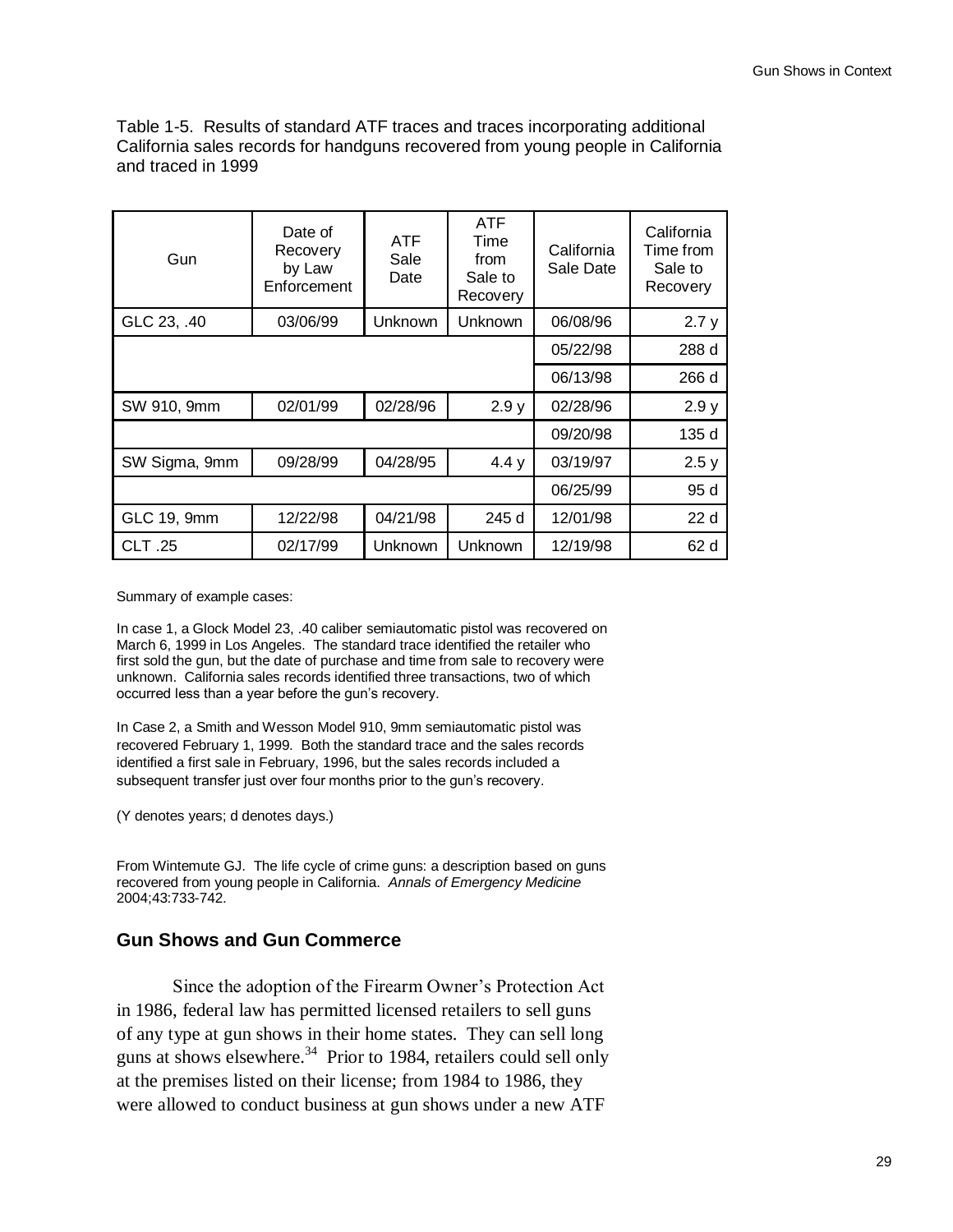Table 1-5. Results of standard ATF traces and traces incorporating additional California sales records for handguns recovered from young people in California and traced in 1999

| Gun | Date of Recovery by Law Enforcement | ATF Sale Date | ATF Time from Sale to Recovery | California Sale Date | California Time from Sale to Recovery |
|---|---|---|---|---|---|
| GLC 23, .40 | 03/06/99 | Unknown | Unknown | 06/08/96 | 2.7 y |
| | | | | 05/22/98 | 288 d |
| | | | | 06/13/98 | 266 d |
| SW 910, 9mm | 02/01/99 | 02/28/96 | 2.9 y | 02/28/96 | 2.9 y |
| | | | | 09/20/98 | 135 d |
| SW Sigma, 9mm | 09/28/99 | 04/28/95 | 4.4 y | 03/19/97 | 2.5 y |
| | | | | 06/25/99 | 95 d |
| GLC 19, 9mm | 12/22/98 | 04/21/98 | 245 d | 12/01/98 | 22 d |
| CLT .25 | 02/17/99 | Unknown | Unknown | 12/19/98 | 62 d |

Summary of example cases:

In case 1, a Glock Model 23, .40 caliber semiautomatic pistol was recovered on March 6, 1999 in Los Angeles. The standard trace identified the retailer who first sold the gun, but the date of purchase and time from sale to recovery were unknown. California sales records identified three transactions, two of which occurred less than a year before the gun's recovery.

In Case 2, a Smith and Wesson Model 910, 9mm semiautomatic pistol was recovered February 1, 1999. Both the standard trace and the sales records identified a first sale in February, 1996, but the sales records included a subsequent transfer just over four months prior to the gun's recovery.

(Y denotes years; d denotes days.)

From Wintemute GJ. The life cycle of crime guns: a description based on guns recovered from young people in California. *Annals of Emergency Medicine* 2004;43:733-742.

## Gun Shows and Gun Commerce

Since the adoption of the Firearm Owner's Protection Act in 1986, federal law has permitted licensed retailers to sell guns of any type at gun shows in their home states. They can sell long guns at shows elsewhere.[34] Prior to 1984, retailers could sell only at the premises listed on their license; from 1984 to 1986, they were allowed to conduct business at gun shows under a new ATF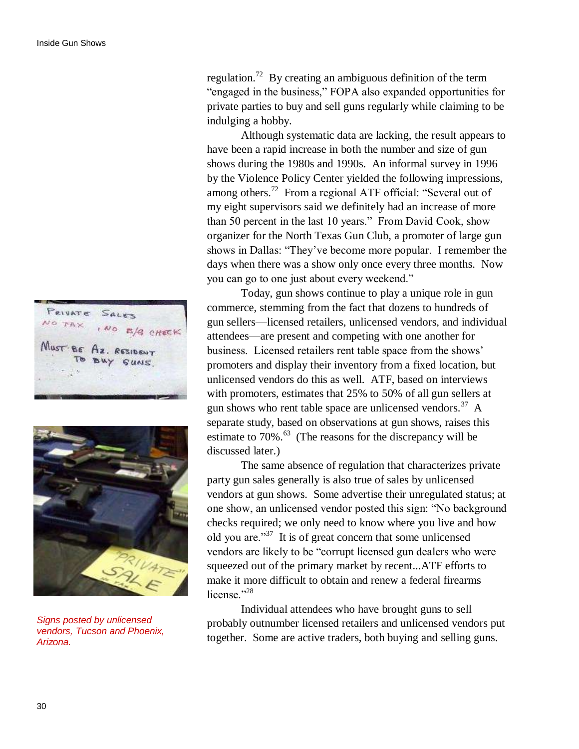regulation.[72] By creating an ambiguous definition of the term "engaged in the business," FOPA also expanded opportunities for private parties to buy and sell guns regularly while claiming to be indulging a hobby.

Although systematic data are lacking, the result appears to have been a rapid increase in both the number and size of gun shows during the 1980s and 1990s. An informal survey in 1996 by the Violence Policy Center yielded the following impressions, among others.[72] From a regional ATF official: "Several out of my eight supervisors said we definitely had an increase of more than 50 percent in the last 10 years." From David Cook, show organizer for the North Texas Gun Club, a promoter of large gun shows in Dallas: "They've become more popular. I remember the days when there was a show only once every three months. Now you can go to one just about every weekend."

Today, gun shows continue to play a unique role in gun commerce, stemming from the fact that dozens to hundreds of gun sellers—licensed retailers, unlicensed vendors, and individual attendees—are present and competing with one another for business. Licensed retailers rent table space from the shows' promoters and display their inventory from a fixed location, but unlicensed vendors do this as well. ATF, based on interviews with promoters, estimates that 25% to 50% of all gun sellers at gun shows who rent table space are unlicensed vendors.[37] A separate study, based on observations at gun shows, raises this estimate to 70%.[63] (The reasons for the discrepancy will be discussed later.)

The same absence of regulation that characterizes private party gun sales generally is also true of sales by unlicensed vendors at gun shows. Some advertise their unregulated status; at one show, an unlicensed vendor posted this sign: "No background checks required; we only need to know where you live and how old you are."[37] It is of great concern that some unlicensed vendors are likely to be "corrupt licensed gun dealers who were squeezed out of the primary market by recent...ATF efforts to make it more difficult to obtain and renew a federal firearms license."[28]

Individual attendees who have brought guns to sell probably outnumber licensed retailers and unlicensed vendors put together. Some are active traders, both buying and selling guns.

*Signs posted by unlicensed vendors, Tucson and Phoenix, Arizona.*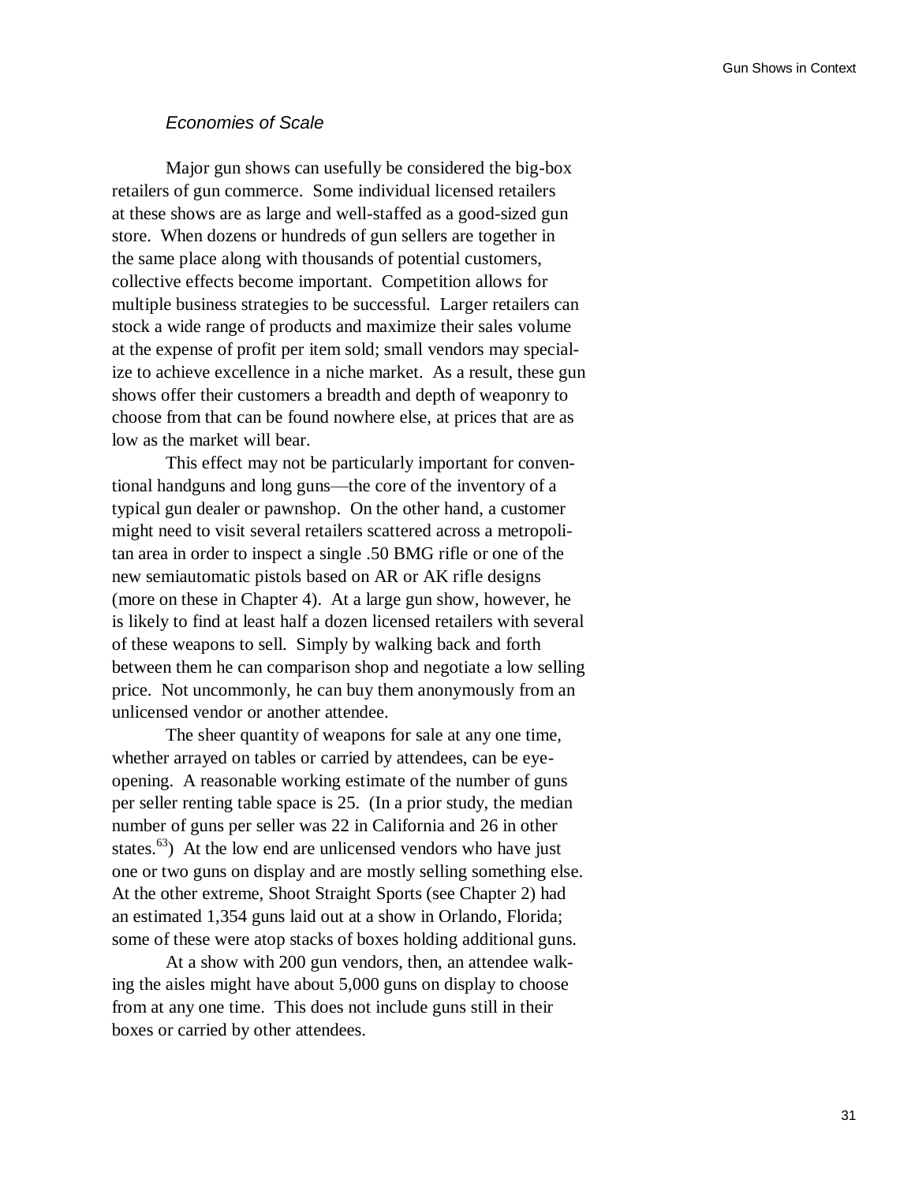### *Economies of Scale*

Major gun shows can usefully be considered the big-box retailers of gun commerce. Some individual licensed retailers at these shows are as large and well-staffed as a good-sized gun store. When dozens or hundreds of gun sellers are together in the same place along with thousands of potential customers, collective effects become important. Competition allows for multiple business strategies to be successful. Larger retailers can stock a wide range of products and maximize their sales volume at the expense of profit per item sold; small vendors may specialize to achieve excellence in a niche market. As a result, these gun shows offer their customers a breadth and depth of weaponry to choose from that can be found nowhere else, at prices that are as low as the market will bear.

This effect may not be particularly important for conventional handguns and long guns—the core of the inventory of a typical gun dealer or pawnshop. On the other hand, a customer might need to visit several retailers scattered across a metropolitan area in order to inspect a single .50 BMG rifle or one of the new semiautomatic pistols based on AR or AK rifle designs (more on these in Chapter 4). At a large gun show, however, he is likely to find at least half a dozen licensed retailers with several of these weapons to sell. Simply by walking back and forth between them he can comparison shop and negotiate a low selling price. Not uncommonly, he can buy them anonymously from an unlicensed vendor or another attendee.

The sheer quantity of weapons for sale at any one time, whether arrayed on tables or carried by attendees, can be eye-opening. A reasonable working estimate of the number of guns per seller renting table space is 25. (In a prior study, the median number of guns per seller was 22 in California and 26 in other states.[63]) At the low end are unlicensed vendors who have just one or two guns on display and are mostly selling something else. At the other extreme, Shoot Straight Sports (see Chapter 2) had an estimated 1,354 guns laid out at a show in Orlando, Florida; some of these were atop stacks of boxes holding additional guns.

At a show with 200 gun vendors, then, an attendee walking the aisles might have about 5,000 guns on display to choose from at any one time. This does not include guns still in their boxes or carried by other attendees.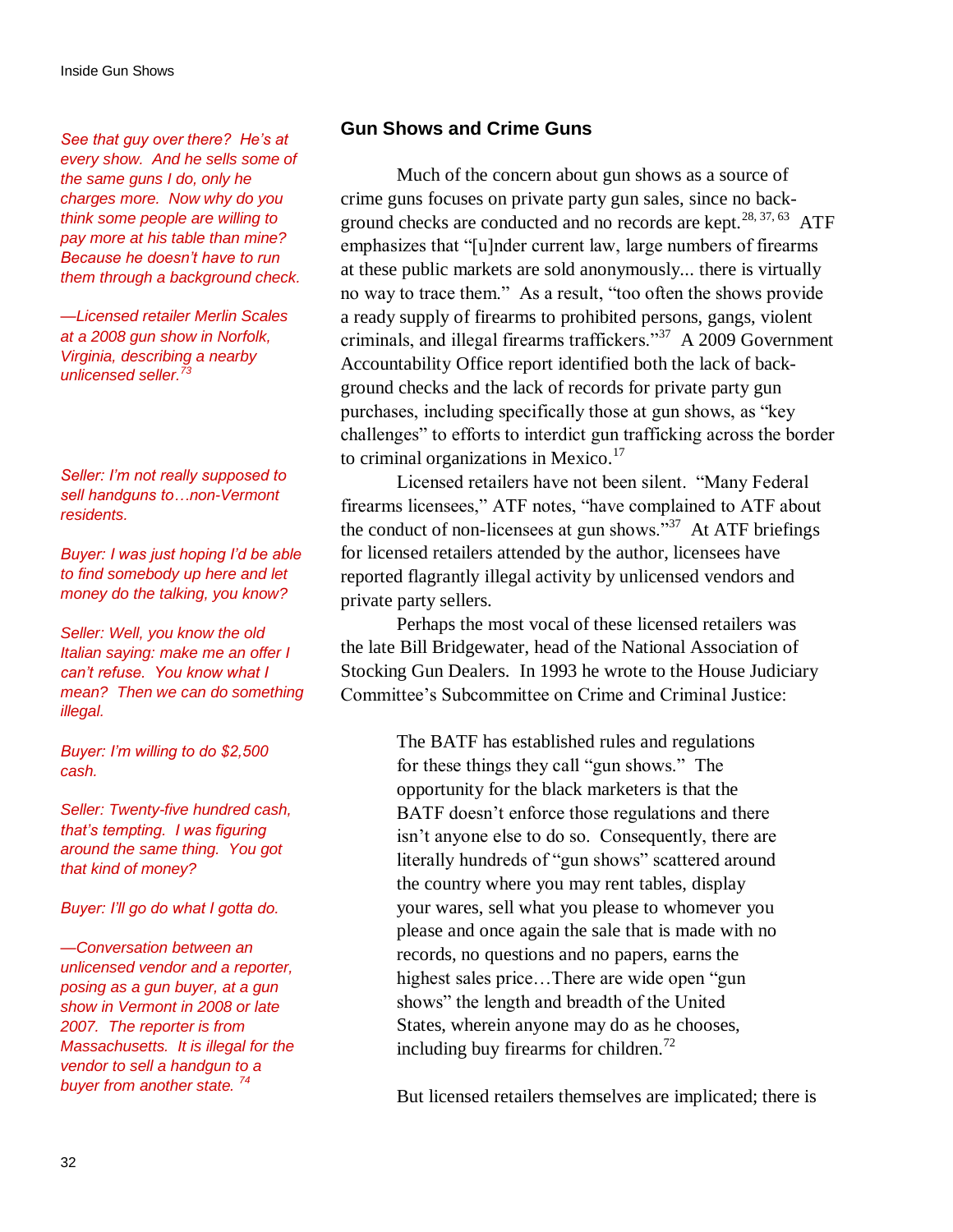*See that guy over there? He's at every show. And he sells some of the same guns I do, only he charges more. Now why do you think some people are willing to pay more at his table than mine? Because he doesn't have to run them through a background check.*

*—Licensed retailer Merlin Scales at a 2008 gun show in Norfolk, Virginia, describing a nearby unlicensed seller.[73]*

*Seller: I'm not really supposed to sell handguns to…non-Vermont residents.*

*Buyer: I was just hoping I'd be able to find somebody up here and let money do the talking, you know?*

*Seller: Well, you know the old Italian saying: make me an offer I can't refuse. You know what I mean? Then we can do something illegal.*

*Buyer: I'm willing to do $2,500 cash.*

*Seller: Twenty-five hundred cash, that's tempting. I was figuring around the same thing. You got that kind of money?*

*Buyer: I'll go do what I gotta do.*

*—Conversation between an unlicensed vendor and a reporter, posing as a gun buyer, at a gun show in Vermont in 2008 or late 2007. The reporter is from Massachusetts. It is illegal for the vendor to sell a handgun to a buyer from another state.[74]*

### Gun Shows and Crime Guns

Much of the concern about gun shows as a source of crime guns focuses on private party gun sales, since no background checks are conducted and no records are kept.[28, 37, 63] ATF emphasizes that "[u]nder current law, large numbers of firearms at these public markets are sold anonymously... there is virtually no way to trace them." As a result, "too often the shows provide a ready supply of firearms to prohibited persons, gangs, violent criminals, and illegal firearms traffickers."[37] A 2009 Government Accountability Office report identified both the lack of background checks and the lack of records for private party gun purchases, including specifically those at gun shows, as "key challenges" to efforts to interdict gun trafficking across the border to criminal organizations in Mexico.[17]

Licensed retailers have not been silent. "Many Federal firearms licensees," ATF notes, "have complained to ATF about the conduct of non-licensees at gun shows."[37] At ATF briefings for licensed retailers attended by the author, licensees have reported flagrantly illegal activity by unlicensed vendors and private party sellers.

Perhaps the most vocal of these licensed retailers was the late Bill Bridgewater, head of the National Association of Stocking Gun Dealers. In 1993 he wrote to the House Judiciary Committee's Subcommittee on Crime and Criminal Justice:

> The BATF has established rules and regulations for these things they call "gun shows." The opportunity for the black marketers is that the BATF doesn't enforce those regulations and there isn't anyone else to do so. Consequently, there are literally hundreds of "gun shows" scattered around the country where you may rent tables, display your wares, sell what you please to whomever you please and once again the sale that is made with no records, no questions and no papers, earns the highest sales price…There are wide open "gun shows" the length and breadth of the United States, wherein anyone may do as he chooses, including buy firearms for children.[72]

But licensed retailers themselves are implicated; there is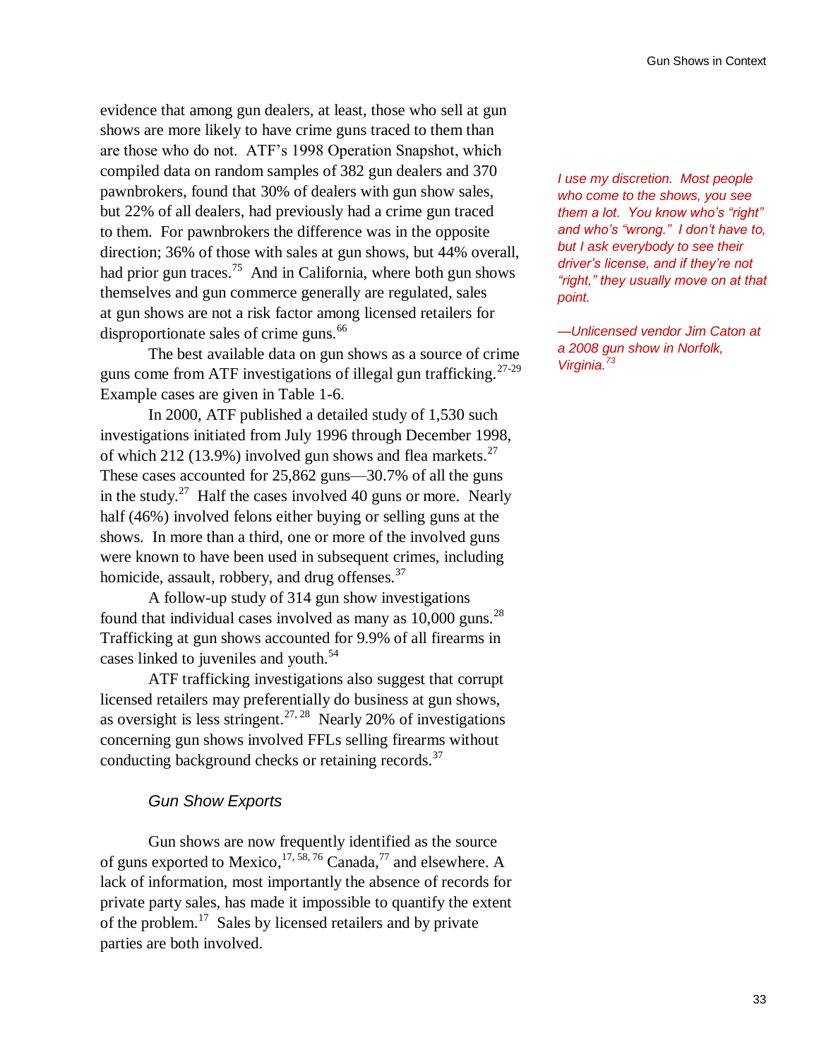evidence that among gun dealers, at least, those who sell at gun shows are more likely to have crime guns traced to them than are those who do not. ATF's 1998 Operation Snapshot, which compiled data on random samples of 382 gun dealers and 370 pawnbrokers, found that 30% of dealers with gun show sales, but 22% of all dealers, had previously had a crime gun traced to them. For pawnbrokers the difference was in the opposite direction; 36% of those with sales at gun shows, but 44% overall, had prior gun traces.[75] And in California, where both gun shows themselves and gun commerce generally are regulated, sales at gun shows are not a risk factor among licensed retailers for disproportionate sales of crime guns.[66]

*I use my discretion. Most people who come to the shows, you see them a lot. You know who's "right" and who's "wrong." I don't have to, but I ask everybody to see their driver's license, and if they're not "right," they usually move on at that point.*

*—Unlicensed vendor Jim Caton at a 2008 gun show in Norfolk, Virginia.[73]*

The best available data on gun shows as a source of crime guns come from ATF investigations of illegal gun trafficking.[27-29] Example cases are given in Table 1-6.

In 2000, ATF published a detailed study of 1,530 such investigations initiated from July 1996 through December 1998, of which 212 (13.9%) involved gun shows and flea markets.[27] These cases accounted for 25,862 guns—30.7% of all the guns in the study.[27] Half the cases involved 40 guns or more. Nearly half (46%) involved felons either buying or selling guns at the shows. In more than a third, one or more of the involved guns were known to have been used in subsequent crimes, including homicide, assault, robbery, and drug offenses.[37]

A follow-up study of 314 gun show investigations found that individual cases involved as many as 10,000 guns.[28] Trafficking at gun shows accounted for 9.9% of all firearms in cases linked to juveniles and youth.[54]

ATF trafficking investigations also suggest that corrupt licensed retailers may preferentially do business at gun shows, as oversight is less stringent.[27, 28] Nearly 20% of investigations concerning gun shows involved FFLs selling firearms without conducting background checks or retaining records.[37]

### *Gun Show Exports*

Gun shows are now frequently identified as the source of guns exported to Mexico,[17, 58, 76] Canada,[77] and elsewhere. A lack of information, most importantly the absence of records for private party sales, has made it impossible to quantify the extent of the problem.[17] Sales by licensed retailers and by private parties are both involved.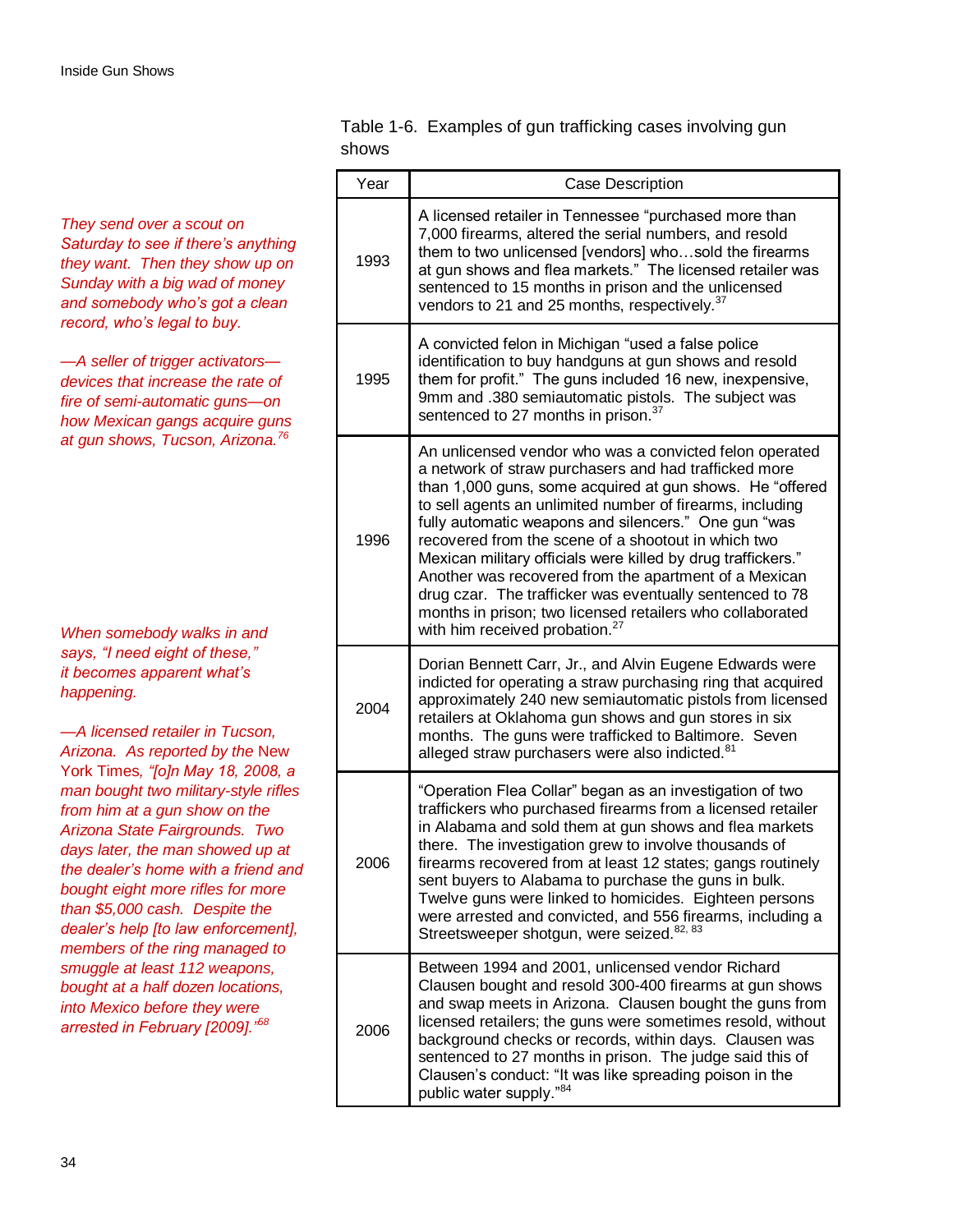*They send over a scout on Saturday to see if there's anything they want. Then they show up on Sunday with a big wad of money and somebody who's got a clean record, who's legal to buy.*

*—A seller of trigger activators—devices that increase the rate of fire of semi-automatic guns—on how Mexican gangs acquire guns at gun shows, Tucson, Arizona.*[76]

*When somebody walks in and says, "I need eight of these," it becomes apparent what's happening.*

*—A licensed retailer in Tucson, Arizona. As reported by the* New York Times*, "[o]n May 18, 2008, a man bought two military-style rifles from him at a gun show on the Arizona State Fairgrounds. Two days later, the man showed up at the dealer's home with a friend and bought eight more rifles for more than $5,000 cash. Despite the dealer's help [to law enforcement], members of the ring managed to smuggle at least 112 weapons, bought at a half dozen locations, into Mexico before they were arrested in February [2009]."*[58]

Table 1-6. Examples of gun trafficking cases involving gun shows

| Year | Case Description |
|---|---|
| 1993 | A licensed retailer in Tennessee "purchased more than 7,000 firearms, altered the serial numbers, and resold them to two unlicensed [vendors] who…sold the firearms at gun shows and flea markets." The licensed retailer was sentenced to 15 months in prison and the unlicensed vendors to 21 and 25 months, respectively.[37] |
| 1995 | A convicted felon in Michigan "used a false police identification to buy handguns at gun shows and resold them for profit." The guns included 16 new, inexpensive, 9mm and .380 semiautomatic pistols. The subject was sentenced to 27 months in prison.[37] |
| 1996 | An unlicensed vendor who was a convicted felon operated a network of straw purchasers and had trafficked more than 1,000 guns, some acquired at gun shows. He "offered to sell agents an unlimited number of firearms, including fully automatic weapons and silencers." One gun "was recovered from the scene of a shootout in which two Mexican military officials were killed by drug traffickers." Another was recovered from the apartment of a Mexican drug czar. The trafficker was eventually sentenced to 78 months in prison; two licensed retailers who collaborated with him received probation.[27] |
| 2004 | Dorian Bennett Carr, Jr., and Alvin Eugene Edwards were indicted for operating a straw purchasing ring that acquired approximately 240 new semiautomatic pistols from licensed retailers at Oklahoma gun shows and gun stores in six months. The guns were trafficked to Baltimore. Seven alleged straw purchasers were also indicted.[81] |
| 2006 | "Operation Flea Collar" began as an investigation of two traffickers who purchased firearms from a licensed retailer in Alabama and sold them at gun shows and flea markets there. The investigation grew to involve thousands of firearms recovered from at least 12 states; gangs routinely sent buyers to Alabama to purchase the guns in bulk. Twelve guns were linked to homicides. Eighteen persons were arrested and convicted, and 556 firearms, including a Streetsweeper shotgun, were seized.[82, 83] |
| 2006 | Between 1994 and 2001, unlicensed vendor Richard Clausen bought and resold 300-400 firearms at gun shows and swap meets in Arizona. Clausen bought the guns from licensed retailers; the guns were sometimes resold, without background checks or records, within days. Clausen was sentenced to 27 months in prison. The judge said this of Clausen's conduct: "It was like spreading poison in the public water supply."[84] |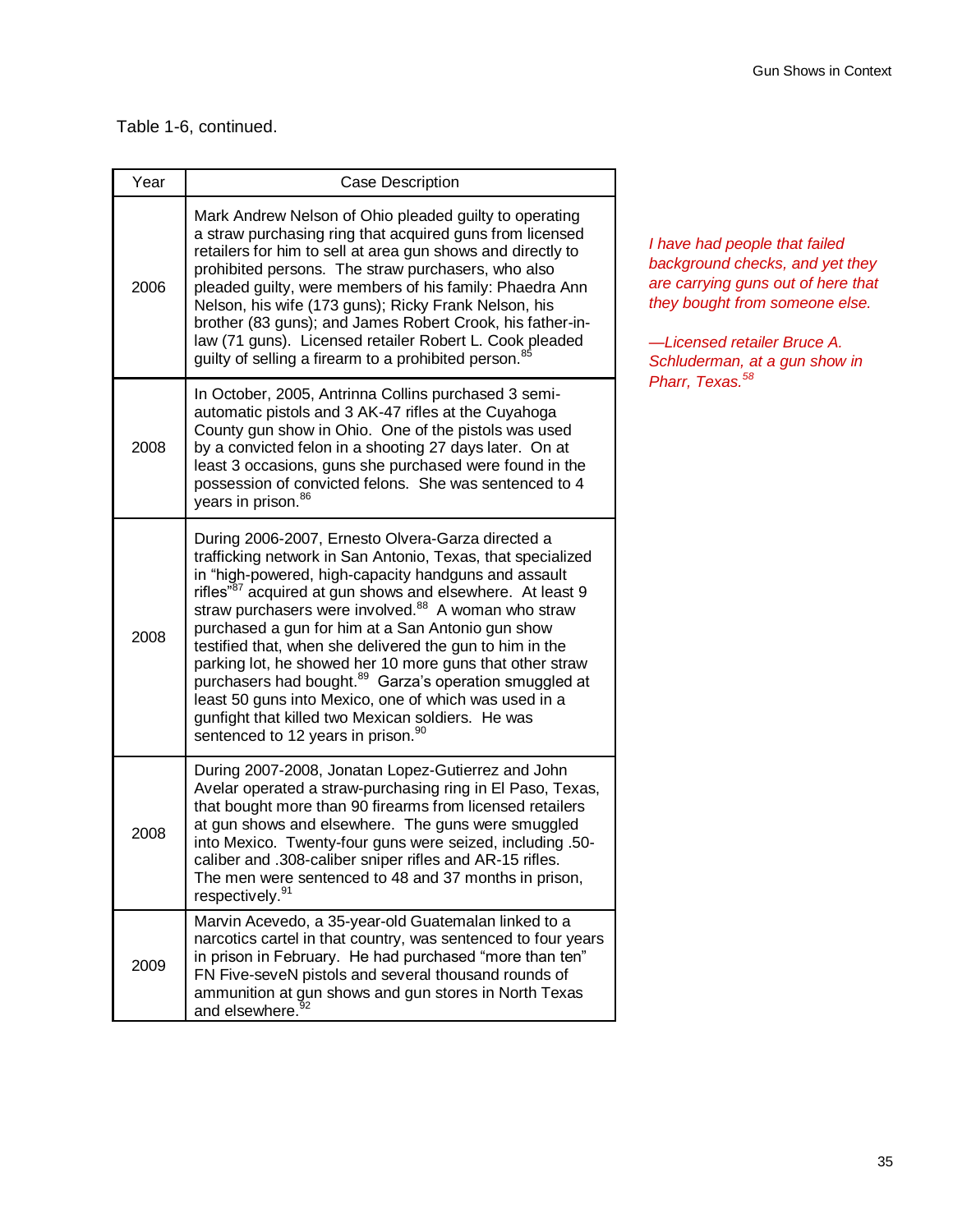Table 1-6, continued.

| Year | Case Description |
| --- | --- |
| 2006 | Mark Andrew Nelson of Ohio pleaded guilty to operating a straw purchasing ring that acquired guns from licensed retailers for him to sell at area gun shows and directly to prohibited persons. The straw purchasers, who also pleaded guilty, were members of his family: Phaedra Ann Nelson, his wife (173 guns); Ricky Frank Nelson, his brother (83 guns); and James Robert Crook, his father-in-law (71 guns). Licensed retailer Robert L. Cook pleaded guilty of selling a firearm to a prohibited person.[85] |
| 2008 | In October, 2005, Antrinna Collins purchased 3 semi-automatic pistols and 3 AK-47 rifles at the Cuyahoga County gun show in Ohio. One of the pistols was used by a convicted felon in a shooting 27 days later. On at least 3 occasions, guns she purchased were found in the possession of convicted felons. She was sentenced to 4 years in prison.[86] |
| 2008 | During 2006-2007, Ernesto Olvera-Garza directed a trafficking network in San Antonio, Texas, that specialized in "high-powered, high-capacity handguns and assault rifles"[87] acquired at gun shows and elsewhere. At least 9 straw purchasers were involved.[88] A woman who straw purchased a gun for him at a San Antonio gun show testified that, when she delivered the gun to him in the parking lot, he showed her 10 more guns that other straw purchasers had bought.[89] Garza's operation smuggled at least 50 guns into Mexico, one of which was used in a gunfight that killed two Mexican soldiers. He was sentenced to 12 years in prison.[90] |
| 2008 | During 2007-2008, Jonatan Lopez-Gutierrez and John Avelar operated a straw-purchasing ring in El Paso, Texas, that bought more than 90 firearms from licensed retailers at gun shows and elsewhere. The guns were smuggled into Mexico. Twenty-four guns were seized, including .50-caliber and .308-caliber sniper rifles and AR-15 rifles. The men were sentenced to 48 and 37 months in prison, respectively.[91] |
| 2009 | Marvin Acevedo, a 35-year-old Guatemalan linked to a narcotics cartel in that country, was sentenced to four years in prison in February. He had purchased "more than ten" FN Five-seveN pistols and several thousand rounds of ammunition at gun shows and gun stores in North Texas and elsewhere.[92] |

*I have had people that failed background checks, and yet they are carrying guns out of here that they bought from someone else.*

*—Licensed retailer Bruce A. Schluderman, at a gun show in Pharr, Texas.[58]*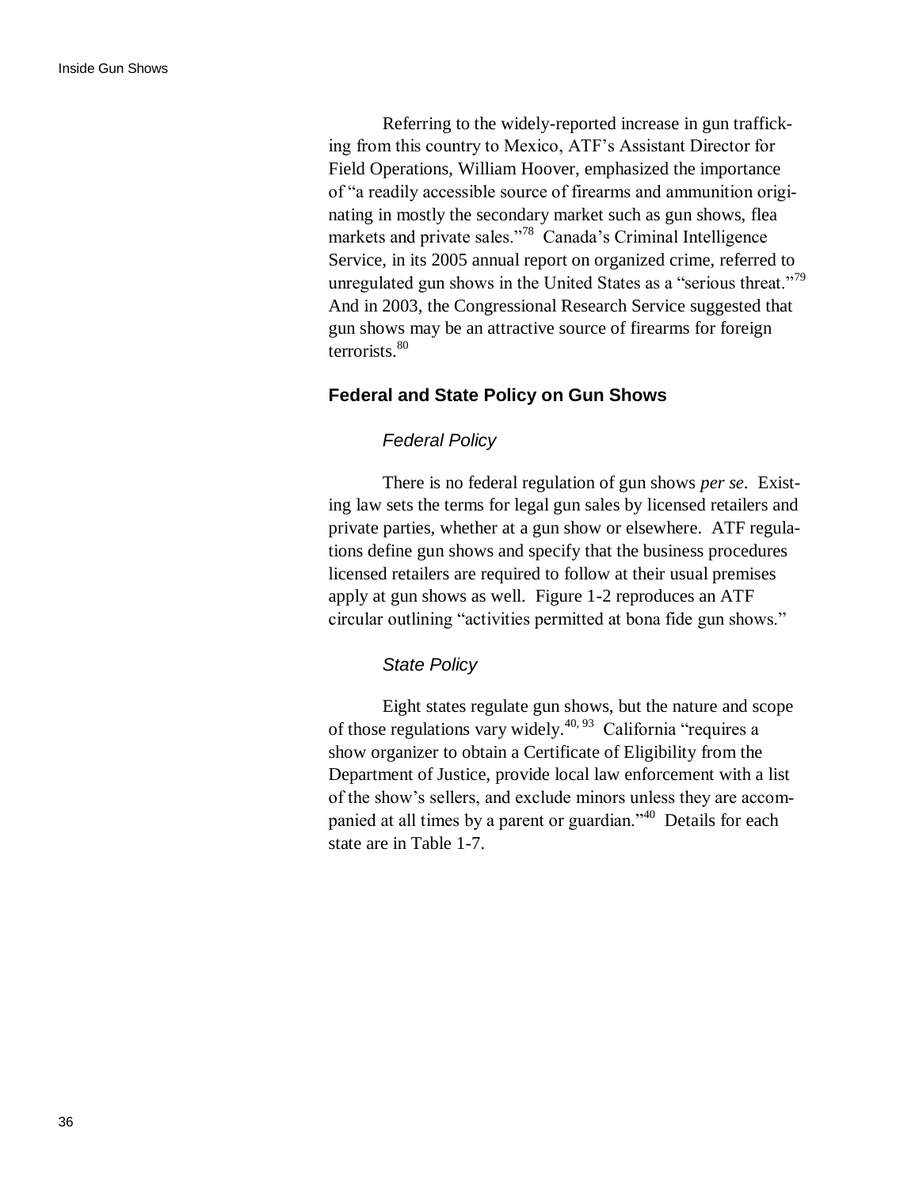Referring to the widely-reported increase in gun trafficking from this country to Mexico, ATF's Assistant Director for Field Operations, William Hoover, emphasized the importance of "a readily accessible source of firearms and ammunition originating in mostly the secondary market such as gun shows, flea markets and private sales."[78] Canada's Criminal Intelligence Service, in its 2005 annual report on organized crime, referred to unregulated gun shows in the United States as a "serious threat."[79] And in 2003, the Congressional Research Service suggested that gun shows may be an attractive source of firearms for foreign terrorists.[80]

## Federal and State Policy on Gun Shows

### *Federal Policy*

There is no federal regulation of gun shows *per se*. Existing law sets the terms for legal gun sales by licensed retailers and private parties, whether at a gun show or elsewhere. ATF regulations define gun shows and specify that the business procedures licensed retailers are required to follow at their usual premises apply at gun shows as well. Figure 1-2 reproduces an ATF circular outlining "activities permitted at bona fide gun shows."

### *State Policy*

Eight states regulate gun shows, but the nature and scope of those regulations vary widely.[40, 93] California "requires a show organizer to obtain a Certificate of Eligibility from the Department of Justice, provide local law enforcement with a list of the show's sellers, and exclude minors unless they are accompanied at all times by a parent or guardian."[40] Details for each state are in Table 1-7.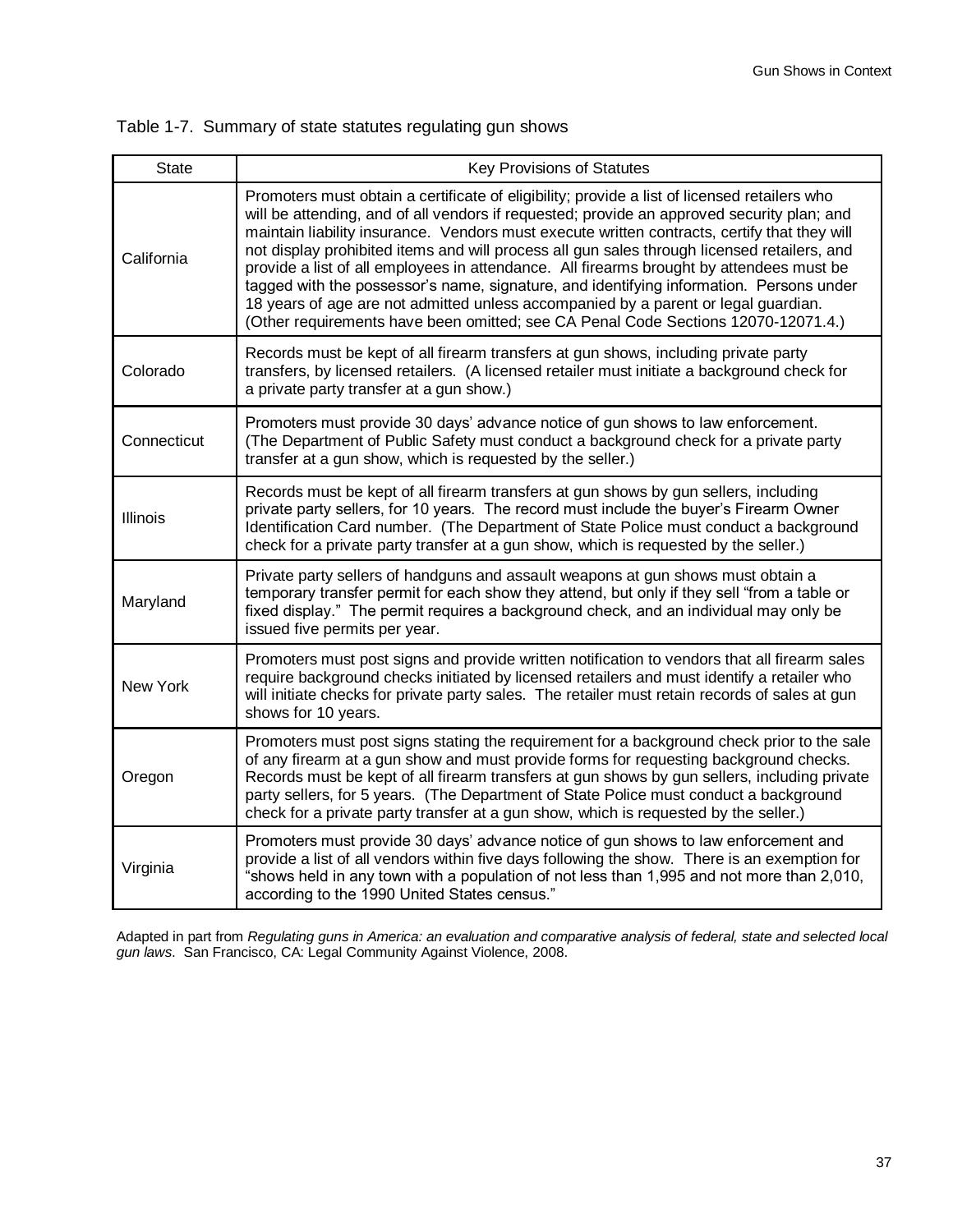Table 1-7. Summary of state statutes regulating gun shows

| State | Key Provisions of Statutes |
|---|---|
| California | Promoters must obtain a certificate of eligibility; provide a list of licensed retailers who will be attending, and of all vendors if requested; provide an approved security plan; and maintain liability insurance. Vendors must execute written contracts, certify that they will not display prohibited items and will process all gun sales through licensed retailers, and provide a list of all employees in attendance. All firearms brought by attendees must be tagged with the possessor's name, signature, and identifying information. Persons under 18 years of age are not admitted unless accompanied by a parent or legal guardian. (Other requirements have been omitted; see CA Penal Code Sections 12070-12071.4.) |
| Colorado | Records must be kept of all firearm transfers at gun shows, including private party transfers, by licensed retailers. (A licensed retailer must initiate a background check for a private party transfer at a gun show.) |
| Connecticut | Promoters must provide 30 days' advance notice of gun shows to law enforcement. (The Department of Public Safety must conduct a background check for a private party transfer at a gun show, which is requested by the seller.) |
| Illinois | Records must be kept of all firearm transfers at gun shows by gun sellers, including private party sellers, for 10 years. The record must include the buyer's Firearm Owner Identification Card number. (The Department of State Police must conduct a background check for a private party transfer at a gun show, which is requested by the seller.) |
| Maryland | Private party sellers of handguns and assault weapons at gun shows must obtain a temporary transfer permit for each show they attend, but only if they sell "from a table or fixed display." The permit requires a background check, and an individual may only be issued five permits per year. |
| New York | Promoters must post signs and provide written notification to vendors that all firearm sales require background checks initiated by licensed retailers and must identify a retailer who will initiate checks for private party sales. The retailer must retain records of sales at gun shows for 10 years. |
| Oregon | Promoters must post signs stating the requirement for a background check prior to the sale of any firearm at a gun show and must provide forms for requesting background checks. Records must be kept of all firearm transfers at gun shows by gun sellers, including private party sellers, for 5 years. (The Department of State Police must conduct a background check for a private party transfer at a gun show, which is requested by the seller.) |
| Virginia | Promoters must provide 30 days' advance notice of gun shows to law enforcement and provide a list of all vendors within five days following the show. There is an exemption for "shows held in any town with a population of not less than 1,995 and not more than 2,010, according to the 1990 United States census." |

Adapted in part from *Regulating guns in America: an evaluation and comparative analysis of federal, state and selected local gun laws*. San Francisco, CA: Legal Community Against Violence, 2008.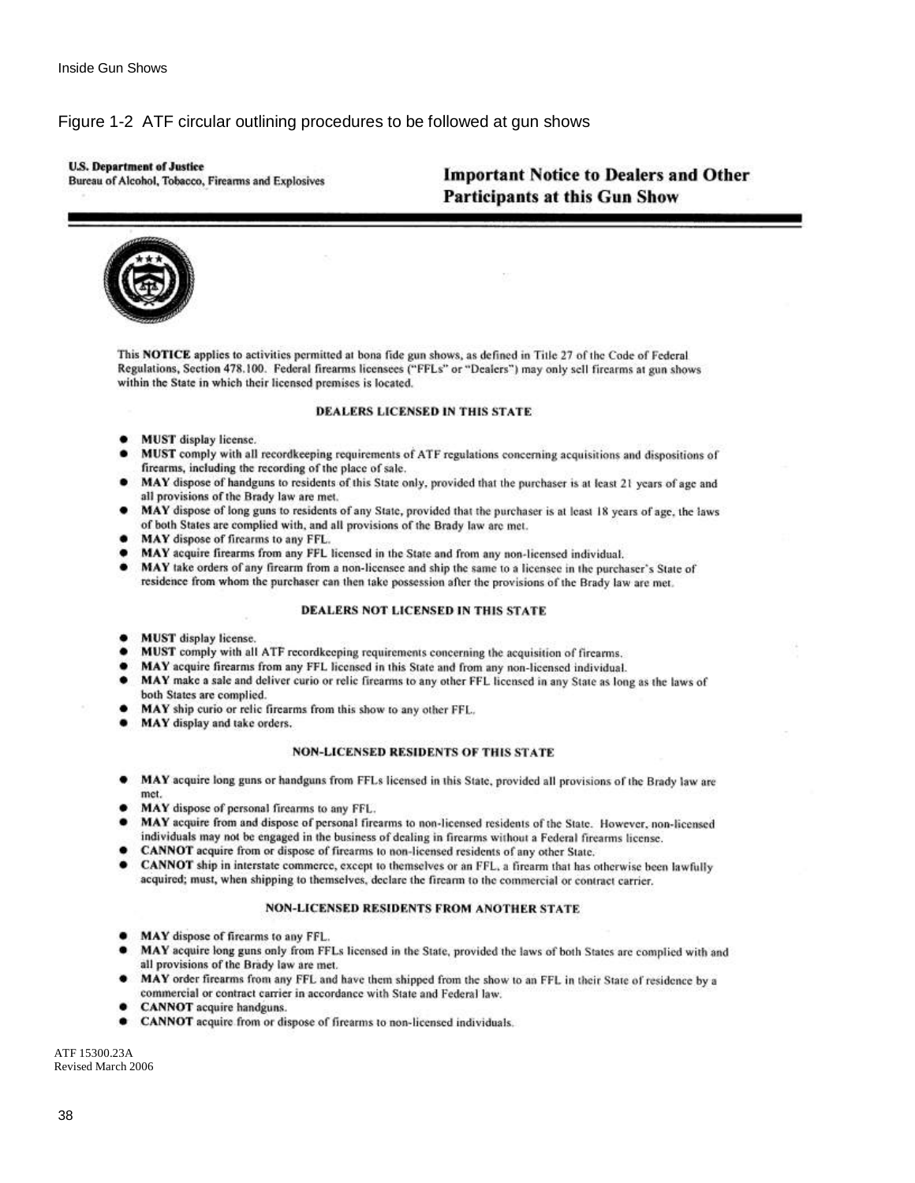Figure 1-2 ATF circular outlining procedures to be followed at gun shows

**U.S. Department of Justice**
Bureau of Alcohol, Tobacco, Firearms and Explosives

## Important Notice to Dealers and Other Participants at this Gun Show

This **NOTICE** applies to activities permitted at bona fide gun shows, as defined in Title 27 of the Code of Federal Regulations, Section 478.100. Federal firearms licensees ("FFLs" or "Dealers") may only sell firearms at gun shows within the State in which their licensed premises is located.

### DEALERS LICENSED IN THIS STATE

- **MUST** display license.
- **MUST** comply with all recordkeeping requirements of ATF regulations concerning acquisitions and dispositions of firearms, including the recording of the place of sale.
- **MAY** dispose of handguns to residents of this State only, provided that the purchaser is at least 21 years of age and all provisions of the Brady law are met.
- **MAY** dispose of long guns to residents of any State, provided that the purchaser is at least 18 years of age, the laws of both States are complied with, and all provisions of the Brady law are met.
- **MAY** dispose of firearms to any FFL.
- **MAY** acquire firearms from any FFL licensed in the State and from any non-licensed individual.
- **MAY** take orders of any firearm from a non-licensee and ship the same to a licensee in the purchaser's State of residence from whom the purchaser can then take possession after the provisions of the Brady law are met.

### DEALERS NOT LICENSED IN THIS STATE

- **MUST** display license.
- **MUST** comply with all ATF recordkeeping requirements concerning the acquisition of firearms.
- **MAY** acquire firearms from any FFL licensed in this State and from any non-licensed individual.
- **MAY** make a sale and deliver curio or relic firearms to any other FFL licensed in any State as long as the laws of both States are complied.
- **MAY** ship curio or relic firearms from this show to any other FFL.
- **MAY** display and take orders.

### NON-LICENSED RESIDENTS OF THIS STATE

- **MAY** acquire long guns or handguns from FFLs licensed in this State, provided all provisions of the Brady law are met.
- **MAY** dispose of personal firearms to any FFL.
- **MAY** acquire from and dispose of personal firearms to non-licensed residents of the State. However, non-licensed individuals may not be engaged in the business of dealing in firearms without a Federal firearms license.
- **CANNOT** acquire from or dispose of firearms to non-licensed residents of any other State.
- **CANNOT** ship in interstate commerce, except to themselves or an FFL, a firearm that has otherwise been lawfully acquired; must, when shipping to themselves, declare the firearm to the commercial or contract carrier.

### NON-LICENSED RESIDENTS FROM ANOTHER STATE

- **MAY** dispose of firearms to any FFL.
- **MAY** acquire long guns only from FFLs licensed in the State, provided the laws of both States are complied with and all provisions of the Brady law are met.
- **MAY** order firearms from any FFL and have them shipped from the show to an FFL in their State of residence by a commercial or contract carrier in accordance with State and Federal law.
- **CANNOT** acquire handguns.
- **CANNOT** acquire from or dispose of firearms to non-licensed individuals.

ATF 15300.23A
Revised March 2006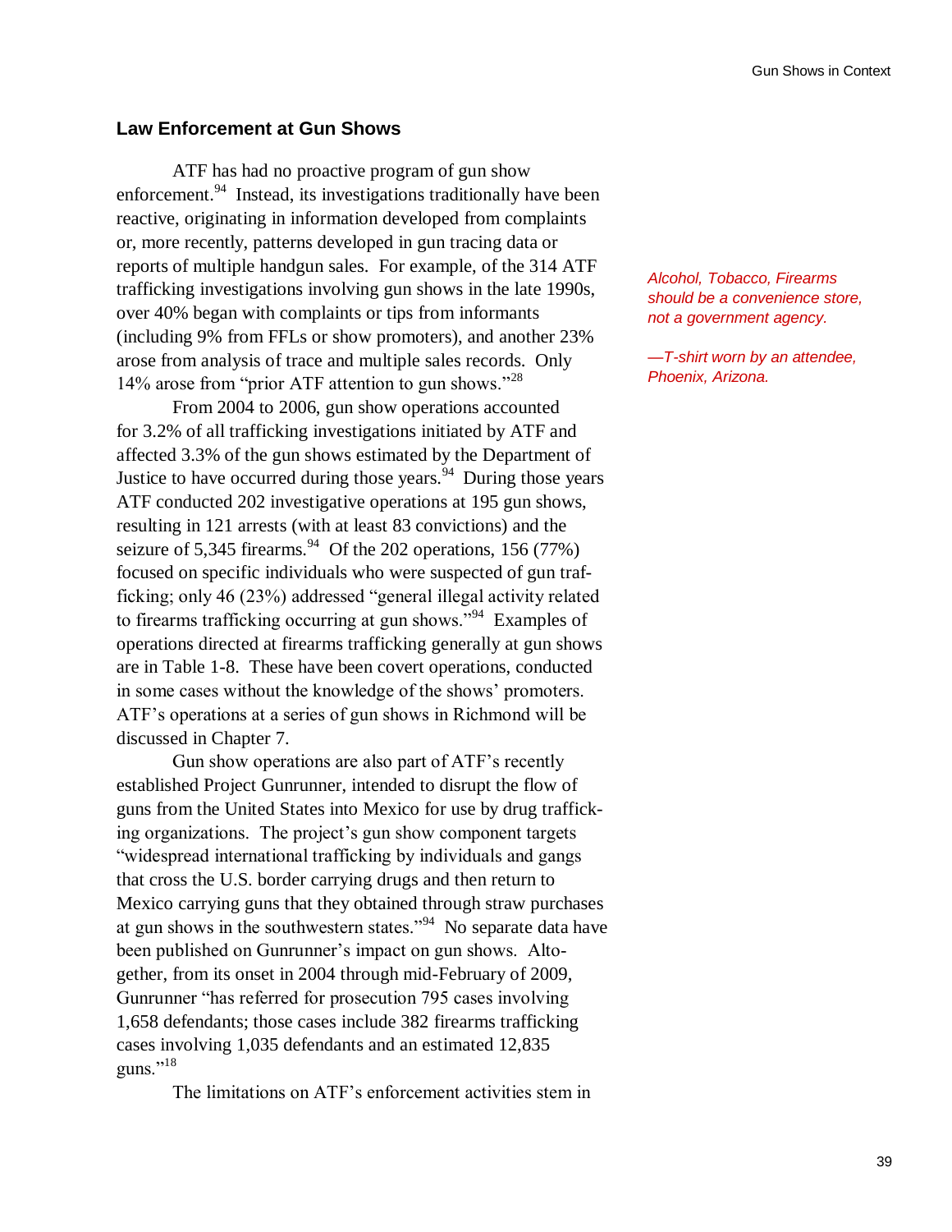## Law Enforcement at Gun Shows

ATF has had no proactive program of gun show enforcement.[94] Instead, its investigations traditionally have been reactive, originating in information developed from complaints or, more recently, patterns developed in gun tracing data or reports of multiple handgun sales. For example, of the 314 ATF trafficking investigations involving gun shows in the late 1990s, over 40% began with complaints or tips from informants (including 9% from FFLs or show promoters), and another 23% arose from analysis of trace and multiple sales records. Only 14% arose from "prior ATF attention to gun shows."[28]

*Alcohol, Tobacco, Firearms should be a convenience store, not a government agency.*

*—T-shirt worn by an attendee, Phoenix, Arizona.*

From 2004 to 2006, gun show operations accounted for 3.2% of all trafficking investigations initiated by ATF and affected 3.3% of the gun shows estimated by the Department of Justice to have occurred during those years.[94] During those years ATF conducted 202 investigative operations at 195 gun shows, resulting in 121 arrests (with at least 83 convictions) and the seizure of 5,345 firearms.[94] Of the 202 operations, 156 (77%) focused on specific individuals who were suspected of gun trafficking; only 46 (23%) addressed "general illegal activity related to firearms trafficking occurring at gun shows."[94] Examples of operations directed at firearms trafficking generally at gun shows are in Table 1-8. These have been covert operations, conducted in some cases without the knowledge of the shows' promoters. ATF's operations at a series of gun shows in Richmond will be discussed in Chapter 7.

Gun show operations are also part of ATF's recently established Project Gunrunner, intended to disrupt the flow of guns from the United States into Mexico for use by drug trafficking organizations. The project's gun show component targets "widespread international trafficking by individuals and gangs that cross the U.S. border carrying drugs and then return to Mexico carrying guns that they obtained through straw purchases at gun shows in the southwestern states."[94] No separate data have been published on Gunrunner's impact on gun shows. Altogether, from its onset in 2004 through mid-February of 2009, Gunrunner "has referred for prosecution 795 cases involving 1,658 defendants; those cases include 382 firearms trafficking cases involving 1,035 defendants and an estimated 12,835 guns."[18]

The limitations on ATF's enforcement activities stem in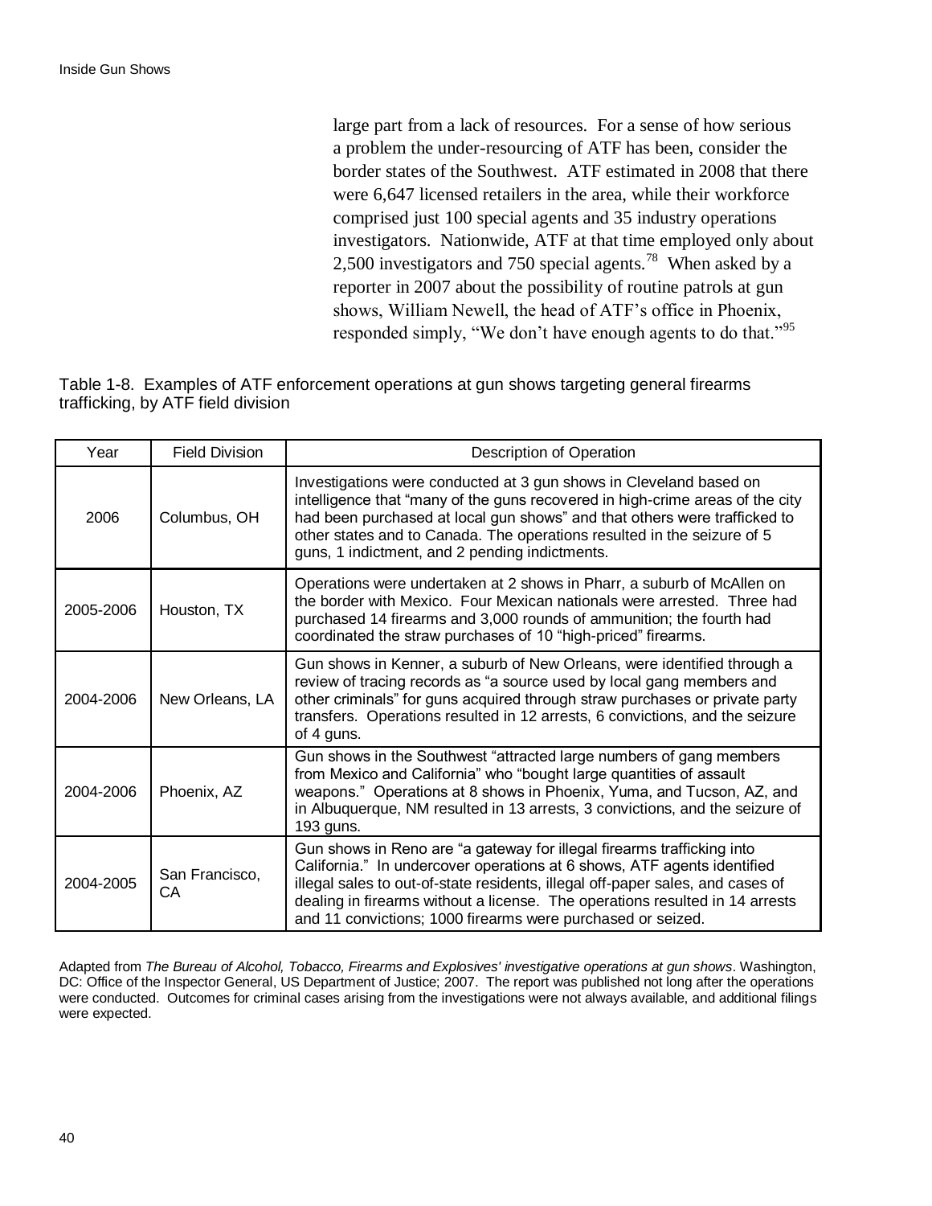large part from a lack of resources. For a sense of how serious a problem the under-resourcing of ATF has been, consider the border states of the Southwest. ATF estimated in 2008 that there were 6,647 licensed retailers in the area, while their workforce comprised just 100 special agents and 35 industry operations investigators. Nationwide, ATF at that time employed only about 2,500 investigators and 750 special agents.[78] When asked by a reporter in 2007 about the possibility of routine patrols at gun shows, William Newell, the head of ATF's office in Phoenix, responded simply, "We don't have enough agents to do that."[95]

Table 1-8. Examples of ATF enforcement operations at gun shows targeting general firearms trafficking, by ATF field division

| Year | Field Division | Description of Operation |
|---|---|---|
| 2006 | Columbus, OH | Investigations were conducted at 3 gun shows in Cleveland based on intelligence that "many of the guns recovered in high-crime areas of the city had been purchased at local gun shows" and that others were trafficked to other states and to Canada. The operations resulted in the seizure of 5 guns, 1 indictment, and 2 pending indictments. |
| 2005-2006 | Houston, TX | Operations were undertaken at 2 shows in Pharr, a suburb of McAllen on the border with Mexico. Four Mexican nationals were arrested. Three had purchased 14 firearms and 3,000 rounds of ammunition; the fourth had coordinated the straw purchases of 10 "high-priced" firearms. |
| 2004-2006 | New Orleans, LA | Gun shows in Kenner, a suburb of New Orleans, were identified through a review of tracing records as "a source used by local gang members and other criminals" for guns acquired through straw purchases or private party transfers. Operations resulted in 12 arrests, 6 convictions, and the seizure of 4 guns. |
| 2004-2006 | Phoenix, AZ | Gun shows in the Southwest "attracted large numbers of gang members from Mexico and California" who "bought large quantities of assault weapons." Operations at 8 shows in Phoenix, Yuma, and Tucson, AZ, and in Albuquerque, NM resulted in 13 arrests, 3 convictions, and the seizure of 193 guns. |
| 2004-2005 | San Francisco, CA | Gun shows in Reno are "a gateway for illegal firearms trafficking into California." In undercover operations at 6 shows, ATF agents identified illegal sales to out-of-state residents, illegal off-paper sales, and cases of dealing in firearms without a license. The operations resulted in 14 arrests and 11 convictions; 1000 firearms were purchased or seized. |

Adapted from *The Bureau of Alcohol, Tobacco, Firearms and Explosives' investigative operations at gun shows*. Washington, DC: Office of the Inspector General, US Department of Justice; 2007. The report was published not long after the operations were conducted. Outcomes for criminal cases arising from the investigations were not always available, and additional filings were expected.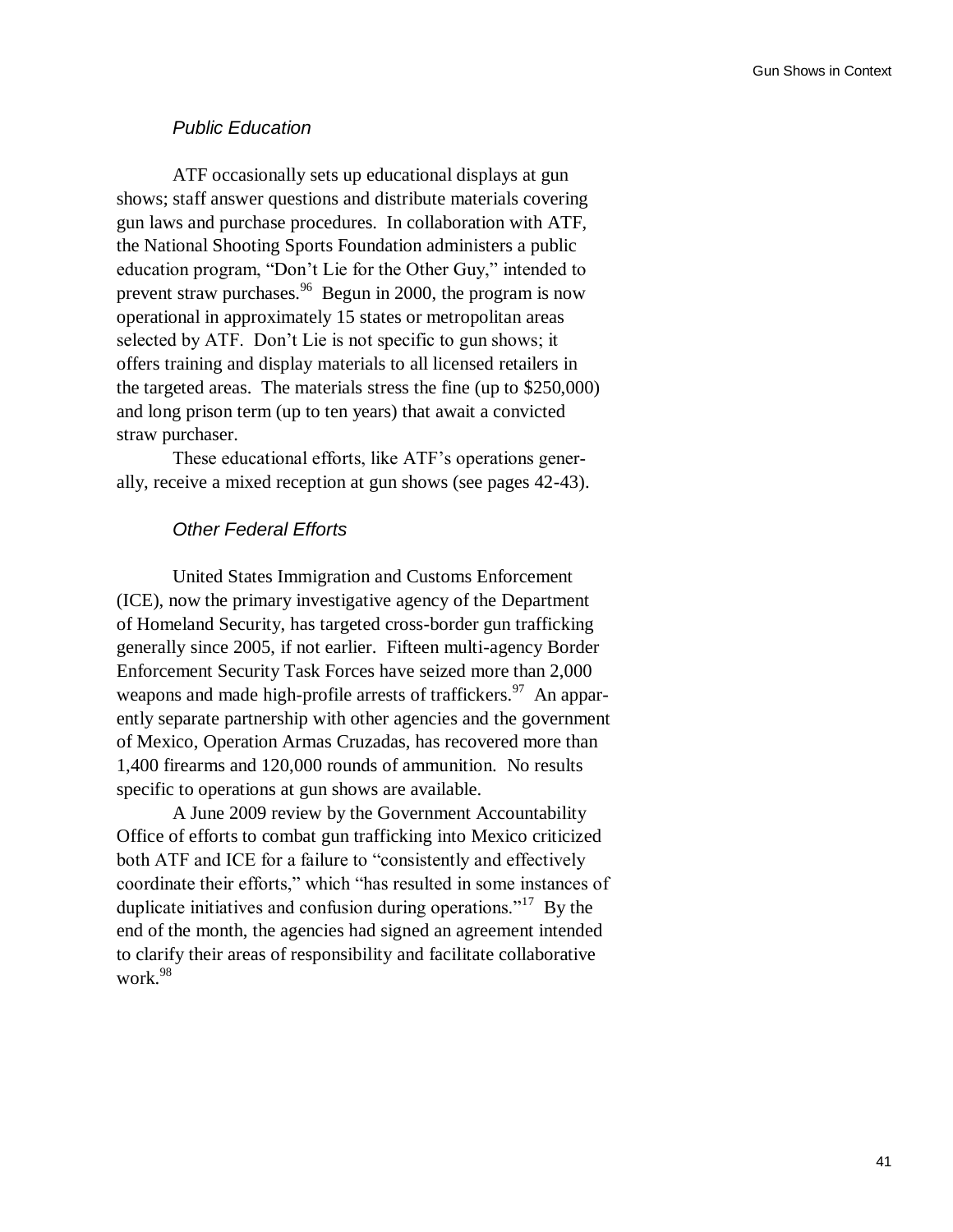### *Public Education*

ATF occasionally sets up educational displays at gun shows; staff answer questions and distribute materials covering gun laws and purchase procedures. In collaboration with ATF, the National Shooting Sports Foundation administers a public education program, "Don't Lie for the Other Guy," intended to prevent straw purchases.[96] Begun in 2000, the program is now operational in approximately 15 states or metropolitan areas selected by ATF. Don't Lie is not specific to gun shows; it offers training and display materials to all licensed retailers in the targeted areas. The materials stress the fine (up to $250,000) and long prison term (up to ten years) that await a convicted straw purchaser.

These educational efforts, like ATF's operations generally, receive a mixed reception at gun shows (see pages 42-43).

### *Other Federal Efforts*

United States Immigration and Customs Enforcement (ICE), now the primary investigative agency of the Department of Homeland Security, has targeted cross-border gun trafficking generally since 2005, if not earlier. Fifteen multi-agency Border Enforcement Security Task Forces have seized more than 2,000 weapons and made high-profile arrests of traffickers.[97] An apparently separate partnership with other agencies and the government of Mexico, Operation Armas Cruzadas, has recovered more than 1,400 firearms and 120,000 rounds of ammunition. No results specific to operations at gun shows are available.

A June 2009 review by the Government Accountability Office of efforts to combat gun trafficking into Mexico criticized both ATF and ICE for a failure to "consistently and effectively coordinate their efforts," which "has resulted in some instances of duplicate initiatives and confusion during operations."[17] By the end of the month, the agencies had signed an agreement intended to clarify their areas of responsibility and facilitate collaborative work.[98]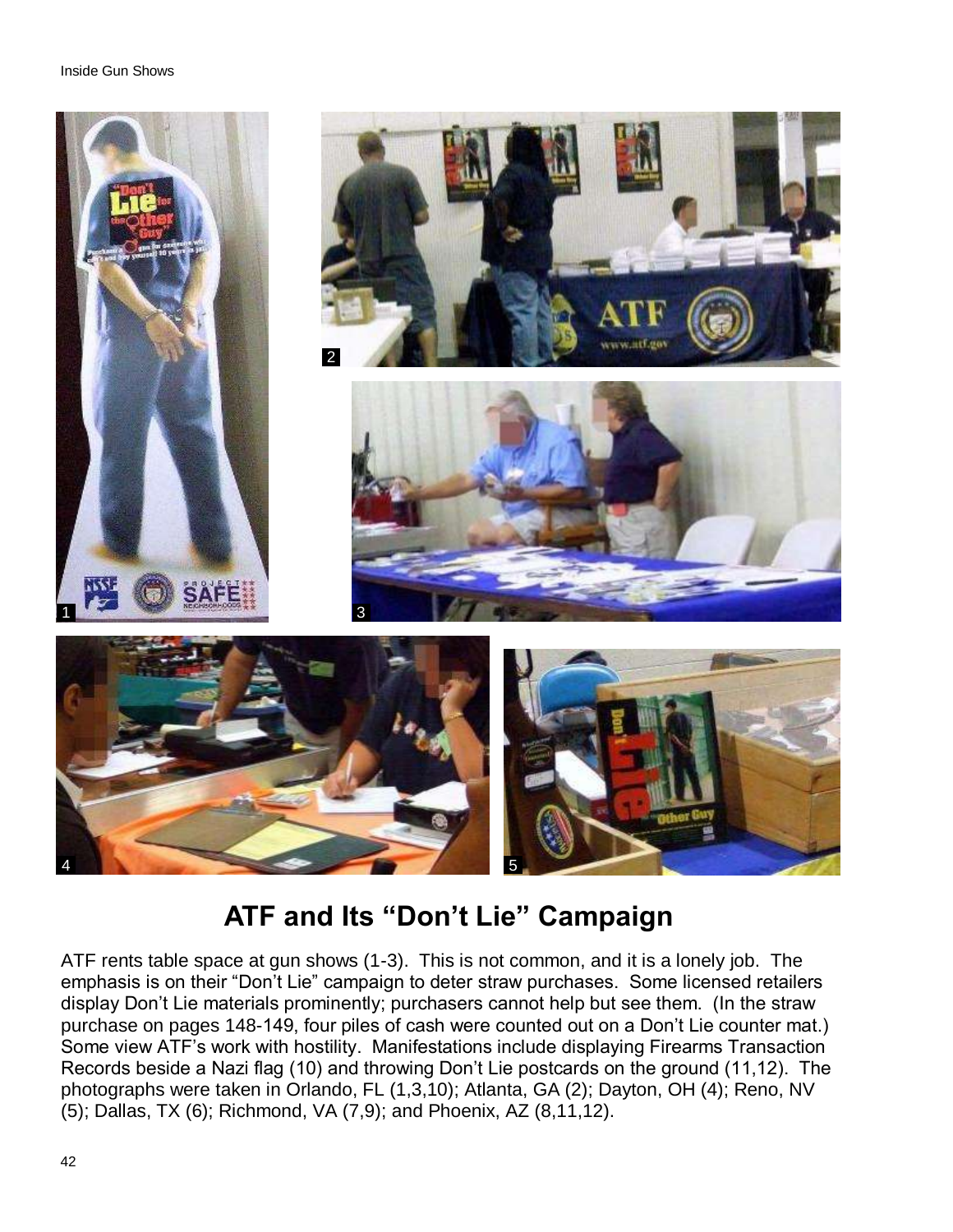# ATF and Its "Don't Lie" Campaign

ATF rents table space at gun shows (1-3). This is not common, and it is a lonely job. The emphasis is on their "Don't Lie" campaign to deter straw purchases. Some licensed retailers display Don't Lie materials prominently; purchasers cannot help but see them. (In the straw purchase on pages 148-149, four piles of cash were counted out on a Don't Lie counter mat.) Some view ATF's work with hostility. Manifestations include displaying Firearms Transaction Records beside a Nazi flag (10) and throwing Don't Lie postcards on the ground (11,12). The photographs were taken in Orlando, FL (1,3,10); Atlanta, GA (2); Dayton, OH (4); Reno, NV (5); Dallas, TX (6); Richmond, VA (7,9); and Phoenix, AZ (8,11,12).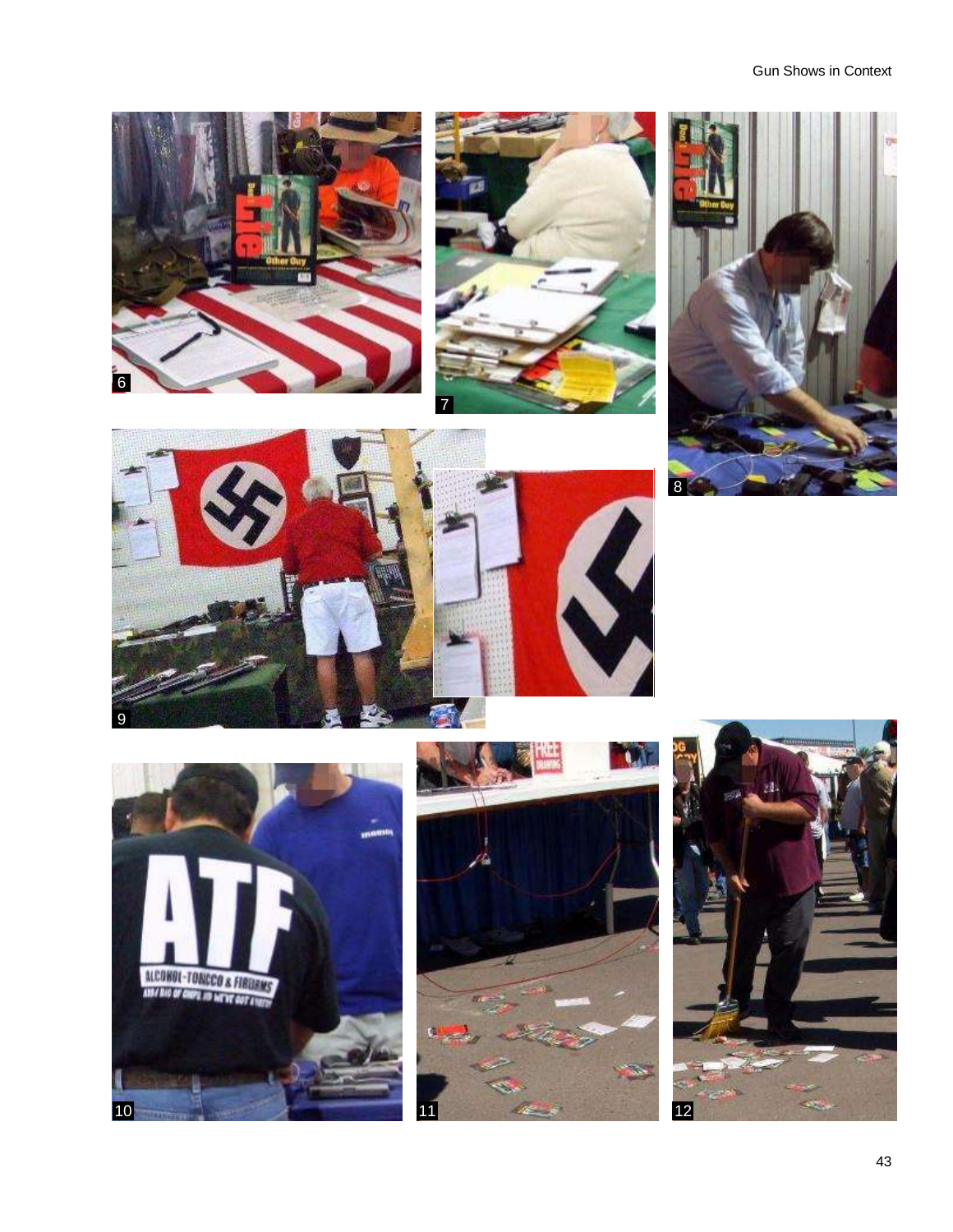6

7

8

9

10

11

12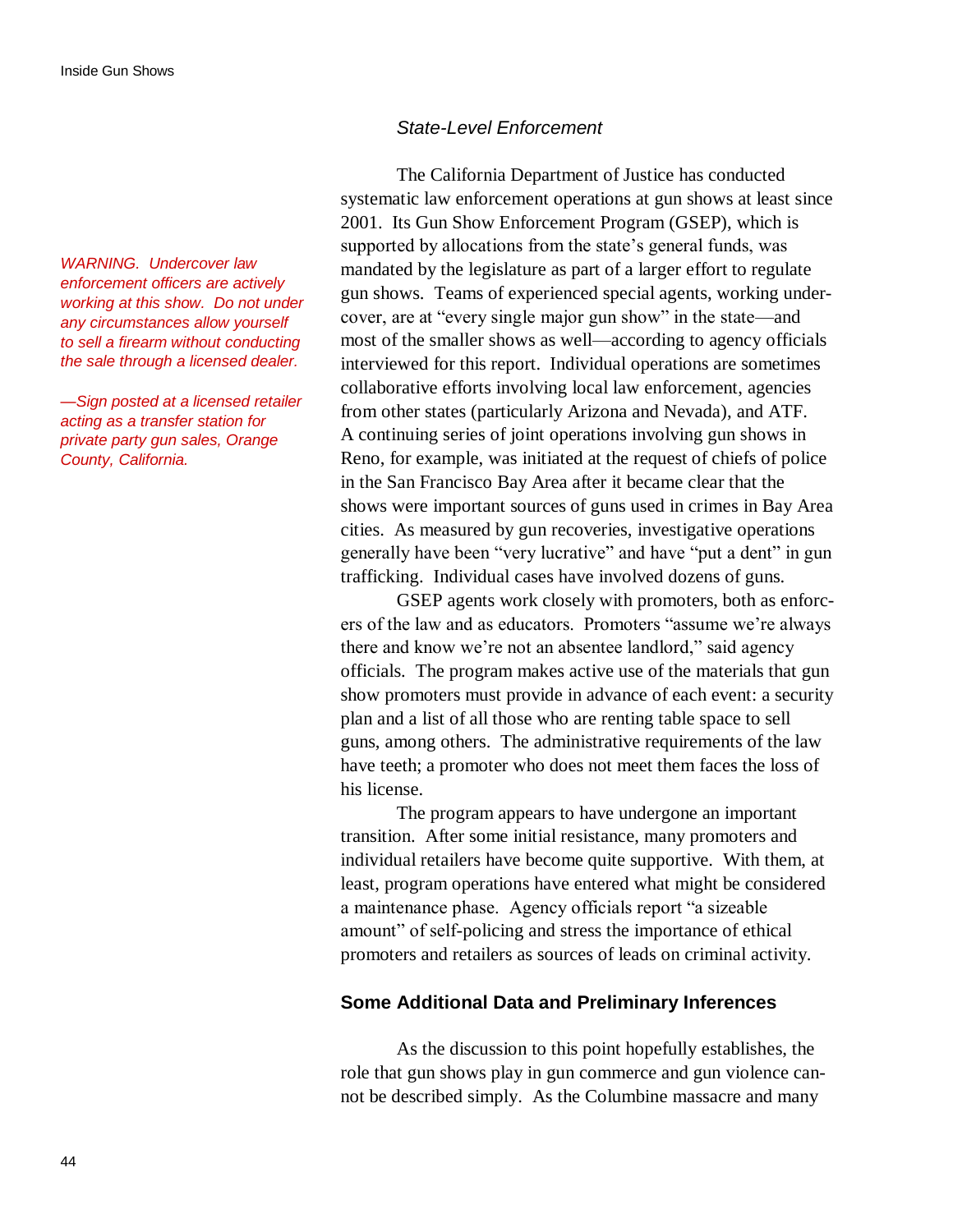*WARNING. Undercover law enforcement officers are actively working at this show. Do not under any circumstances allow yourself to sell a firearm without conducting the sale through a licensed dealer.*

*—Sign posted at a licensed retailer acting as a transfer station for private party gun sales, Orange County, California.*

### *State-Level Enforcement*

The California Department of Justice has conducted systematic law enforcement operations at gun shows at least since 2001. Its Gun Show Enforcement Program (GSEP), which is supported by allocations from the state's general funds, was mandated by the legislature as part of a larger effort to regulate gun shows. Teams of experienced special agents, working undercover, are at "every single major gun show" in the state—and most of the smaller shows as well—according to agency officials interviewed for this report. Individual operations are sometimes collaborative efforts involving local law enforcement, agencies from other states (particularly Arizona and Nevada), and ATF. A continuing series of joint operations involving gun shows in Reno, for example, was initiated at the request of chiefs of police in the San Francisco Bay Area after it became clear that the shows were important sources of guns used in crimes in Bay Area cities. As measured by gun recoveries, investigative operations generally have been "very lucrative" and have "put a dent" in gun trafficking. Individual cases have involved dozens of guns.

GSEP agents work closely with promoters, both as enforcers of the law and as educators. Promoters "assume we're always there and know we're not an absentee landlord," said agency officials. The program makes active use of the materials that gun show promoters must provide in advance of each event: a security plan and a list of all those who are renting table space to sell guns, among others. The administrative requirements of the law have teeth; a promoter who does not meet them faces the loss of his license.

The program appears to have undergone an important transition. After some initial resistance, many promoters and individual retailers have become quite supportive. With them, at least, program operations have entered what might be considered a maintenance phase. Agency officials report "a sizeable amount" of self-policing and stress the importance of ethical promoters and retailers as sources of leads on criminal activity.

## Some Additional Data and Preliminary Inferences

As the discussion to this point hopefully establishes, the role that gun shows play in gun commerce and gun violence cannot be described simply. As the Columbine massacre and many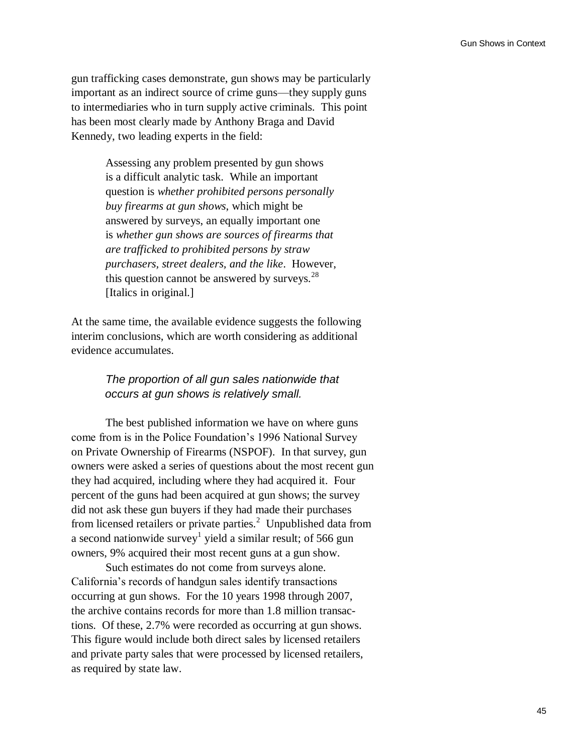gun trafficking cases demonstrate, gun shows may be particularly important as an indirect source of crime guns—they supply guns to intermediaries who in turn supply active criminals. This point has been most clearly made by Anthony Braga and David Kennedy, two leading experts in the field:

> Assessing any problem presented by gun shows is a difficult analytic task. While an important question is *whether prohibited persons personally buy firearms at gun shows*, which might be answered by surveys, an equally important one is *whether gun shows are sources of firearms that are trafficked to prohibited persons by straw purchasers, street dealers, and the like*. However, this question cannot be answered by surveys.[28] [Italics in original.]

At the same time, the available evidence suggests the following interim conclusions, which are worth considering as additional evidence accumulates.

*The proportion of all gun sales nationwide that occurs at gun shows is relatively small.*

The best published information we have on where guns come from is in the Police Foundation's 1996 National Survey on Private Ownership of Firearms (NSPOF). In that survey, gun owners were asked a series of questions about the most recent gun they had acquired, including where they had acquired it. Four percent of the guns had been acquired at gun shows; the survey did not ask these gun buyers if they had made their purchases from licensed retailers or private parties.[2] Unpublished data from a second nationwide survey[1] yield a similar result; of 566 gun owners, 9% acquired their most recent guns at a gun show.

Such estimates do not come from surveys alone. California's records of handgun sales identify transactions occurring at gun shows. For the 10 years 1998 through 2007, the archive contains records for more than 1.8 million transactions. Of these, 2.7% were recorded as occurring at gun shows. This figure would include both direct sales by licensed retailers and private party sales that were processed by licensed retailers, as required by state law.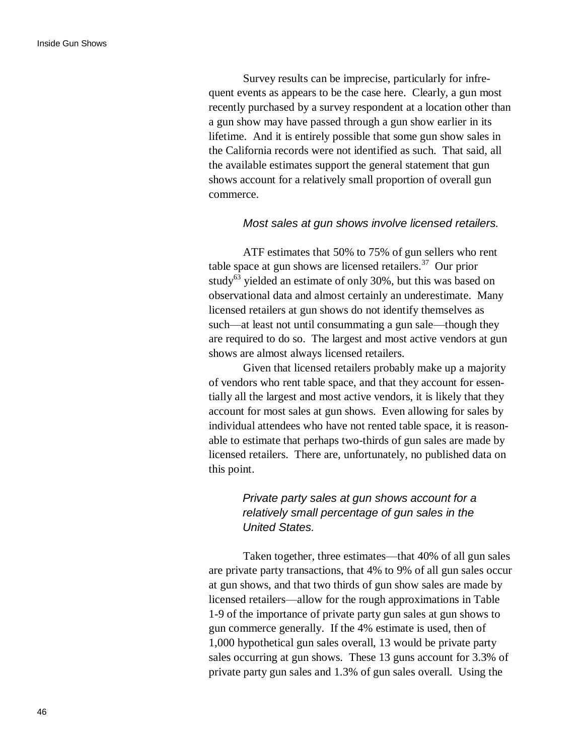Survey results can be imprecise, particularly for infrequent events as appears to be the case here. Clearly, a gun most recently purchased by a survey respondent at a location other than a gun show may have passed through a gun show earlier in its lifetime. And it is entirely possible that some gun show sales in the California records were not identified as such. That said, all the available estimates support the general statement that gun shows account for a relatively small proportion of overall gun commerce.

*Most sales at gun shows involve licensed retailers.*

ATF estimates that 50% to 75% of gun sellers who rent table space at gun shows are licensed retailers.[37] Our prior study[63] yielded an estimate of only 30%, but this was based on observational data and almost certainly an underestimate. Many licensed retailers at gun shows do not identify themselves as such—at least not until consummating a gun sale—though they are required to do so. The largest and most active vendors at gun shows are almost always licensed retailers.

Given that licensed retailers probably make up a majority of vendors who rent table space, and that they account for essentially all the largest and most active vendors, it is likely that they account for most sales at gun shows. Even allowing for sales by individual attendees who have not rented table space, it is reasonable to estimate that perhaps two-thirds of gun sales are made by licensed retailers. There are, unfortunately, no published data on this point.

*Private party sales at gun shows account for a relatively small percentage of gun sales in the United States.*

Taken together, three estimates—that 40% of all gun sales are private party transactions, that 4% to 9% of all gun sales occur at gun shows, and that two thirds of gun show sales are made by licensed retailers—allow for the rough approximations in Table 1-9 of the importance of private party gun sales at gun shows to gun commerce generally. If the 4% estimate is used, then of 1,000 hypothetical gun sales overall, 13 would be private party sales occurring at gun shows. These 13 guns account for 3.3% of private party gun sales and 1.3% of gun sales overall. Using the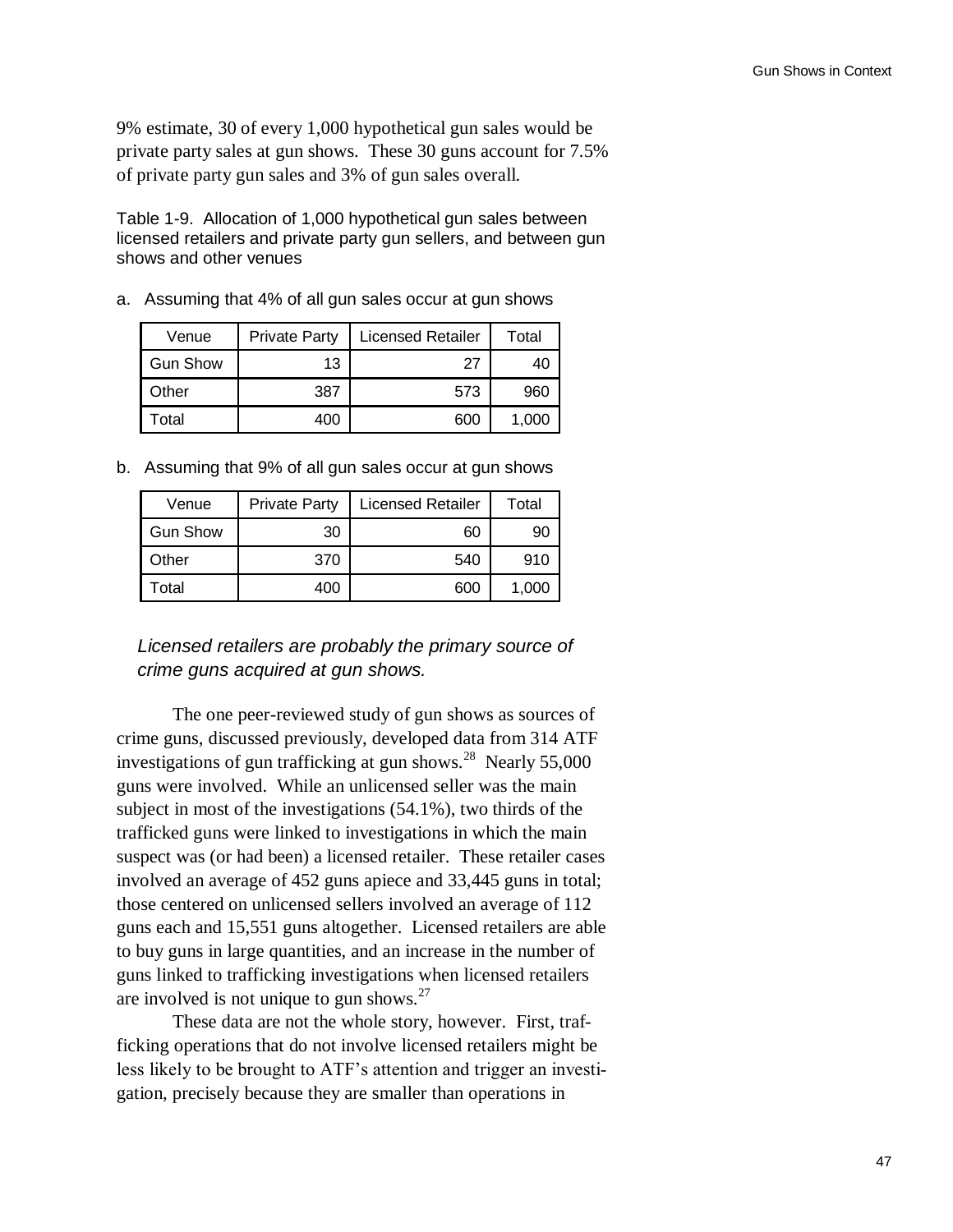9% estimate, 30 of every 1,000 hypothetical gun sales would be private party sales at gun shows. These 30 guns account for 7.5% of private party gun sales and 3% of gun sales overall.

Table 1-9. Allocation of 1,000 hypothetical gun sales between licensed retailers and private party gun sellers, and between gun shows and other venues

a. Assuming that 4% of all gun sales occur at gun shows

| Venue | Private Party | Licensed Retailer | Total |
|---|---|---|---|
| Gun Show | 13 | 27 | 40 |
| Other | 387 | 573 | 960 |
| Total | 400 | 600 | 1,000 |

b. Assuming that 9% of all gun sales occur at gun shows

| Venue | Private Party | Licensed Retailer | Total |
|---|---|---|---|
| Gun Show | 30 | 60 | 90 |
| Other | 370 | 540 | 910 |
| Total | 400 | 600 | 1,000 |

*Licensed retailers are probably the primary source of crime guns acquired at gun shows.*

The one peer-reviewed study of gun shows as sources of crime guns, discussed previously, developed data from 314 ATF investigations of gun trafficking at gun shows.[28] Nearly 55,000 guns were involved. While an unlicensed seller was the main subject in most of the investigations (54.1%), two thirds of the trafficked guns were linked to investigations in which the main suspect was (or had been) a licensed retailer. These retailer cases involved an average of 452 guns apiece and 33,445 guns in total; those centered on unlicensed sellers involved an average of 112 guns each and 15,551 guns altogether. Licensed retailers are able to buy guns in large quantities, and an increase in the number of guns linked to trafficking investigations when licensed retailers are involved is not unique to gun shows.[27]

These data are not the whole story, however. First, trafficking operations that do not involve licensed retailers might be less likely to be brought to ATF's attention and trigger an investigation, precisely because they are smaller than operations in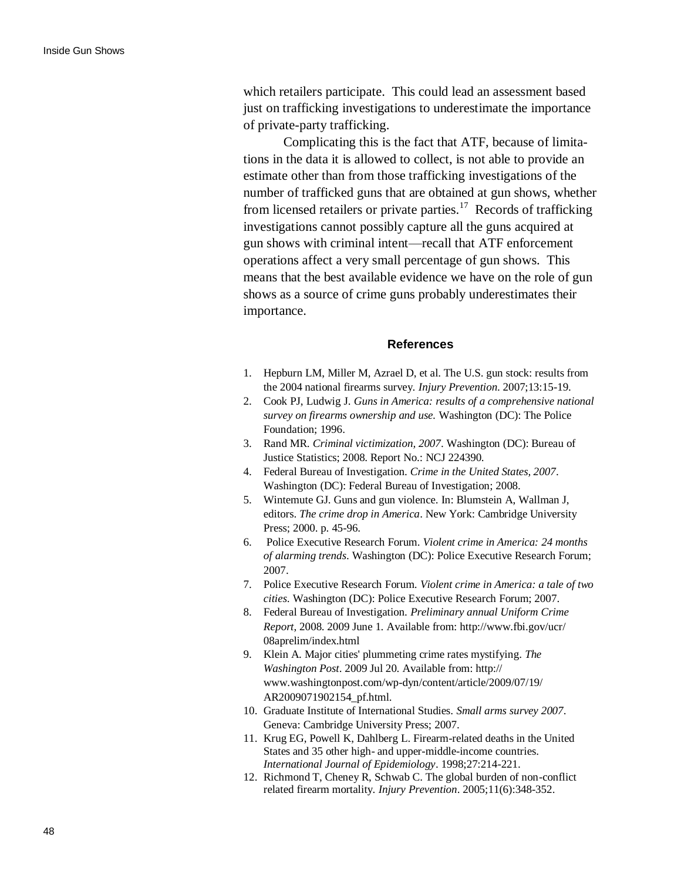which retailers participate. This could lead an assessment based just on trafficking investigations to underestimate the importance of private-party trafficking.

Complicating this is the fact that ATF, because of limitations in the data it is allowed to collect, is not able to provide an estimate other than from those trafficking investigations of the number of trafficked guns that are obtained at gun shows, whether from licensed retailers or private parties.[17] Records of trafficking investigations cannot possibly capture all the guns acquired at gun shows with criminal intent—recall that ATF enforcement operations affect a very small percentage of gun shows. This means that the best available evidence we have on the role of gun shows as a source of crime guns probably underestimates their importance.

## References

1. Hepburn LM, Miller M, Azrael D, et al. The U.S. gun stock: results from the 2004 national firearms survey. *Injury Prevention*. 2007;13:15-19.
2. Cook PJ, Ludwig J. *Guns in America: results of a comprehensive national survey on firearms ownership and use.* Washington (DC): The Police Foundation; 1996.
3. Rand MR. *Criminal victimization, 2007*. Washington (DC): Bureau of Justice Statistics; 2008. Report No.: NCJ 224390.
4. Federal Bureau of Investigation. *Crime in the United States, 2007*. Washington (DC): Federal Bureau of Investigation; 2008.
5. Wintemute GJ. Guns and gun violence. In: Blumstein A, Wallman J, editors. *The crime drop in America*. New York: Cambridge University Press; 2000. p. 45-96.
6. Police Executive Research Forum. *Violent crime in America: 24 months of alarming trends*. Washington (DC): Police Executive Research Forum; 2007.
7. Police Executive Research Forum. *Violent crime in America: a tale of two cities*. Washington (DC): Police Executive Research Forum; 2007.
8. Federal Bureau of Investigation. *Preliminary annual Uniform Crime Report*, 2008. 2009 June 1. Available from: http://www.fbi.gov/ucr/08aprelim/index.html
9. Klein A. Major cities' plummeting crime rates mystifying. *The Washington Post*. 2009 Jul 20. Available from: http://www.washingtonpost.com/wp-dyn/content/article/2009/07/19/AR2009071902154_pf.html.
10. Graduate Institute of International Studies. *Small arms survey 2007*. Geneva: Cambridge University Press; 2007.
11. Krug EG, Powell K, Dahlberg L. Firearm-related deaths in the United States and 35 other high- and upper-middle-income countries. *International Journal of Epidemiology*. 1998;27:214-221.
12. Richmond T, Cheney R, Schwab C. The global burden of non-conflict related firearm mortality. *Injury Prevention*. 2005;11(6):348-352.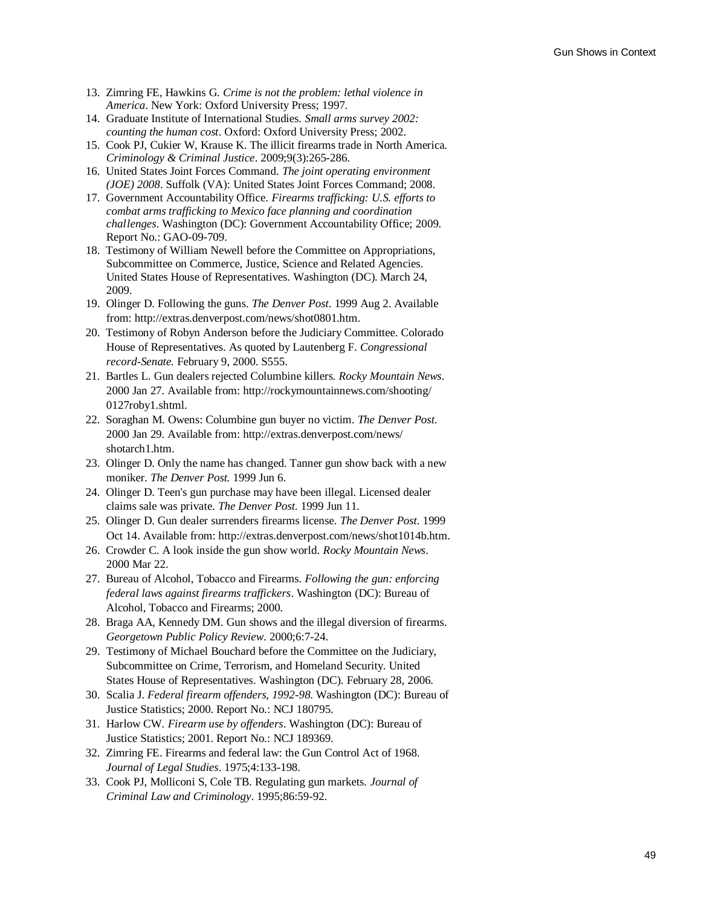13. Zimring FE, Hawkins G. *Crime is not the problem: lethal violence in America*. New York: Oxford University Press; 1997.
14. Graduate Institute of International Studies. *Small arms survey 2002: counting the human cost*. Oxford: Oxford University Press; 2002.
15. Cook PJ, Cukier W, Krause K. The illicit firearms trade in North America. *Criminology & Criminal Justice*. 2009;9(3):265-286.
16. United States Joint Forces Command. *The joint operating environment (JOE) 2008*. Suffolk (VA): United States Joint Forces Command; 2008.
17. Government Accountability Office. *Firearms trafficking: U.S. efforts to combat arms trafficking to Mexico face planning and coordination challenges*. Washington (DC): Government Accountability Office; 2009. Report No.: GAO-09-709.
18. Testimony of William Newell before the Committee on Appropriations, Subcommittee on Commerce, Justice, Science and Related Agencies. United States House of Representatives. Washington (DC). March 24, 2009.
19. Olinger D. Following the guns. *The Denver Post*. 1999 Aug 2. Available from: http://extras.denverpost.com/news/shot0801.htm.
20. Testimony of Robyn Anderson before the Judiciary Committee. Colorado House of Representatives. As quoted by Lautenberg F. *Congressional record-Senate.* February 9, 2000. S555.
21. Bartles L. Gun dealers rejected Columbine killers. *Rocky Mountain News*. 2000 Jan 27. Available from: http://rockymountainnews.com/shooting/0127roby1.shtml.
22. Soraghan M. Owens: Columbine gun buyer no victim. *The Denver Post*. 2000 Jan 29. Available from: http://extras.denverpost.com/news/shotarch1.htm.
23. Olinger D. Only the name has changed. Tanner gun show back with a new moniker. *The Denver Post.* 1999 Jun 6.
24. Olinger D. Teen's gun purchase may have been illegal. Licensed dealer claims sale was private. *The Denver Post.* 1999 Jun 11.
25. Olinger D. Gun dealer surrenders firearms license. *The Denver Post*. 1999 Oct 14. Available from: http://extras.denverpost.com/news/shot1014b.htm.
26. Crowder C. A look inside the gun show world. *Rocky Mountain News*. 2000 Mar 22.
27. Bureau of Alcohol, Tobacco and Firearms. *Following the gun: enforcing federal laws against firearms traffickers*. Washington (DC): Bureau of Alcohol, Tobacco and Firearms; 2000.
28. Braga AA, Kennedy DM. Gun shows and the illegal diversion of firearms. *Georgetown Public Policy Review*. 2000;6:7-24.
29. Testimony of Michael Bouchard before the Committee on the Judiciary, Subcommittee on Crime, Terrorism, and Homeland Security. United States House of Representatives. Washington (DC). February 28, 2006.
30. Scalia J. *Federal firearm offenders, 1992-98*. Washington (DC): Bureau of Justice Statistics; 2000. Report No.: NCJ 180795.
31. Harlow CW. *Firearm use by offenders*. Washington (DC): Bureau of Justice Statistics; 2001. Report No.: NCJ 189369.
32. Zimring FE. Firearms and federal law: the Gun Control Act of 1968. *Journal of Legal Studies*. 1975;4:133-198.
33. Cook PJ, Molliconi S, Cole TB. Regulating gun markets. *Journal of Criminal Law and Criminology*. 1995;86:59-92.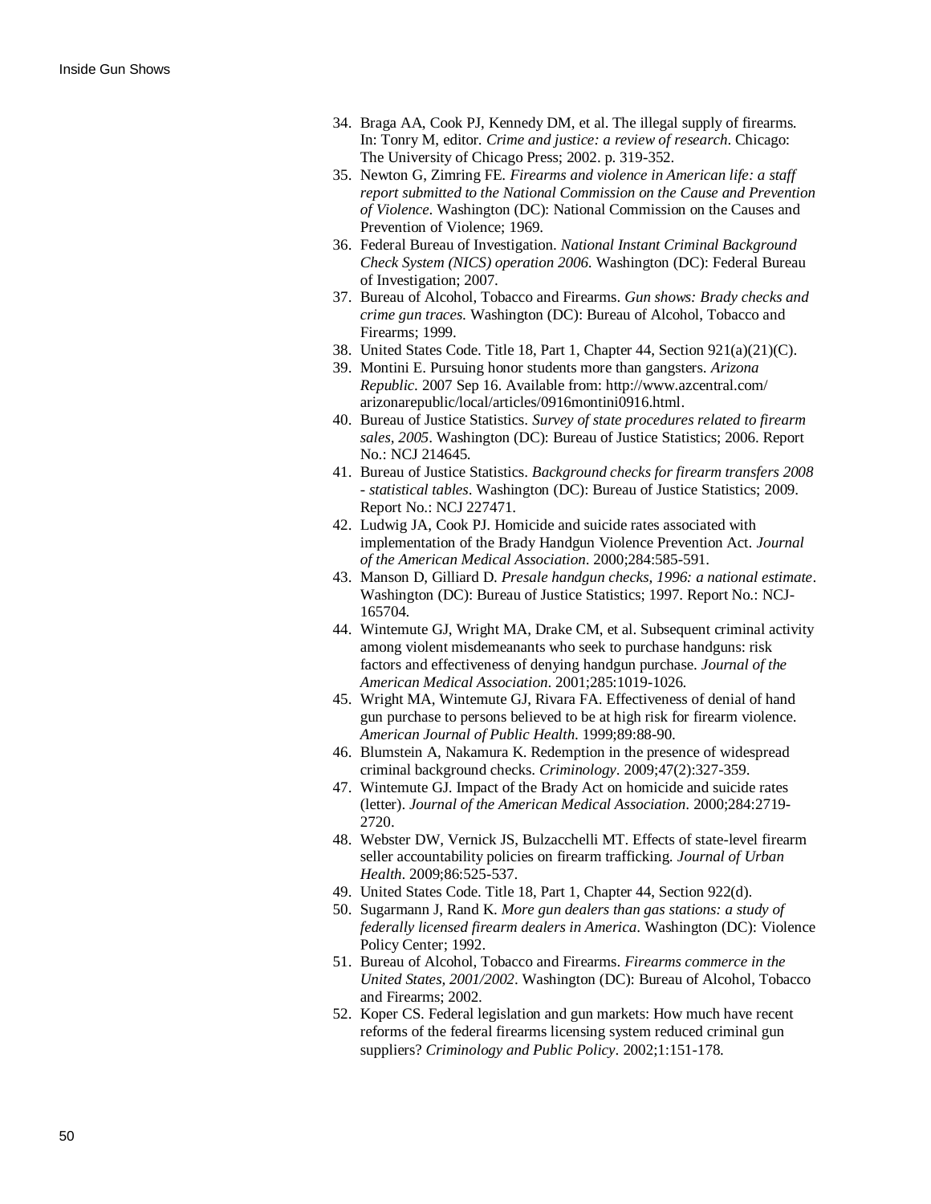34. Braga AA, Cook PJ, Kennedy DM, et al. The illegal supply of firearms. In: Tonry M, editor. *Crime and justice: a review of research*. Chicago: The University of Chicago Press; 2002. p. 319-352.
35. Newton G, Zimring FE. *Firearms and violence in American life: a staff report submitted to the National Commission on the Cause and Prevention of Violence*. Washington (DC): National Commission on the Causes and Prevention of Violence; 1969.
36. Federal Bureau of Investigation. *National Instant Criminal Background Check System (NICS) operation 2006*. Washington (DC): Federal Bureau of Investigation; 2007.
37. Bureau of Alcohol, Tobacco and Firearms. *Gun shows: Brady checks and crime gun traces*. Washington (DC): Bureau of Alcohol, Tobacco and Firearms; 1999.
38. United States Code. Title 18, Part 1, Chapter 44, Section 921(a)(21)(C).
39. Montini E. Pursuing honor students more than gangsters. *Arizona Republic*. 2007 Sep 16. Available from: http://www.azcentral.com/arizonarepublic/local/articles/0916montini0916.html.
40. Bureau of Justice Statistics. *Survey of state procedures related to firearm sales, 2005*. Washington (DC): Bureau of Justice Statistics; 2006. Report No.: NCJ 214645.
41. Bureau of Justice Statistics. *Background checks for firearm transfers 2008 - statistical tables*. Washington (DC): Bureau of Justice Statistics; 2009. Report No.: NCJ 227471.
42. Ludwig JA, Cook PJ. Homicide and suicide rates associated with implementation of the Brady Handgun Violence Prevention Act. *Journal of the American Medical Association*. 2000;284:585-591.
43. Manson D, Gilliard D. *Presale handgun checks, 1996: a national estimate*. Washington (DC): Bureau of Justice Statistics; 1997. Report No.: NCJ-165704.
44. Wintemute GJ, Wright MA, Drake CM, et al. Subsequent criminal activity among violent misdemeanants who seek to purchase handguns: risk factors and effectiveness of denying handgun purchase. *Journal of the American Medical Association*. 2001;285:1019-1026.
45. Wright MA, Wintemute GJ, Rivara FA. Effectiveness of denial of hand gun purchase to persons believed to be at high risk for firearm violence. *American Journal of Public Health*. 1999;89:88-90.
46. Blumstein A, Nakamura K. Redemption in the presence of widespread criminal background checks. *Criminology*. 2009;47(2):327-359.
47. Wintemute GJ. Impact of the Brady Act on homicide and suicide rates (letter). *Journal of the American Medical Association*. 2000;284:2719-2720.
48. Webster DW, Vernick JS, Bulzacchelli MT. Effects of state-level firearm seller accountability policies on firearm trafficking. *Journal of Urban Health*. 2009;86:525-537.
49. United States Code. Title 18, Part 1, Chapter 44, Section 922(d).
50. Sugarmann J, Rand K. *More gun dealers than gas stations: a study of federally licensed firearm dealers in America*. Washington (DC): Violence Policy Center; 1992.
51. Bureau of Alcohol, Tobacco and Firearms. *Firearms commerce in the United States, 2001/2002*. Washington (DC): Bureau of Alcohol, Tobacco and Firearms; 2002.
52. Koper CS. Federal legislation and gun markets: How much have recent reforms of the federal firearms licensing system reduced criminal gun suppliers? *Criminology and Public Policy*. 2002;1:151-178.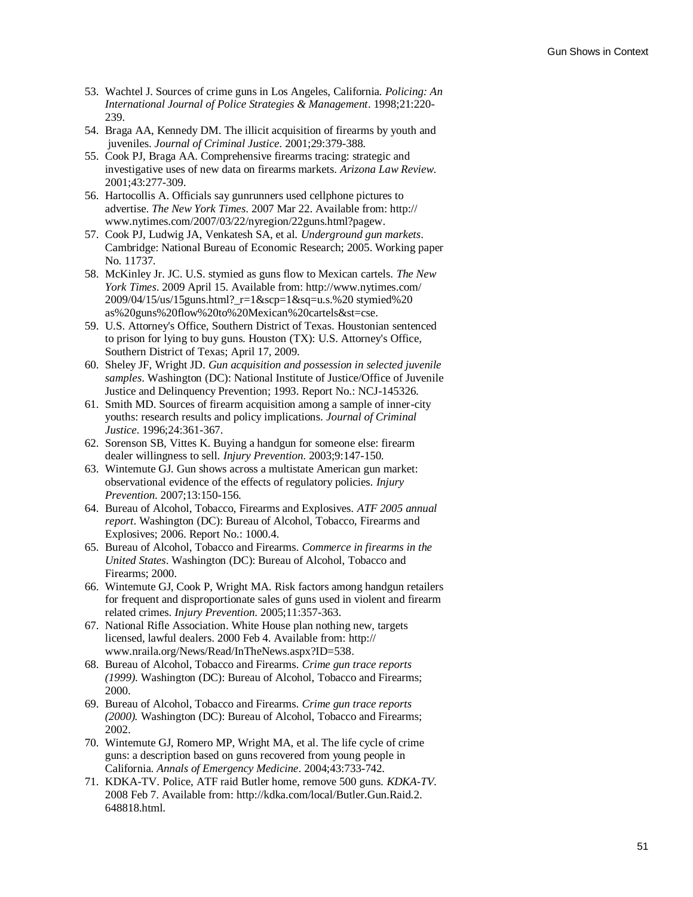53. Wachtel J. Sources of crime guns in Los Angeles, California. *Policing: An International Journal of Police Strategies & Management*. 1998;21:220-239.
54. Braga AA, Kennedy DM. The illicit acquisition of firearms by youth and juveniles. *Journal of Criminal Justice*. 2001;29:379-388.
55. Cook PJ, Braga AA. Comprehensive firearms tracing: strategic and investigative uses of new data on firearms markets. *Arizona Law Review*. 2001;43:277-309.
56. Hartocollis A. Officials say gunrunners used cellphone pictures to advertise. *The New York Times*. 2007 Mar 22. Available from: http://www.nytimes.com/2007/03/22/nyregion/22guns.html?pagew.
57. Cook PJ, Ludwig JA, Venkatesh SA, et al. *Underground gun markets*. Cambridge: National Bureau of Economic Research; 2005. Working paper No. 11737.
58. McKinley Jr. JC. U.S. stymied as guns flow to Mexican cartels. *The New York Times*. 2009 April 15. Available from: http://www.nytimes.com/2009/04/15/us/15guns.html?_r=1&scp=1&sq=u.s.%20 stymied%20 as%20guns%20flow%20to%20Mexican%20cartels&st=cse.
59. U.S. Attorney's Office, Southern District of Texas. Houstonian sentenced to prison for lying to buy guns. Houston (TX): U.S. Attorney's Office, Southern District of Texas; April 17, 2009.
60. Sheley JF, Wright JD. *Gun acquisition and possession in selected juvenile samples*. Washington (DC): National Institute of Justice/Office of Juvenile Justice and Delinquency Prevention; 1993. Report No.: NCJ-145326.
61. Smith MD. Sources of firearm acquisition among a sample of inner-city youths: research results and policy implications. *Journal of Criminal Justice*. 1996;24:361-367.
62. Sorenson SB, Vittes K. Buying a handgun for someone else: firearm dealer willingness to sell. *Injury Prevention*. 2003;9:147-150.
63. Wintemute GJ. Gun shows across a multistate American gun market: observational evidence of the effects of regulatory policies. *Injury Prevention*. 2007;13:150-156.
64. Bureau of Alcohol, Tobacco, Firearms and Explosives. *ATF 2005 annual report*. Washington (DC): Bureau of Alcohol, Tobacco, Firearms and Explosives; 2006. Report No.: 1000.4.
65. Bureau of Alcohol, Tobacco and Firearms. *Commerce in firearms in the United States*. Washington (DC): Bureau of Alcohol, Tobacco and Firearms; 2000.
66. Wintemute GJ, Cook P, Wright MA. Risk factors among handgun retailers for frequent and disproportionate sales of guns used in violent and firearm related crimes. *Injury Prevention*. 2005;11:357-363.
67. National Rifle Association. White House plan nothing new, targets licensed, lawful dealers. 2000 Feb 4. Available from: http://www.nraila.org/News/Read/InTheNews.aspx?ID=538.
68. Bureau of Alcohol, Tobacco and Firearms. *Crime gun trace reports (1999)*. Washington (DC): Bureau of Alcohol, Tobacco and Firearms; 2000.
69. Bureau of Alcohol, Tobacco and Firearms. *Crime gun trace reports (2000)*. Washington (DC): Bureau of Alcohol, Tobacco and Firearms; 2002.
70. Wintemute GJ, Romero MP, Wright MA, et al. The life cycle of crime guns: a description based on guns recovered from young people in California. *Annals of Emergency Medicine*. 2004;43:733-742.
71. KDKA-TV. Police, ATF raid Butler home, remove 500 guns. *KDKA-TV*. 2008 Feb 7. Available from: http://kdka.com/local/Butler.Gun.Raid.2.648818.html.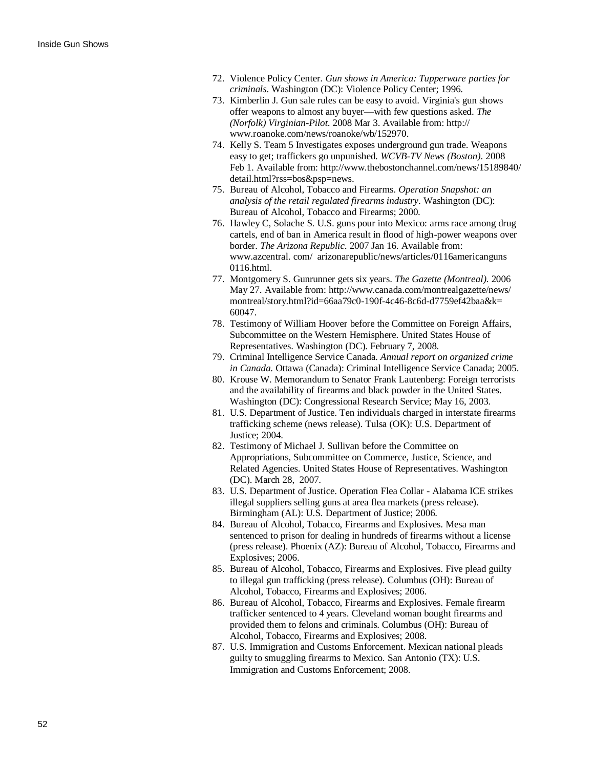72. Violence Policy Center. *Gun shows in America: Tupperware parties for criminals*. Washington (DC): Violence Policy Center; 1996.
73. Kimberlin J. Gun sale rules can be easy to avoid. Virginia's gun shows offer weapons to almost any buyer—with few questions asked. *The (Norfolk) Virginian-Pilot*. 2008 Mar 3. Available from: http:// www.roanoke.com/news/roanoke/wb/152970.
74. Kelly S. Team 5 Investigates exposes underground gun trade. Weapons easy to get; traffickers go unpunished. *WCVB-TV News (Boston)*. 2008 Feb 1. Available from: http://www.thebostonchannel.com/news/15189840/ detail.html?rss=bos&psp=news.
75. Bureau of Alcohol, Tobacco and Firearms. *Operation Snapshot: an analysis of the retail regulated firearms industry*. Washington (DC): Bureau of Alcohol, Tobacco and Firearms; 2000.
76. Hawley C, Solache S. U.S. guns pour into Mexico: arms race among drug cartels, end of ban in America result in flood of high-power weapons over border. *The Arizona Republic*. 2007 Jan 16. Available from: www.azcentral. com/ arizonarepublic/news/articles/0116americanguns 0116.html.
77. Montgomery S. Gunrunner gets six years. *The Gazette (Montreal)*. 2006 May 27. Available from: http://www.canada.com/montrealgazette/news/ montreal/story.html?id=66aa79c0-190f-4c46-8c6d-d7759ef42baa&k= 60047.
78. Testimony of William Hoover before the Committee on Foreign Affairs, Subcommittee on the Western Hemisphere. United States House of Representatives. Washington (DC). February 7, 2008.
79. Criminal Intelligence Service Canada. *Annual report on organized crime in Canada*. Ottawa (Canada): Criminal Intelligence Service Canada; 2005.
80. Krouse W. Memorandum to Senator Frank Lautenberg: Foreign terrorists and the availability of firearms and black powder in the United States. Washington (DC): Congressional Research Service; May 16, 2003.
81. U.S. Department of Justice. Ten individuals charged in interstate firearms trafficking scheme (news release). Tulsa (OK): U.S. Department of Justice; 2004.
82. Testimony of Michael J. Sullivan before the Committee on Appropriations, Subcommittee on Commerce, Justice, Science, and Related Agencies. United States House of Representatives. Washington (DC). March 28, 2007.
83. U.S. Department of Justice. Operation Flea Collar - Alabama ICE strikes illegal suppliers selling guns at area flea markets (press release). Birmingham (AL): U.S. Department of Justice; 2006.
84. Bureau of Alcohol, Tobacco, Firearms and Explosives. Mesa man sentenced to prison for dealing in hundreds of firearms without a license (press release). Phoenix (AZ): Bureau of Alcohol, Tobacco, Firearms and Explosives; 2006.
85. Bureau of Alcohol, Tobacco, Firearms and Explosives. Five plead guilty to illegal gun trafficking (press release). Columbus (OH): Bureau of Alcohol, Tobacco, Firearms and Explosives; 2006.
86. Bureau of Alcohol, Tobacco, Firearms and Explosives. Female firearm trafficker sentenced to 4 years. Cleveland woman bought firearms and provided them to felons and criminals. Columbus (OH): Bureau of Alcohol, Tobacco, Firearms and Explosives; 2008.
87. U.S. Immigration and Customs Enforcement. Mexican national pleads guilty to smuggling firearms to Mexico. San Antonio (TX): U.S. Immigration and Customs Enforcement; 2008.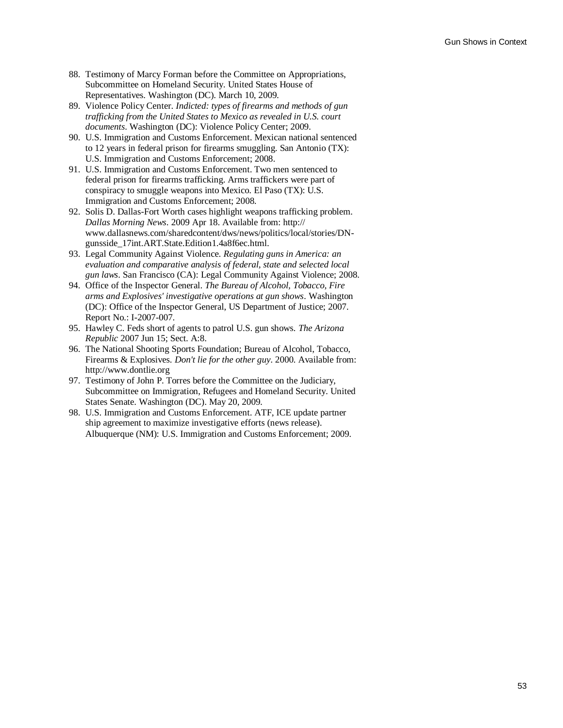88. Testimony of Marcy Forman before the Committee on Appropriations, Subcommittee on Homeland Security. United States House of Representatives. Washington (DC). March 10, 2009.
89. Violence Policy Center. *Indicted: types of firearms and methods of gun trafficking from the United States to Mexico as revealed in U.S. court documents*. Washington (DC): Violence Policy Center; 2009.
90. U.S. Immigration and Customs Enforcement. Mexican national sentenced to 12 years in federal prison for firearms smuggling. San Antonio (TX): U.S. Immigration and Customs Enforcement; 2008.
91. U.S. Immigration and Customs Enforcement. Two men sentenced to federal prison for firearms trafficking. Arms traffickers were part of conspiracy to smuggle weapons into Mexico. El Paso (TX): U.S. Immigration and Customs Enforcement; 2008.
92. Solis D. Dallas-Fort Worth cases highlight weapons trafficking problem. *Dallas Morning News*. 2009 Apr 18. Available from: http://www.dallasnews.com/sharedcontent/dws/news/politics/local/stories/DN-gunsside_17int.ART.State.Edition1.4a8f6ec.html.
93. Legal Community Against Violence. *Regulating guns in America: an evaluation and comparative analysis of federal, state and selected local gun laws*. San Francisco (CA): Legal Community Against Violence; 2008.
94. Office of the Inspector General. *The Bureau of Alcohol, Tobacco, Fire arms and Explosives' investigative operations at gun shows*. Washington (DC): Office of the Inspector General, US Department of Justice; 2007. Report No.: I-2007-007.
95. Hawley C. Feds short of agents to patrol U.S. gun shows. *The Arizona Republic* 2007 Jun 15; Sect. A:8.
96. The National Shooting Sports Foundation; Bureau of Alcohol, Tobacco, Firearms & Explosives. *Don't lie for the other guy*. 2000. Available from: http://www.dontlie.org
97. Testimony of John P. Torres before the Committee on the Judiciary, Subcommittee on Immigration, Refugees and Homeland Security. United States Senate. Washington (DC). May 20, 2009.
98. U.S. Immigration and Customs Enforcement. ATF, ICE update partner ship agreement to maximize investigative efforts (news release). Albuquerque (NM): U.S. Immigration and Customs Enforcement; 2009.